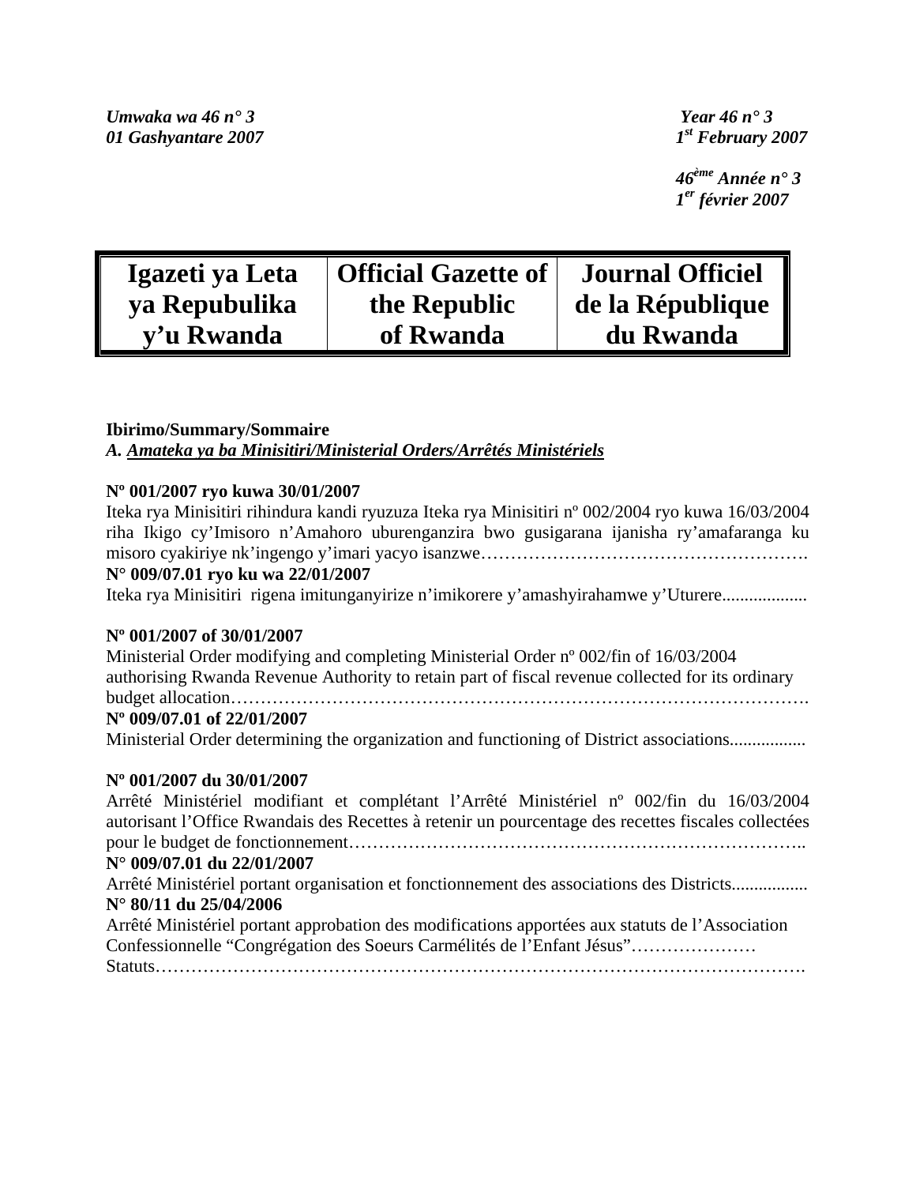*Umwaka wa 46 n° 3*
*01 Gashyantare 2007*

*Year 46 n° 3*
*1st February 2007*

*46ème Année n° 3*
*1er février 2007*

| Igazeti ya Leta ya Repubulika y'u Rwanda | Official Gazette of the Republic of Rwanda | Journal Officiel de la République du Rwanda |
|---|---|---|

**Ibirimo/Summary/Sommaire**

*A. **Amateka ya ba Minisitiri/Ministerial Orders/Arrêtés Ministériels***

**Nº 001/2007 ryo kuwa 30/01/2007**
Iteka rya Minisitiri rihindura kandi ryuzuza Iteka rya Minisitiri nº 002/2004 ryo kuwa 16/03/2004 riha Ikigo cy'Imisoro n'Amahoro uburenganzira bwo gusigarana ijanisha ry'amafaranga ku misoro cyakiriye nk'ingengo y'imari yacyo isanzwe……………………………………………….

**N° 009/07.01 ryo ku wa 22/01/2007**
Iteka rya Minisitiri rigena imitunganyirize n'imikorere y'amashyirahamwe y'Uturere..................

**Nº 001/2007 of 30/01/2007**
Ministerial Order modifying and completing Ministerial Order nº 002/fin of 16/03/2004 authorising Rwanda Revenue Authority to retain part of fiscal revenue collected for its ordinary budget allocation…………………………………………………………………………………

**Nº 009/07.01 of 22/01/2007**
Ministerial Order determining the organization and functioning of District associations.................

**Nº 001/2007 du 30/01/2007**
Arrêté Ministériel modifiant et complétant l'Arrêté Ministériel nº 002/fin du 16/03/2004 autorisant l'Office Rwandais des Recettes à retenir un pourcentage des recettes fiscales collectées pour le budget de fonctionnement………………………………………………………………..

**N° 009/07.01 du 22/01/2007**
Arrêté Ministériel portant organisation et fonctionnement des associations des Districts.................

**N° 80/11 du 25/04/2006**
Arrêté Ministériel portant approbation des modifications apportées aux statuts de l'Association Confessionnelle "Congrégation des Soeurs Carmélités de l'Enfant Jésus"…………………
Statuts……………………………………………………………………………………………….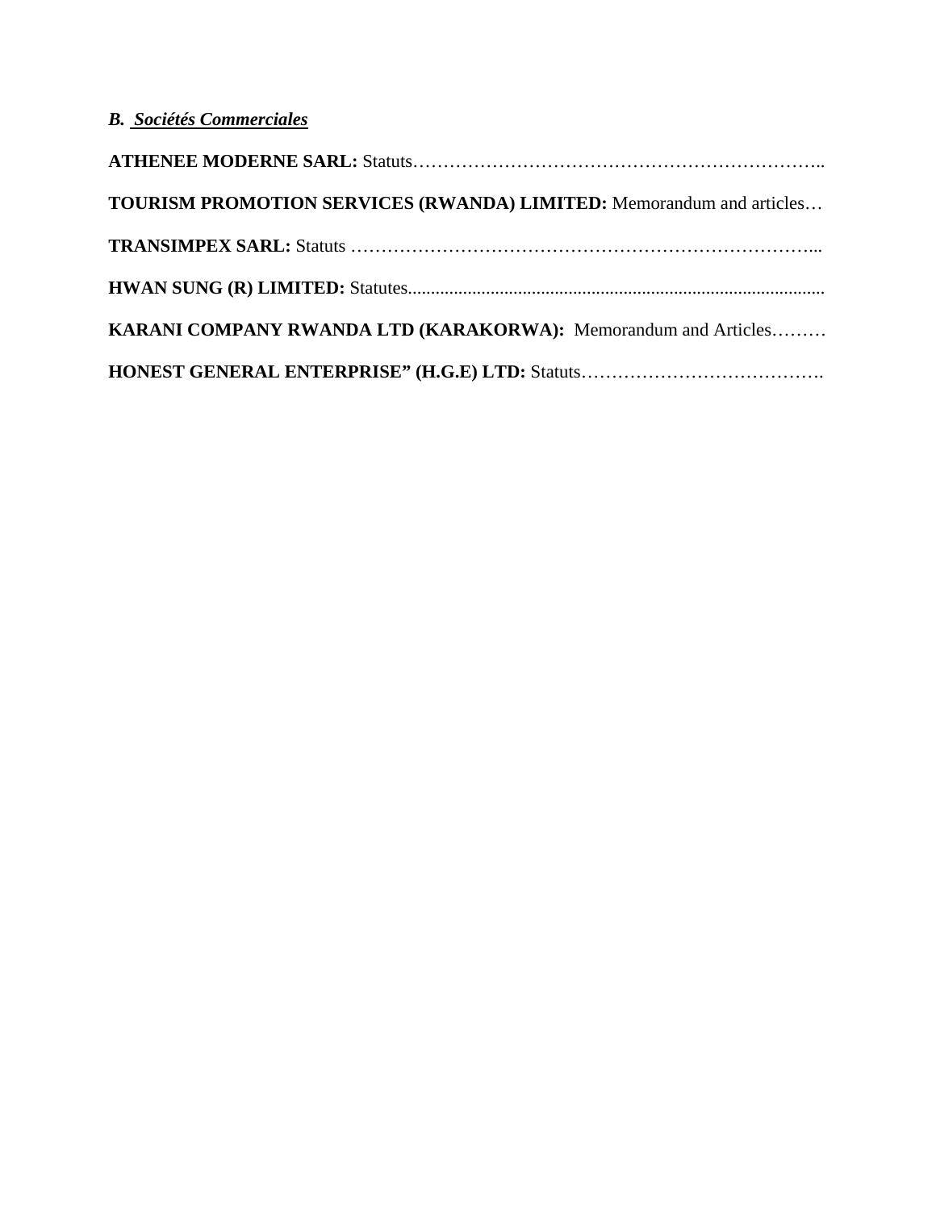***B. Sociétés Commerciales***

**ATHENEE MODERNE SARL:** Statuts…………………………………………………………..

**TOURISM PROMOTION SERVICES (RWANDA) LIMITED:** Memorandum and articles…

**TRANSIMPEX SARL:** Statuts …………………………………………………………………...

**HWAN SUNG (R) LIMITED:** Statutes..........................................................................................

**KARANI COMPANY RWANDA LTD (KARAKORWA):** Memorandum and Articles………

**HONEST GENERAL ENTERPRISE" (H.G.E) LTD:** Statuts………………………………….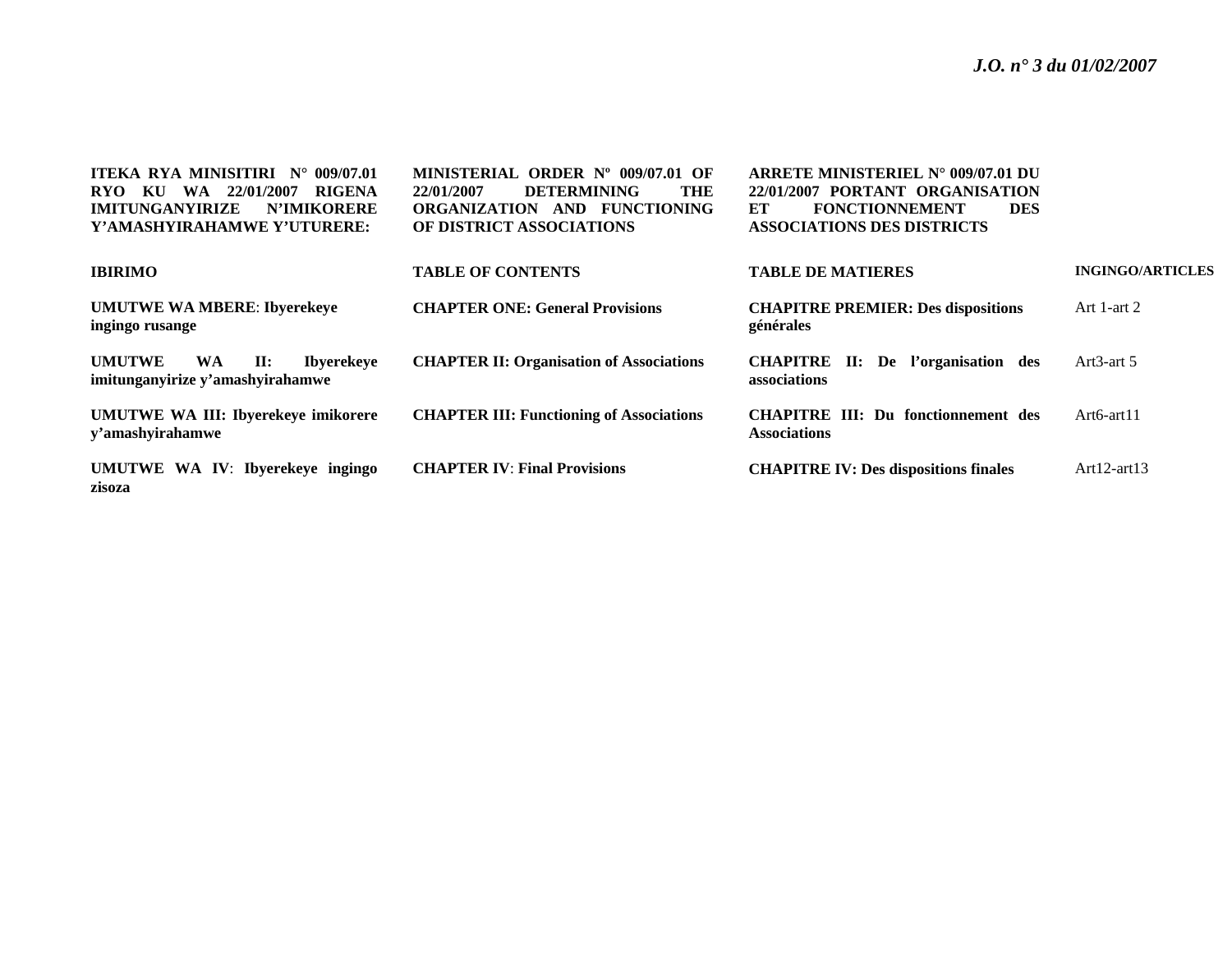**ITEKA RYA MINISITIRI N° 009/07.01 RYO KU WA 22/01/2007 RIGENA IMITUNGANYIRIZE N'IMIKORERE Y'AMASHYIRAHAMWE Y'UTURERE:**

**MINISTERIAL ORDER Nº 009/07.01 OF 22/01/2007 DETERMINING THE ORGANIZATION AND FUNCTIONING OF DISTRICT ASSOCIATIONS**

**ARRETE MINISTERIEL N° 009/07.01 DU 22/01/2007 PORTANT ORGANISATION ET FONCTIONNEMENT DES ASSOCIATIONS DES DISTRICTS**

| **IBIRIMO** | **TABLE OF CONTENTS** | **TABLE DE MATIERES** | **INGINGO/ARTICLES** |
|---|---|---|---|
| **UMUTWE WA MBERE**: **Ibyerekeye ingingo rusange** | **CHAPTER ONE: General Provisions** | **CHAPITRE PREMIER: Des dispositions générales** | Art 1-art 2 |
| **UMUTWE WA II: Ibyerekeye imitunganyirize y'amashyirahamwe** | **CHAPTER II: Organisation of Associations** | **CHAPITRE II: De l'organisation des associations** | Art3-art 5 |
| **UMUTWE WA III: Ibyerekeye imikorere y'amashyirahamwe** | **CHAPTER III: Functioning of Associations** | **CHAPITRE III: Du fonctionnement des Associations** | Art6-art11 |
| **UMUTWE WA IV**: **Ibyerekeye ingingo zisoza** | **CHAPTER IV**: **Final Provisions** | **CHAPITRE IV: Des dispositions finales** | Art12-art13 |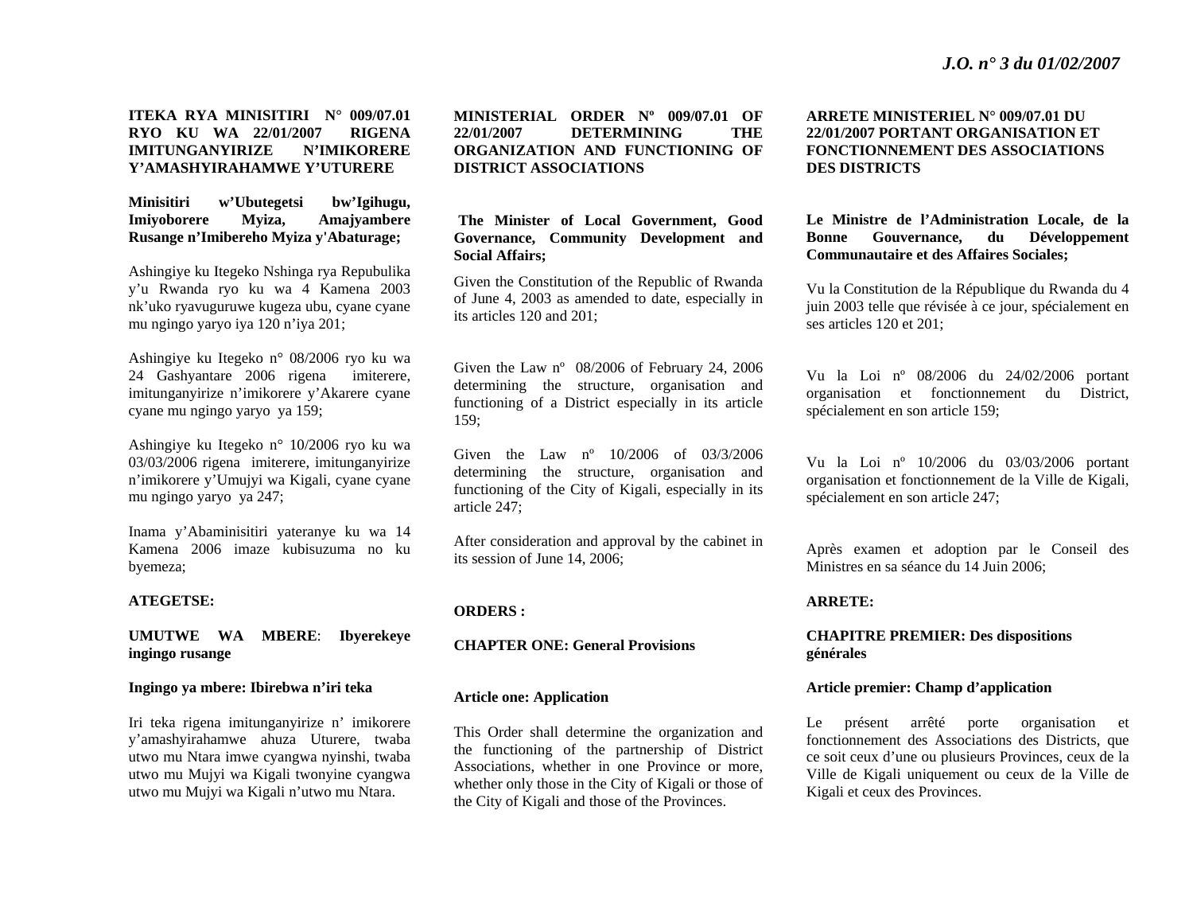**ITEKA RYA MINISITIRI N° 009/07.01 RYO KU WA 22/01/2007 RIGENA IMITUNGANYIRIZE N'IMIKORERE Y'AMASHYIRAHAMWE Y'UTURERE**

**Minisitiri w'Ubutegetsi bw'Igihugu, Imiyoborere Myiza, Amajyambere Rusange n'Imibereho Myiza y'Abaturage;**

Ashingiye ku Itegeko Nshinga rya Repubulika y'u Rwanda ryo ku wa 4 Kamena 2003 nk'uko ryavuguruwe kugeza ubu, cyane cyane mu ngingo yaryo iya 120 n'iya 201;

Ashingiye ku Itegeko n° 08/2006 ryo ku wa 24 Gashyantare 2006 rigena imiterere, imitunganyirize n'imikorere y'Akarere cyane cyane mu ngingo yaryo ya 159;

Ashingiye ku Itegeko n° 10/2006 ryo ku wa 03/03/2006 rigena imiterere, imitunganyirize n'imikorere y'Umujyi wa Kigali, cyane cyane mu ngingo yaryo ya 247;

Inama y'Abaminisitiri yateranye ku wa 14 Kamena 2006 imaze kubisuzuma no ku byemeza;

**ATEGETSE:**

**UMUTWE WA MBERE: Ibyerekeye ingingo rusange**

**Ingingo ya mbere: Ibirebwa n'iri teka**

Iri teka rigena imitunganyirize n' imikorere y'amashyirahamwe ahuza Uturere, twaba utwo mu Ntara imwe cyangwa nyinshi, twaba utwo mu Mujyi wa Kigali twonyine cyangwa utwo mu Mujyi wa Kigali n'utwo mu Ntara.

**MINISTERIAL ORDER Nº 009/07.01 OF 22/01/2007 DETERMINING THE ORGANIZATION AND FUNCTIONING OF DISTRICT ASSOCIATIONS**

**The Minister of Local Government, Good Governance, Community Development and Social Affairs;**

Given the Constitution of the Republic of Rwanda of June 4, 2003 as amended to date, especially in its articles 120 and 201;

Given the Law nº 08/2006 of February 24, 2006 determining the structure, organisation and functioning of a District especially in its article 159;

Given the Law nº 10/2006 of 03/3/2006 determining the structure, organisation and functioning of the City of Kigali, especially in its article 247;

After consideration and approval by the cabinet in its session of June 14, 2006;

**ORDERS :**

**CHAPTER ONE: General Provisions**

**Article one: Application**

This Order shall determine the organization and the functioning of the partnership of District Associations, whether in one Province or more, whether only those in the City of Kigali or those of the City of Kigali and those of the Provinces.

**ARRETE MINISTERIEL N° 009/07.01 DU 22/01/2007 PORTANT ORGANISATION ET FONCTIONNEMENT DES ASSOCIATIONS DES DISTRICTS**

**Le Ministre de l'Administration Locale, de la Bonne Gouvernance, du Développement Communautaire et des Affaires Sociales;**

Vu la Constitution de la République du Rwanda du 4 juin 2003 telle que révisée à ce jour, spécialement en ses articles 120 et 201;

Vu la Loi nº 08/2006 du 24/02/2006 portant organisation et fonctionnement du District, spécialement en son article 159;

Vu la Loi nº 10/2006 du 03/03/2006 portant organisation et fonctionnement de la Ville de Kigali, spécialement en son article 247;

Après examen et adoption par le Conseil des Ministres en sa séance du 14 Juin 2006;

**ARRETE:**

**CHAPITRE PREMIER: Des dispositions générales**

**Article premier: Champ d'application**

Le présent arrêté porte organisation et fonctionnement des Associations des Districts, que ce soit ceux d'une ou plusieurs Provinces, ceux de la Ville de Kigali uniquement ou ceux de la Ville de Kigali et ceux des Provinces.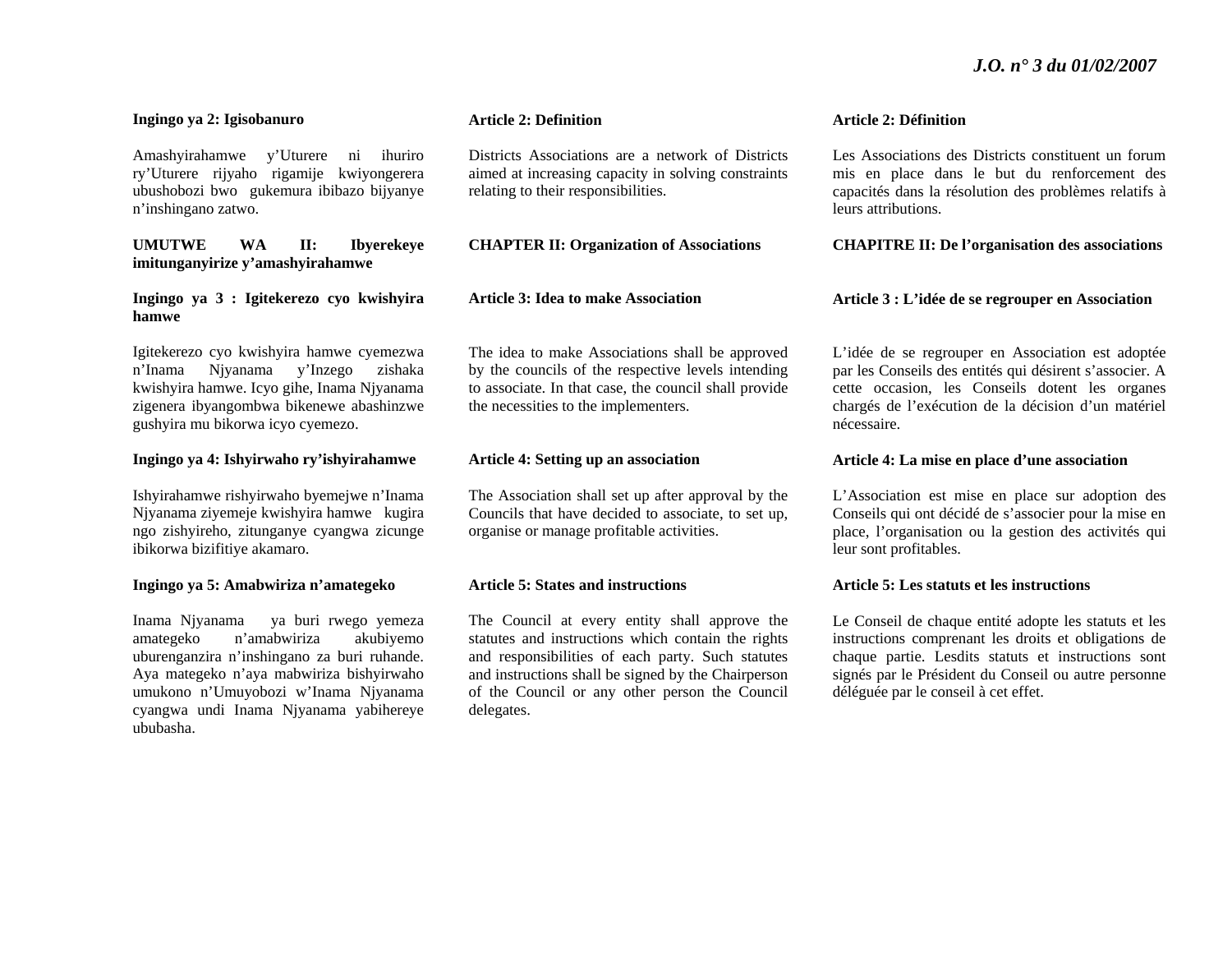**Ingingo ya 2: Igisobanuro**

Amashyirahamwe y'Uturere ni ihuriro ry'Uturere rijyaho rigamije kwiyongerera ubushobozi bwo gukemura ibibazo bijyanye n'inshingano zatwo.

**UMUTWE WA II: Ibyerekeye imitunganyirize y'amashyirahamwe**

**Ingingo ya 3 : Igitekerezo cyo kwishyira hamwe**

Igitekerezo cyo kwishyira hamwe cyemezwa n'Inama Njyanama y'Inzego zishaka kwishyira hamwe. Icyo gihe, Inama Njyanama zigenera ibyangombwa bikenewe abashinzwe gushyira mu bikorwa icyo cyemezo.

**Ingingo ya 4: Ishyirwaho ry'ishyirahamwe**

Ishyirahamwe rishyirwaho byemejwe n'Inama Njyanama ziyemeje kwishyira hamwe kugira ngo zishyireho, zitunganye cyangwa zicunge ibikorwa bizifitiye akamaro.

**Ingingo ya 5: Amabwiriza n'amategeko**

Inama Njyanama ya buri rwego yemeza amategeko n'amabwiriza akubiyemo uburenganzira n'inshingano za buri ruhande. Aya mategeko n'aya mabwiriza bishyirwaho umukono n'Umuyobozi w'Inama Njyanama cyangwa undi Inama Njyanama yabihereye ububasha.

**Article 2: Definition**

Districts Associations are a network of Districts aimed at increasing capacity in solving constraints relating to their responsibilities.

**CHAPTER II: Organization of Associations**

**Article 3: Idea to make Association**

The idea to make Associations shall be approved by the councils of the respective levels intending to associate. In that case, the council shall provide the necessities to the implementers.

**Article 4: Setting up an association**

The Association shall set up after approval by the Councils that have decided to associate, to set up, organise or manage profitable activities.

**Article 5: States and instructions**

The Council at every entity shall approve the statutes and instructions which contain the rights and responsibilities of each party. Such statutes and instructions shall be signed by the Chairperson of the Council or any other person the Council delegates.

**Article 2: Définition**

Les Associations des Districts constituent un forum mis en place dans le but du renforcement des capacités dans la résolution des problèmes relatifs à leurs attributions.

**CHAPITRE II: De l'organisation des associations**

**Article 3 : L'idée de se regrouper en Association**

L'idée de se regrouper en Association est adoptée par les Conseils des entités qui désirent s'associer. A cette occasion, les Conseils dotent les organes chargés de l'exécution de la décision d'un matériel nécessaire.

**Article 4: La mise en place d'une association**

L'Association est mise en place sur adoption des Conseils qui ont décidé de s'associer pour la mise en place, l'organisation ou la gestion des activités qui leur sont profitables.

**Article 5: Les statuts et les instructions**

Le Conseil de chaque entité adopte les statuts et les instructions comprenant les droits et obligations de chaque partie. Lesdits statuts et instructions sont signés par le Président du Conseil ou autre personne déléguée par le conseil à cet effet.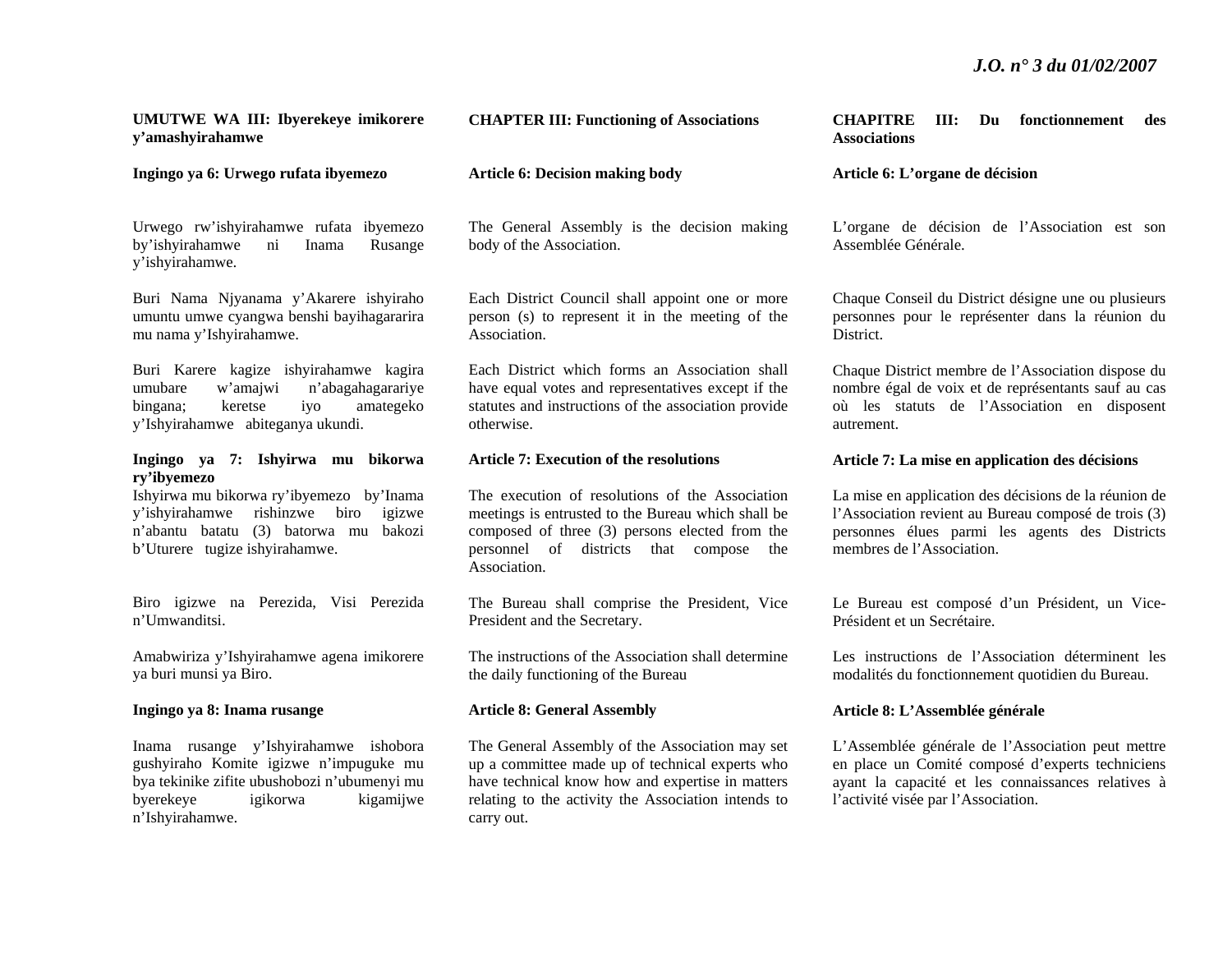**UMUTWE WA III: Ibyerekeye imikorere y'amashyirahamwe**

**Ingingo ya 6: Urwego rufata ibyemezo**

Urwego rw'ishyirahamwe rufata ibyemezo by'ishyirahamwe ni Inama Rusange y'ishyirahamwe.

Buri Nama Njyanama y'Akarere ishyiraho umuntu umwe cyangwa benshi bayihagararira mu nama y'Ishyirahamwe.

Buri Karere kagize ishyirahamwe kagira umubare w'amajwi n'abagahagarariye bingana; keretse iyo amategeko y'Ishyirahamwe abiteganya ukundi.

**Ingingo ya 7: Ishyirwa mu bikorwa ry'ibyemezo**

Ishyirwa mu bikorwa ry'ibyemezo by'Inama y'ishyirahamwe rishinzwe biro igizwe n'abantu batatu (3) batorwa mu bakozi b'Uturere tugize ishyirahamwe.

Biro igizwe na Perezida, Visi Perezida n'Umwanditsi.

Amabwiriza y'Ishyirahamwe agena imikorere ya buri munsi ya Biro.

**Ingingo ya 8: Inama rusange**

Inama rusange y'Ishyirahamwe ishobora gushyiraho Komite igizwe n'impuguke mu bya tekinike zifite ubushobozi n'ubumenyi mu byerekeye igikorwa kigamijwe n'Ishyirahamwe.

**CHAPTER III: Functioning of Associations**

**Article 6: Decision making body**

The General Assembly is the decision making body of the Association.

Each District Council shall appoint one or more person (s) to represent it in the meeting of the Association.

Each District which forms an Association shall have equal votes and representatives except if the statutes and instructions of the association provide otherwise.

**Article 7: Execution of the resolutions**

The execution of resolutions of the Association meetings is entrusted to the Bureau which shall be composed of three (3) persons elected from the personnel of districts that compose the Association.

The Bureau shall comprise the President, Vice President and the Secretary.

The instructions of the Association shall determine the daily functioning of the Bureau

**Article 8: General Assembly**

The General Assembly of the Association may set up a committee made up of technical experts who have technical know how and expertise in matters relating to the activity the Association intends to carry out.

**CHAPITRE III: Du fonctionnement des Associations**

**Article 6: L'organe de décision**

L'organe de décision de l'Association est son Assemblée Générale.

Chaque Conseil du District désigne une ou plusieurs personnes pour le représenter dans la réunion du District.

Chaque District membre de l'Association dispose du nombre égal de voix et de représentants sauf au cas où les statuts de l'Association en disposent autrement.

**Article 7: La mise en application des décisions**

La mise en application des décisions de la réunion de l'Association revient au Bureau composé de trois (3) personnes élues parmi les agents des Districts membres de l'Association.

Le Bureau est composé d'un Président, un Vice-Président et un Secrétaire.

Les instructions de l'Association déterminent les modalités du fonctionnement quotidien du Bureau.

**Article 8: L'Assemblée générale**

L'Assemblée générale de l'Association peut mettre en place un Comité composé d'experts techniciens ayant la capacité et les connaissances relatives à l'activité visée par l'Association.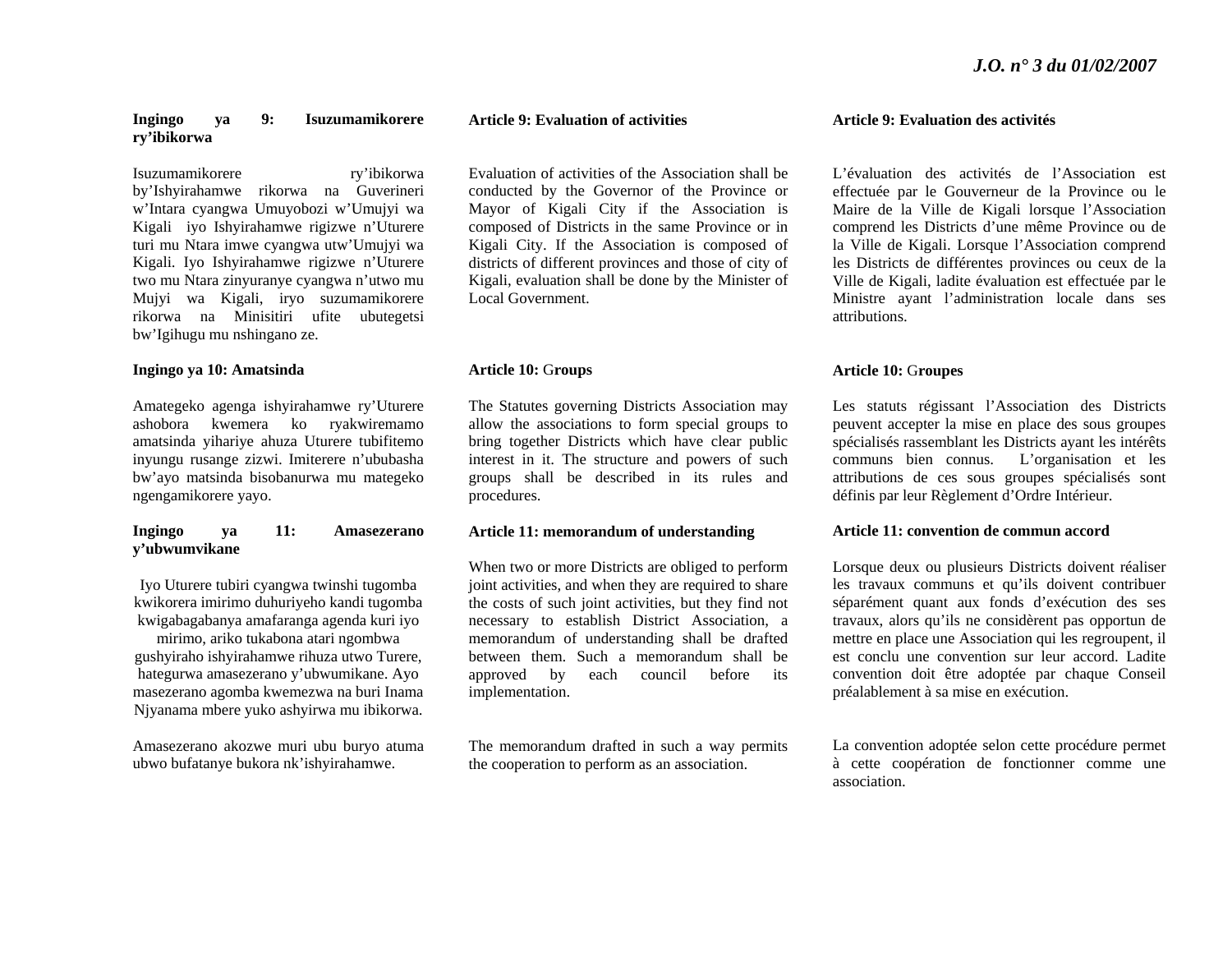**Ingingo ya 9: Isuzumamikorere ry'ibikorwa**

Isuzumamikorere ry'ibikorwa by'Ishyirahamwe rikorwa na Guverineri w'Intara cyangwa Umuyobozi w'Umujyi wa Kigali iyo Ishyirahamwe rigizwe n'Uturere turi mu Ntara imwe cyangwa utw'Umujyi wa Kigali. Iyo Ishyirahamwe rigizwe n'Uturere two mu Ntara zinyuranye cyangwa n'utwo mu Mujyi wa Kigali, iryo suzumamikorere rikorwa na Minisitiri ufite ubutegetsi bw'Igihugu mu nshingano ze.

**Ingingo ya 10: Amatsinda**

Amategeko agenga ishyirahamwe ry'Uturere ashobora kwemera ko ryakwiremamo amatsinda yihariye ahuza Uturere tubifitemo inyungu rusange zizwi. Imiterere n'ububasha bw'ayo matsinda bisobanurwa mu mategeko ngengamikorere yayo.

**Ingingo ya 11: Amasezerano y'ubwumvikane**

Iyo Uturere tubiri cyangwa twinshi tugomba kwikorera imirimo duhuriyeho kandi tugomba kwigabagabanya amafaranga agenda kuri iyo mirimo, ariko tukabona atari ngombwa gushyiraho ishyirahamwe rihuza utwo Turere, hategurwa amasezerano y'ubwumikane. Ayo masezerano agomba kwemezwa na buri Inama Njyanama mbere yuko ashyirwa mu bikorwa.

Amasezerano akozwe muri ubu buryo atuma ubwo bufatanye bukora nk'ishyirahamwe.

**Article 9: Evaluation of activities**

Evaluation of activities of the Association shall be conducted by the Governor of the Province or Mayor of Kigali City if the Association is composed of Districts in the same Province or in Kigali City. If the Association is composed of districts of different provinces and those of city of Kigali, evaluation shall be done by the Minister of Local Government.

**Article 10: Groups**

The Statutes governing Districts Association may allow the associations to form special groups to bring together Districts which have clear public interest in it. The structure and powers of such groups shall be described in its rules and procedures.

**Article 11: memorandum of understanding**

When two or more Districts are obliged to perform joint activities, and when they are required to share the costs of such joint activities, but they find not necessary to establish District Association, a memorandum of understanding shall be drafted between them. Such a memorandum shall be approved by each council before its implementation.

The memorandum drafted in such a way permits the cooperation to perform as an association.

**Article 9: Evaluation des activités**

L'évaluation des activités de l'Association est effectuée par le Gouverneur de la Province ou le Maire de la Ville de Kigali lorsque l'Association comprend les Districts d'une même Province ou de la Ville de Kigali. Lorsque l'Association comprend les Districts de différentes provinces ou ceux de la Ville de Kigali, ladite évaluation est effectuée par le Ministre ayant l'administration locale dans ses attributions.

**Article 10: Groupes**

Les statuts régissant l'Association des Districts peuvent accepter la mise en place des sous groupes spécialisés rassemblant les Districts ayant les intérêts communs bien connus. L'organisation et les attributions de ces sous groupes spécialisés sont définis par leur Règlement d'Ordre Intérieur.

**Article 11: convention de commun accord**

Lorsque deux ou plusieurs Districts doivent réaliser les travaux communs et qu'ils doivent contribuer séparément quant aux fonds d'exécution des ses travaux, alors qu'ils ne considèrent pas opportun de mettre en place une Association qui les regroupent, il est conclu une convention sur leur accord. Ladite convention doit être adoptée par chaque Conseil préalablement à sa mise en exécution.

La convention adoptée selon cette procédure permet à cette coopération de fonctionner comme une association.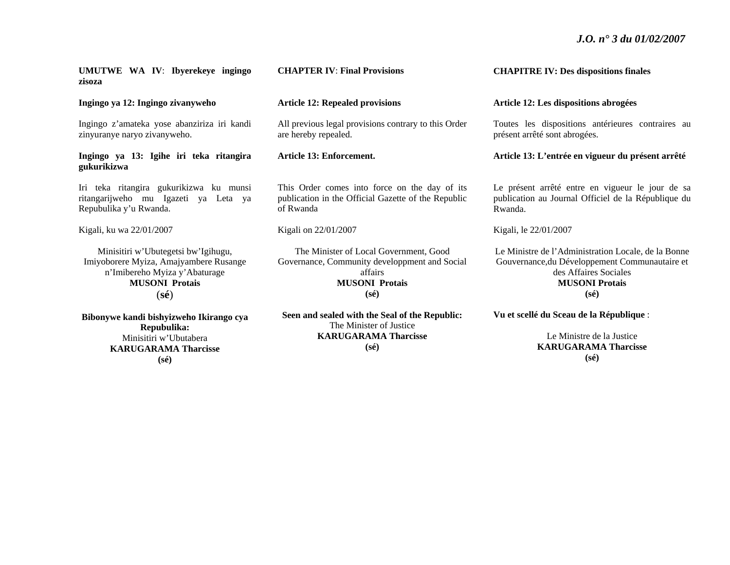**UMUTWE WA IV**: **Ibyerekeye ingingo zisoza**

**Ingingo ya 12: Ingingo zivanyweho**

Ingingo z'amateka yose abanziriza iri kandi zinyuranye naryo zivanyweho.

**Ingingo ya 13: Igihe iri teka ritangira gukurikizwa**

Iri teka ritangira gukurikizwa ku munsi ritangarijweho mu Igazeti ya Leta ya Repubulika y'u Rwanda.

Kigali, ku wa 22/01/2007

Minisitiri w'Ubutegetsi bw'Igihugu, Imiyoborere Myiza, Amajyambere Rusange n'Imibereho Myiza y'Abaturage
**MUSONI Protais**
(**sé**)

**Bibonywe kandi bishyizweho Ikirango cya Repubulika:**
Minisitiri w'Ubutabera
**KARUGARAMA Tharcisse**
**(sé)**

**CHAPTER IV**: **Final Provisions**

**Article 12: Repealed provisions**

All previous legal provisions contrary to this Order are hereby repealed.

**Article 13: Enforcement.**

This Order comes into force on the day of its publication in the Official Gazette of the Republic of Rwanda

Kigali on 22/01/2007

The Minister of Local Government, Good Governance, Community developpment and Social affairs
**MUSONI Protais**
**(sé)**

**Seen and sealed with the Seal of the Republic:**
The Minister of Justice
**KARUGARAMA Tharcisse**
**(sé)**

**CHAPITRE IV: Des dispositions finales**

**Article 12: Les dispositions abrogées**

Toutes les dispositions antérieures contraires au présent arrêté sont abrogées.

**Article 13: L'entrée en vigueur du présent arrêté**

Le présent arrêté entre en vigueur le jour de sa publication au Journal Officiel de la République du Rwanda.

Kigali, le 22/01/2007

Le Ministre de l'Administration Locale, de la Bonne Gouvernance,du Développement Communautaire et des Affaires Sociales
**MUSONI Protais**
**(sé)**

**Vu et scellé du Sceau de la République** :

Le Ministre de la Justice
**KARUGARAMA Tharcisse**
**(sé)**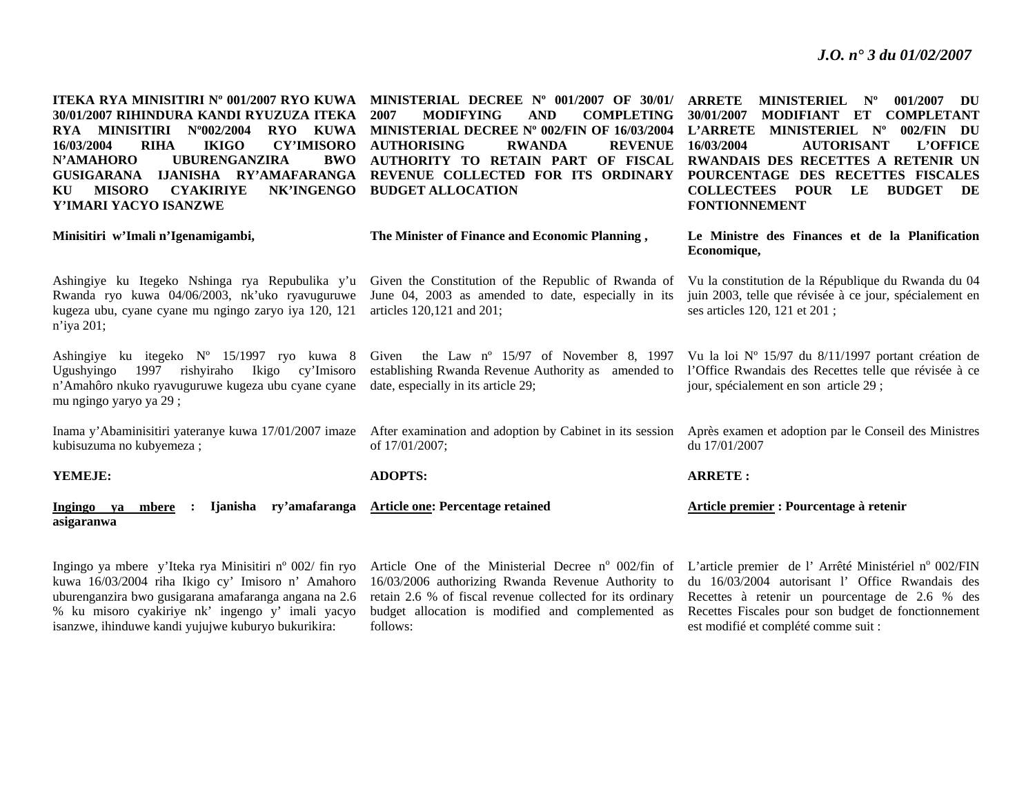**ITEKA RYA MINISITIRI Nº 001/2007 RYO KUWA 30/01/2007 RIHINDURA KANDI RYUZUZA ITEKA RYA MINISITIRI Nº002/2004 RYO KUWA 16/03/2004 RIHA IKIGO CY'IMISORO N'AMAHORO UBURENGANZIRA BWO GUSIGARANA IJANISHA RY'AMAFARANGA KU MISORO CYAKIRIYE NK'INGENGO Y'IMARI YACYO ISANZWE**

**Minisitiri w'Imali n'Igenamigambi,**

Ashingiye ku Itegeko Nshinga rya Repubulika y'u Rwanda ryo kuwa 04/06/2003, nk'uko ryavuguruwe kugeza ubu, cyane cyane mu ngingo zaryo iya 120, 121 n'iya 201;

Ashingiye ku itegeko Nº 15/1997 ryo kuwa 8 Ugushyingo 1997 rishyiraho Ikigo cy'Imisoro n'Amahôro nkuko ryavuguruwe kugeza ubu cyane cyane mu ngingo yaryo ya 29 ;

Inama y'Abaminisitiri yateranye kuwa 17/01/2007 imaze kubisuzuma no kubyemeza ;

**YEMEJE:**

**Ingingo ya mbere : Ijanisha ry'amafaranga asigaranwa**

Ingingo ya mbere y'Iteka rya Minisitiri nº 002/ fin ryo kuwa 16/03/2004 riha Ikigo cy' Imisoro n' Amahoro uburenganzira bwo gusigarana amafaranga angana na 2.6 % ku misoro cyakiriye nk' ingengo y' imali yacyo isanzwe, ihinduwe kandi yujujwe kuburyo bukurikira:

**MINISTERIAL DECREE Nº 001/2007 OF 30/01/ 2007 MODIFYING AND COMPLETING MINISTERIAL DECREE Nº 002/FIN OF 16/03/2004 AUTHORISING RWANDA REVENUE AUTHORITY TO RETAIN PART OF FISCAL REVENUE COLLECTED FOR ITS ORDINARY BUDGET ALLOCATION**

**The Minister of Finance and Economic Planning ,**

Given the Constitution of the Republic of Rwanda of June 04, 2003 as amended to date, especially in its articles 120,121 and 201;

Given the Law nº 15/97 of November 8, 1997 establishing Rwanda Revenue Authority as amended to date, especially in its article 29;

After examination and adoption by Cabinet in its session of 17/01/2007;

**ADOPTS:**

**Article one: Percentage retained**

Article One of the Ministerial Decree nº 002/fin of 16/03/2006 authorizing Rwanda Revenue Authority to retain 2.6 % of fiscal revenue collected for its ordinary budget allocation is modified and complemented as follows:

**ARRETE MINISTERIEL Nº 001/2007 DU 30/01/2007 MODIFIANT ET COMPLETANT L'ARRETE MINISTERIEL Nº 002/FIN DU 16/03/2004 AUTORISANT L'OFFICE RWANDAIS DES RECETTES A RETENIR UN POURCENTAGE DES RECETTES FISCALES COLLECTEES POUR LE BUDGET DE FONTIONNEMENT**

**Le Ministre des Finances et de la Planification Economique,**

Vu la constitution de la République du Rwanda du 04 juin 2003, telle que révisée à ce jour, spécialement en ses articles 120, 121 et 201 ;

Vu la loi Nº 15/97 du 8/11/1997 portant création de l'Office Rwandais des Recettes telle que révisée à ce jour, spécialement en son article 29 ;

Après examen et adoption par le Conseil des Ministres du 17/01/2007

**ARRETE :**

**Article premier : Pourcentage à retenir**

L'article premier de l' Arrêté Ministériel nº 002/FIN du 16/03/2004 autorisant l' Office Rwandais des Recettes à retenir un pourcentage de 2.6 % des Recettes Fiscales pour son budget de fonctionnement est modifié et complété comme suit :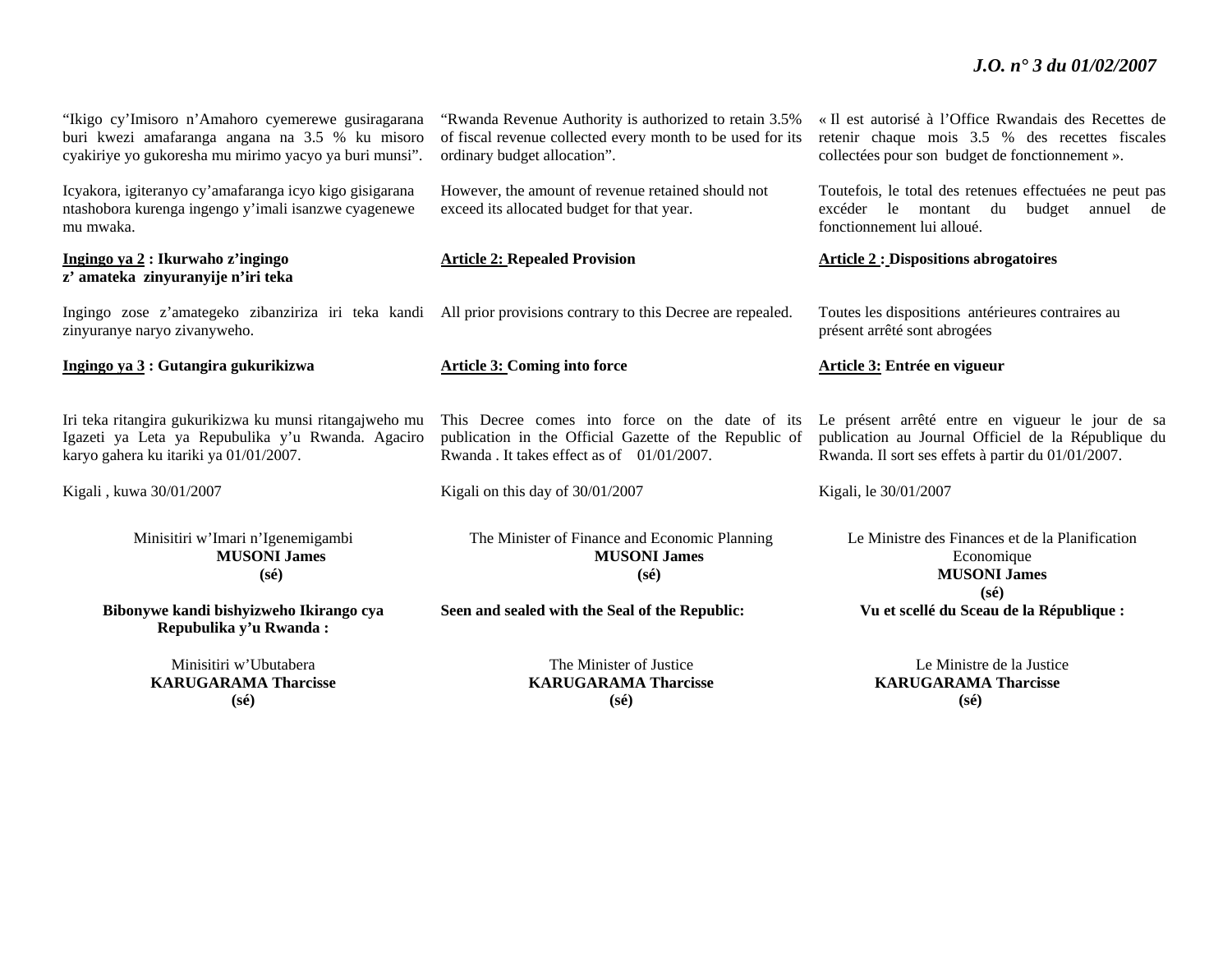"Ikigo cy'Imisoro n'Amahoro cyemerewe gusiragarana buri kwezi amafaranga angana na 3.5 % ku misoro cyakiriye yo gukoresha mu mirimo yacyo ya buri munsi".

Icyakora, igiteranyo cy'amafaranga icyo kigo gisigarana ntashobora kurenga ingengo y'imali isanzwe cyagenewe mu mwaka.

**Ingingo ya 2 : Ikurwaho z'ingingo z' amateka zinyuranyije n'iri teka**

Ingingo zose z'amategeko zibanziriza iri teka kandi zinyuranye naryo zivanyweho.

**Ingingo ya 3 : Gutangira gukurikizwa**

Iri teka ritangira gukurikizwa ku munsi ritangajweho mu Igazeti ya Leta ya Repubulika y'u Rwanda. Agaciro karyo gahera ku itariki ya 01/01/2007.

Kigali , kuwa 30/01/2007

Minisitiri w'Imari n'Igenemigambi
**MUSONI James**
**(sé)**

**Bibonywe kandi bishyizweho Ikirango cya Repubulika y'u Rwanda :**

Minisitiri w'Ubutabera
**KARUGARAMA Tharcisse**
**(sé)**

"Rwanda Revenue Authority is authorized to retain 3.5% of fiscal revenue collected every month to be used for its ordinary budget allocation".

However, the amount of revenue retained should not exceed its allocated budget for that year.

**Article 2: Repealed Provision**

All prior provisions contrary to this Decree are repealed.

**Article 3: Coming into force**

This Decree comes into force on the date of its publication in the Official Gazette of the Republic of Rwanda . It takes effect as of 01/01/2007.

Kigali on this day of 30/01/2007

The Minister of Finance and Economic Planning
**MUSONI James**
**(sé)**

**Seen and sealed with the Seal of the Republic:**

The Minister of Justice
**KARUGARAMA Tharcisse**
**(sé)**

« Il est autorisé à l'Office Rwandais des Recettes de retenir chaque mois 3.5 % des recettes fiscales collectées pour son budget de fonctionnement ».

Toutefois, le total des retenues effectuées ne peut pas excéder le montant du budget annuel de fonctionnement lui alloué.

**Article 2 : Dispositions abrogatoires**

Toutes les dispositions antérieures contraires au présent arrêté sont abrogées

**Article 3: Entrée en vigueur**

Le présent arrêté entre en vigueur le jour de sa publication au Journal Officiel de la République du Rwanda. Il sort ses effets à partir du 01/01/2007.

Kigali, le 30/01/2007

Le Ministre des Finances et de la Planification Economique
**MUSONI James**
**(sé)**

**Vu et scellé du Sceau de la République :**

Le Ministre de la Justice
**KARUGARAMA Tharcisse**
**(sé)**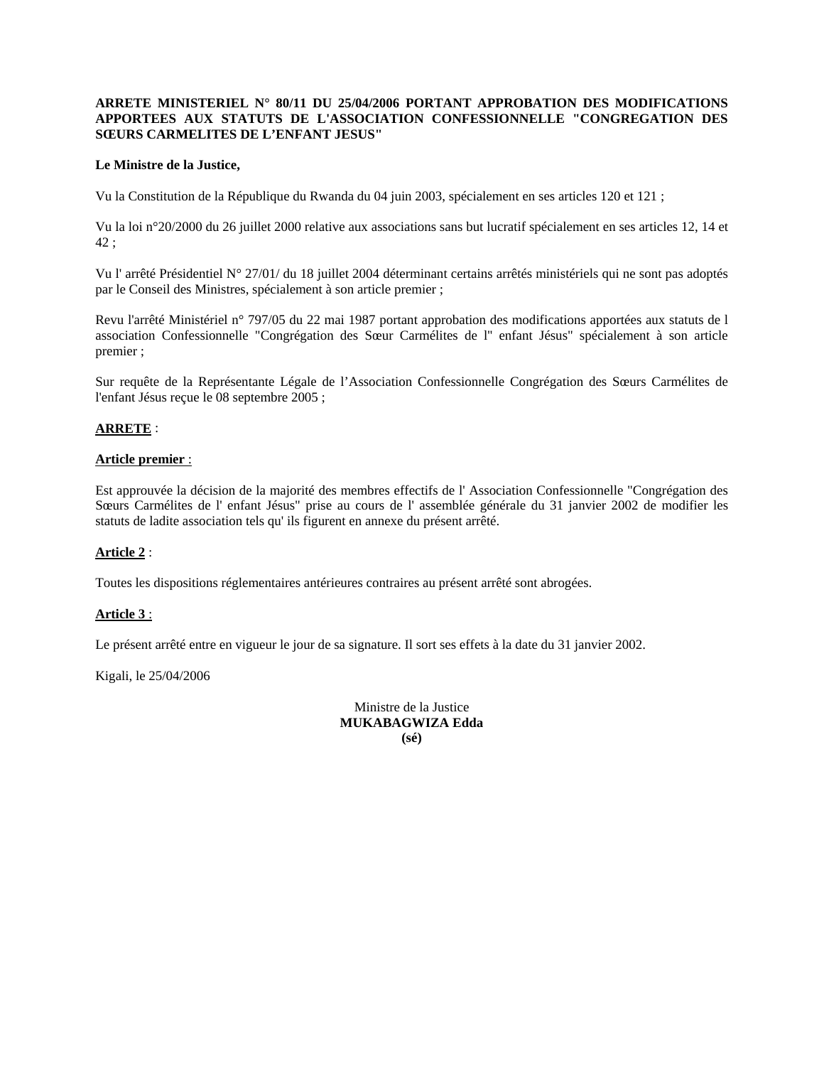**ARRETE MINISTERIEL N° 80/11 DU 25/04/2006 PORTANT APPROBATION DES MODIFICATIONS APPORTEES AUX STATUTS DE L'ASSOCIATION CONFESSIONNELLE "CONGREGATION DES SŒURS CARMELITES DE L'ENFANT JESUS"**

**Le Ministre de la Justice,**

Vu la Constitution de la République du Rwanda du 04 juin 2003, spécialement en ses articles 120 et 121 ;

Vu la loi n°20/2000 du 26 juillet 2000 relative aux associations sans but lucratif spécialement en ses articles 12, 14 et 42 ;

Vu l' arrêté Présidentiel N° 27/01/ du 18 juillet 2004 déterminant certains arrêtés ministériels qui ne sont pas adoptés par le Conseil des Ministres, spécialement à son article premier ;

Revu l'arrêté Ministériel n° 797/05 du 22 mai 1987 portant approbation des modifications apportées aux statuts de l association Confessionnelle "Congrégation des Sœur Carmélites de l" enfant Jésus" spécialement à son article premier ;

Sur requête de la Représentante Légale de l'Association Confessionnelle Congrégation des Sœurs Carmélites de l'enfant Jésus reçue le 08 septembre 2005 ;

**ARRETE** :

**Article premier** :

Est approuvée la décision de la majorité des membres effectifs de l' Association Confessionnelle "Congrégation des Sœurs Carmélites de l' enfant Jésus" prise au cours de l' assemblée générale du 31 janvier 2002 de modifier les statuts de ladite association tels qu' ils figurent en annexe du présent arrêté.

**Article 2** :

Toutes les dispositions réglementaires antérieures contraires au présent arrêté sont abrogées.

**Article 3** :

Le présent arrêté entre en vigueur le jour de sa signature. Il sort ses effets à la date du 31 janvier 2002.

Kigali, le 25/04/2006

Ministre de la Justice
**MUKABAGWIZA Edda**
**(sé)**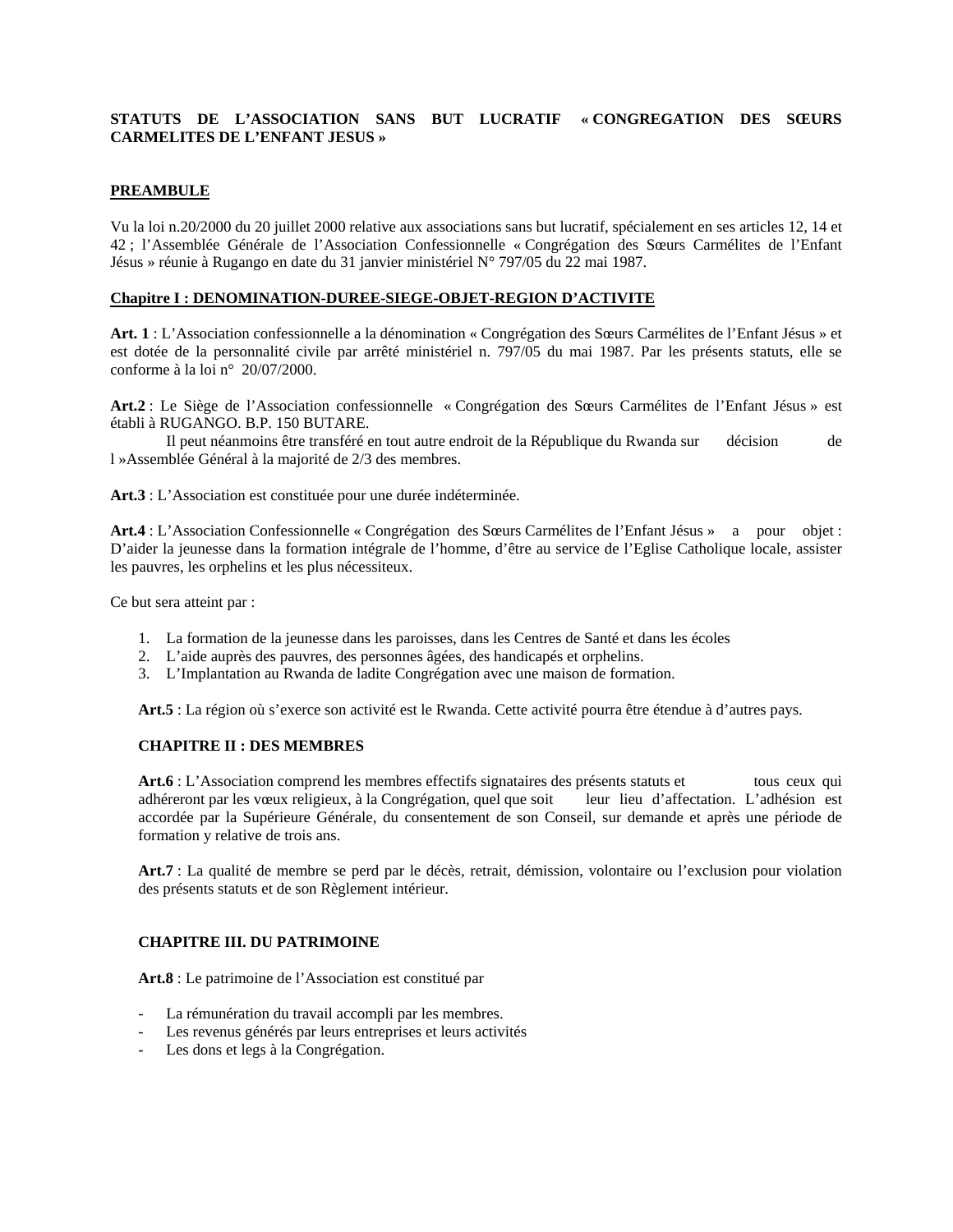**STATUTS DE L'ASSOCIATION SANS BUT LUCRATIF « CONGREGATION DES SŒURS CARMELITES DE L'ENFANT JESUS »**

**PREAMBULE**

Vu la loi n.20/2000 du 20 juillet 2000 relative aux associations sans but lucratif, spécialement en ses articles 12, 14 et 42 ; l'Assemblée Générale de l'Association Confessionnelle « Congrégation des Sœurs Carmélites de l'Enfant Jésus » réunie à Rugango en date du 31 janvier ministériel N° 797/05 du 22 mai 1987.

**Chapitre I : DENOMINATION-DUREE-SIEGE-OBJET-REGION D'ACTIVITE**

**Art. 1** : L'Association confessionnelle a la dénomination « Congrégation des Sœurs Carmélites de l'Enfant Jésus » et est dotée de la personnalité civile par arrêté ministériel n. 797/05 du mai 1987. Par les présents statuts, elle se conforme à la loi n° 20/07/2000.

**Art.2** : Le Siège de l'Association confessionnelle « Congrégation des Sœurs Carmélites de l'Enfant Jésus » est établi à RUGANGO. B.P. 150 BUTARE.

Il peut néanmoins être transféré en tout autre endroit de la République du Rwanda sur décision de l »Assemblée Général à la majorité de 2/3 des membres.

**Art.3** : L'Association est constituée pour une durée indéterminée.

**Art.4** : L'Association Confessionnelle « Congrégation des Sœurs Carmélites de l'Enfant Jésus » a pour objet : D'aider la jeunesse dans la formation intégrale de l'homme, d'être au service de l'Eglise Catholique locale, assister les pauvres, les orphelins et les plus nécessiteux.

Ce but sera atteint par :

1. La formation de la jeunesse dans les paroisses, dans les Centres de Santé et dans les écoles
2. L'aide auprès des pauvres, des personnes âgées, des handicapés et orphelins.
3. L'Implantation au Rwanda de ladite Congrégation avec une maison de formation.

**Art.5** : La région où s'exerce son activité est le Rwanda. Cette activité pourra être étendue à d'autres pays.

**CHAPITRE II : DES MEMBRES**

**Art.6** : L'Association comprend les membres effectifs signataires des présents statuts et tous ceux qui adhéreront par les vœux religieux, à la Congrégation, quel que soit leur lieu d'affectation. L'adhésion est accordée par la Supérieure Générale, du consentement de son Conseil, sur demande et après une période de formation y relative de trois ans.

**Art.7** : La qualité de membre se perd par le décès, retrait, démission, volontaire ou l'exclusion pour violation des présents statuts et de son Règlement intérieur.

**CHAPITRE III. DU PATRIMOINE**

**Art.8** : Le patrimoine de l'Association est constitué par

- La rémunération du travail accompli par les membres.
- Les revenus générés par leurs entreprises et leurs activités
- Les dons et legs à la Congrégation.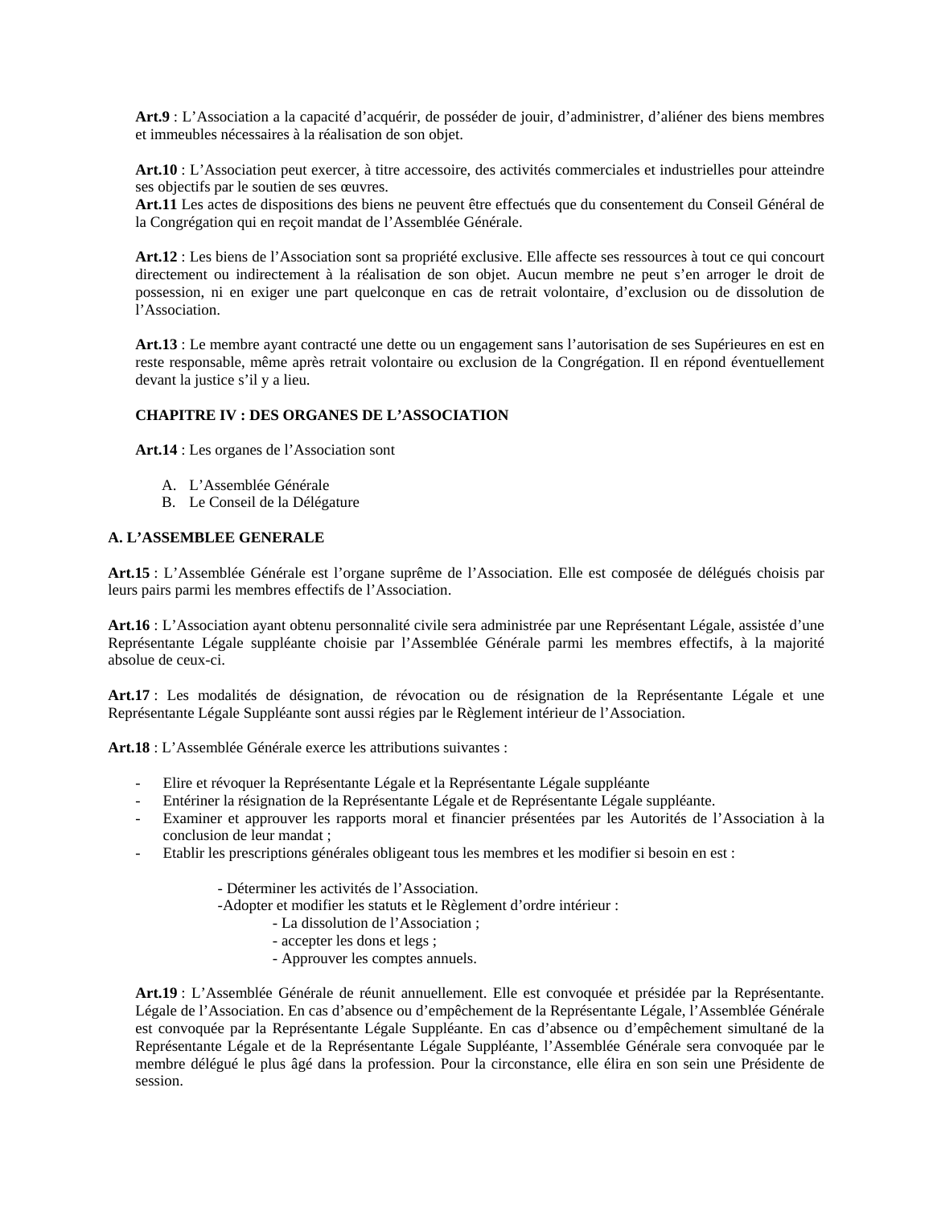**Art.9** : L'Association a la capacité d'acquérir, de posséder de jouir, d'administrer, d'aliéner des biens membres et immeubles nécessaires à la réalisation de son objet.

**Art.10** : L'Association peut exercer, à titre accessoire, des activités commerciales et industrielles pour atteindre ses objectifs par le soutien de ses œuvres.
**Art.11** Les actes de dispositions des biens ne peuvent être effectués que du consentement du Conseil Général de la Congrégation qui en reçoit mandat de l'Assemblée Générale.

**Art.12** : Les biens de l'Association sont sa propriété exclusive. Elle affecte ses ressources à tout ce qui concourt directement ou indirectement à la réalisation de son objet. Aucun membre ne peut s'en arroger le droit de possession, ni en exiger une part quelconque en cas de retrait volontaire, d'exclusion ou de dissolution de l'Association.

**Art.13** : Le membre ayant contracté une dette ou un engagement sans l'autorisation de ses Supérieures en est en reste responsable, même après retrait volontaire ou exclusion de la Congrégation. Il en répond éventuellement devant la justice s'il y a lieu.

## CHAPITRE IV : DES ORGANES DE L'ASSOCIATION

**Art.14** : Les organes de l'Association sont

A. L'Assemblée Générale
B. Le Conseil de la Délégature

### A. L'ASSEMBLEE GENERALE

**Art.15** : L'Assemblée Générale est l'organe suprême de l'Association. Elle est composée de délégués choisis par leurs pairs parmi les membres effectifs de l'Association.

**Art.16** : L'Association ayant obtenu personnalité civile sera administrée par une Représentant Légale, assistée d'une Représentante Légale suppléante choisie par l'Assemblée Générale parmi les membres effectifs, à la majorité absolue de ceux-ci.

**Art.17** : Les modalités de désignation, de révocation ou de résignation de la Représentante Légale et une Représentante Légale Suppléante sont aussi régies par le Règlement intérieur de l'Association.

**Art.18** : L'Assemblée Générale exerce les attributions suivantes :

- Elire et révoquer la Représentante Légale et la Représentante Légale suppléante
- Entériner la résignation de la Représentante Légale et de Représentante Légale suppléante.
- Examiner et approuver les rapports moral et financier présentées par les Autorités de l'Association à la conclusion de leur mandat ;
- Etablir les prescriptions générales obligeant tous les membres et les modifier si besoin en est :

    - Déterminer les activités de l'Association.
    -Adopter et modifier les statuts et le Règlement d'ordre intérieur :
        - La dissolution de l'Association ;
        - accepter les dons et legs ;
        - Approuver les comptes annuels.

**Art.19** : L'Assemblée Générale de réunit annuellement. Elle est convoquée et présidée par la Représentante. Légale de l'Association. En cas d'absence ou d'empêchement de la Représentante Légale, l'Assemblée Générale est convoquée par la Représentante Légale Suppléante. En cas d'absence ou d'empêchement simultané de la Représentante Légale et de la Représentante Légale Suppléante, l'Assemblée Générale sera convoquée par le membre délégué le plus âgé dans la profession. Pour la circonstance, elle élira en son sein une Présidente de session.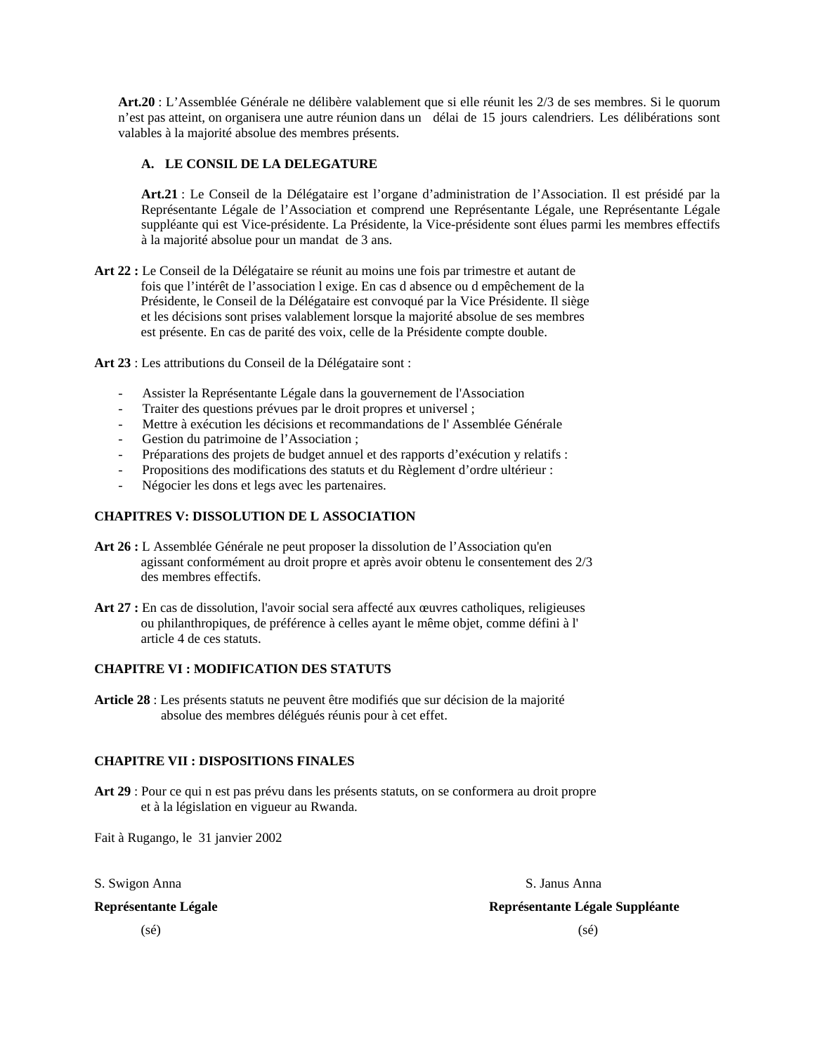**Art.20** : L'Assemblée Générale ne délibère valablement que si elle réunit les 2/3 de ses membres. Si le quorum n'est pas atteint, on organisera une autre réunion dans un délai de 15 jours calendriers. Les délibérations sont valables à la majorité absolue des membres présents.

**A. LE CONSIL DE LA DELEGATURE**

**Art.21** : Le Conseil de la Délégataire est l'organe d'administration de l'Association. Il est présidé par la Représentante Légale de l'Association et comprend une Représentante Légale, une Représentante Légale suppléante qui est Vice-présidente. La Présidente, la Vice-présidente sont élues parmi les membres effectifs à la majorité absolue pour un mandat de 3 ans.

**Art 22 :** Le Conseil de la Délégataire se réunit au moins une fois par trimestre et autant de fois que l'intérêt de l'association l exige. En cas d absence ou d empêchement de la Présidente, le Conseil de la Délégataire est convoqué par la Vice Présidente. Il siège et les décisions sont prises valablement lorsque la majorité absolue de ses membres est présente. En cas de parité des voix, celle de la Présidente compte double.

**Art 23** : Les attributions du Conseil de la Délégataire sont :

- Assister la Représentante Légale dans la gouvernement de l'Association
- Traiter des questions prévues par le droit propres et universel ;
- Mettre à exécution les décisions et recommandations de l' Assemblée Générale
- Gestion du patrimoine de l'Association ;
- Préparations des projets de budget annuel et des rapports d'exécution y relatifs :
- Propositions des modifications des statuts et du Règlement d'ordre ultérieur :
- Négocier les dons et legs avec les partenaires.

**CHAPITRES V: DISSOLUTION DE L ASSOCIATION**

**Art 26 :** L Assemblée Générale ne peut proposer la dissolution de l'Association qu'en agissant conformément au droit propre et après avoir obtenu le consentement des 2/3 des membres effectifs.

**Art 27 :** En cas de dissolution, l'avoir social sera affecté aux œuvres catholiques, religieuses ou philanthropiques, de préférence à celles ayant le même objet, comme défini à l' article 4 de ces statuts.

**CHAPITRE VI : MODIFICATION DES STATUTS**

**Article 28** : Les présents statuts ne peuvent être modifiés que sur décision de la majorité absolue des membres délégués réunis pour à cet effet.

**CHAPITRE VII : DISPOSITIONS FINALES**

**Art 29** : Pour ce qui n est pas prévu dans les présents statuts, on se conformera au droit propre et à la législation en vigueur au Rwanda.

Fait à Rugango, le 31 janvier 2002

| S. Swigon Anna | S. Janus Anna |
|---|---|
| **Représentante Légale** | **Représentante Légale Suppléante** |
| (sé) | (sé) |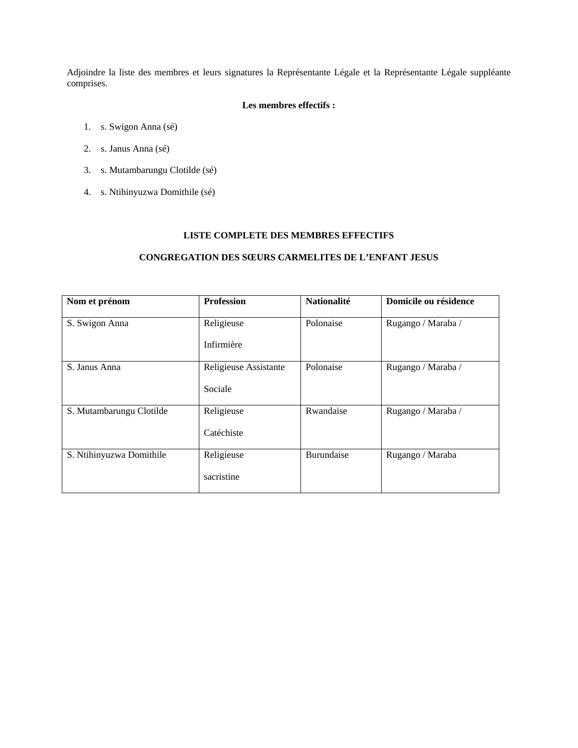Adjoindre la liste des membres et leurs signatures la Représentante Légale et la Représentante Légale suppléante comprises.

**Les membres effectifs :**

1. s. Swigon Anna (sé)
2. s. Janus Anna (sé)
3. s. Mutambarungu Clotilde (sé)
4. s. Ntihinyuzwa Domithile (sé)

**LISTE COMPLETE DES MEMBRES EFFECTIFS**

**CONGREGATION DES SŒURS CARMELITES DE L'ENFANT JESUS**

| Nom et prénom | Profession | Nationalité | Domicile ou résidence |
|---|---|---|---|
| S. Swigon Anna | Religieuse Infirmière | Polonaise | Rugango / Maraba / |
| S. Janus Anna | Religieuse Assistante Sociale | Polonaise | Rugango / Maraba / |
| S. Mutambarungu Clotilde | Religieuse Catéchiste | Rwandaise | Rugango / Maraba / |
| S. Ntihinyuzwa Domithile | Religieuse sacristine | Burundaise | Rugango / Maraba |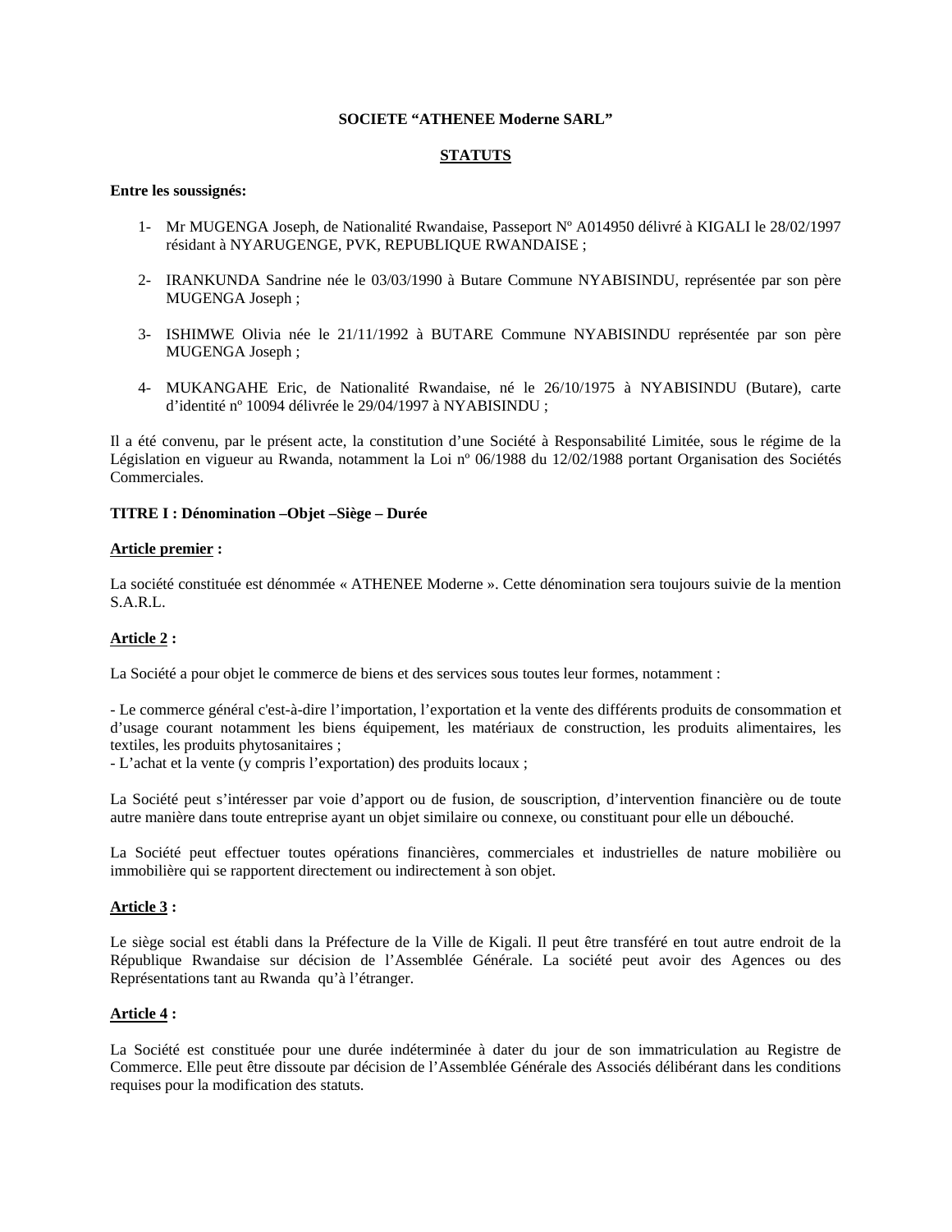**SOCIETE "ATHENEE Moderne SARL"**

**STATUTS**

**Entre les soussignés:**

1- Mr MUGENGA Joseph, de Nationalité Rwandaise, Passeport Nº A014950 délivré à KIGALI le 28/02/1997 résidant à NYARUGENGE, PVK, REPUBLIQUE RWANDAISE ;

2- IRANKUNDA Sandrine née le 03/03/1990 à Butare Commune NYABISINDU, représentée par son père MUGENGA Joseph ;

3- ISHIMWE Olivia née le 21/11/1992 à BUTARE Commune NYABISINDU représentée par son père MUGENGA Joseph ;

4- MUKANGAHE Eric, de Nationalité Rwandaise, né le 26/10/1975 à NYABISINDU (Butare), carte d'identité nº 10094 délivrée le 29/04/1997 à NYABISINDU ;

Il a été convenu, par le présent acte, la constitution d'une Société à Responsabilité Limitée, sous le régime de la Législation en vigueur au Rwanda, notamment la Loi nº 06/1988 du 12/02/1988 portant Organisation des Sociétés Commerciales.

**TITRE I : Dénomination –Objet –Siège – Durée**

**Article premier :**

La société constituée est dénommée « ATHENEE Moderne ». Cette dénomination sera toujours suivie de la mention S.A.R.L.

**Article 2 :**

La Société a pour objet le commerce de biens et des services sous toutes leur formes, notamment :

- Le commerce général c'est-à-dire l'importation, l'exportation et la vente des différents produits de consommation et d'usage courant notamment les biens équipement, les matériaux de construction, les produits alimentaires, les textiles, les produits phytosanitaires ;
- L'achat et la vente (y compris l'exportation) des produits locaux ;

La Société peut s'intéresser par voie d'apport ou de fusion, de souscription, d'intervention financière ou de toute autre manière dans toute entreprise ayant un objet similaire ou connexe, ou constituant pour elle un débouché.

La Société peut effectuer toutes opérations financières, commerciales et industrielles de nature mobilière ou immobilière qui se rapportent directement ou indirectement à son objet.

**Article 3 :**

Le siège social est établi dans la Préfecture de la Ville de Kigali. Il peut être transféré en tout autre endroit de la République Rwandaise sur décision de l'Assemblée Générale. La société peut avoir des Agences ou des Représentations tant au Rwanda qu'à l'étranger.

**Article 4 :**

La Société est constituée pour une durée indéterminée à dater du jour de son immatriculation au Registre de Commerce. Elle peut être dissoute par décision de l'Assemblée Générale des Associés délibérant dans les conditions requises pour la modification des statuts.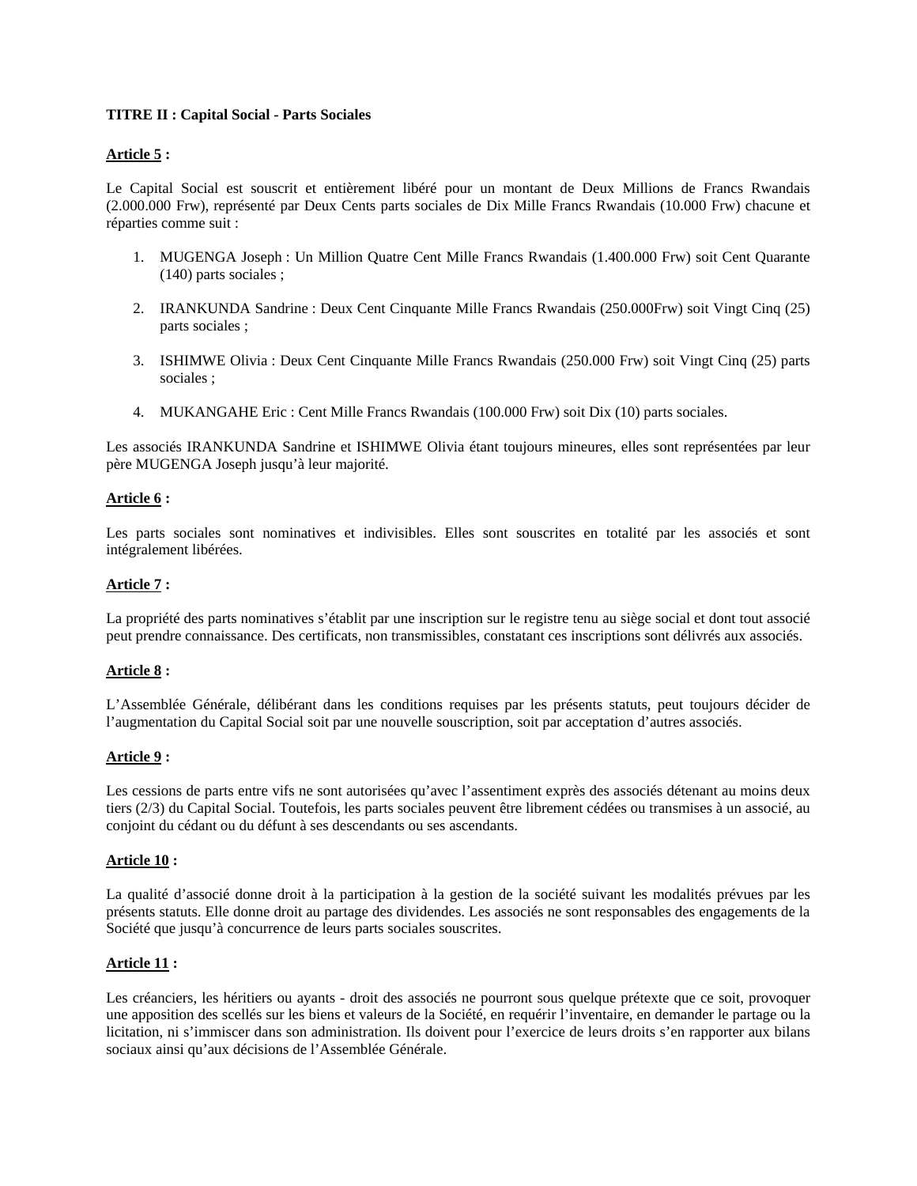**TITRE II : Capital Social - Parts Sociales**

**<u>Article 5</u> :**

Le Capital Social est souscrit et entièrement libéré pour un montant de Deux Millions de Francs Rwandais (2.000.000 Frw), représenté par Deux Cents parts sociales de Dix Mille Francs Rwandais (10.000 Frw) chacune et réparties comme suit :

1. MUGENGA Joseph : Un Million Quatre Cent Mille Francs Rwandais (1.400.000 Frw) soit Cent Quarante (140) parts sociales ;

2. IRANKUNDA Sandrine : Deux Cent Cinquante Mille Francs Rwandais (250.000Frw) soit Vingt Cinq (25) parts sociales ;

3. ISHIMWE Olivia : Deux Cent Cinquante Mille Francs Rwandais (250.000 Frw) soit Vingt Cinq (25) parts sociales ;

4. MUKANGAHE Eric : Cent Mille Francs Rwandais (100.000 Frw) soit Dix (10) parts sociales.

Les associés IRANKUNDA Sandrine et ISHIMWE Olivia étant toujours mineures, elles sont représentées par leur père MUGENGA Joseph jusqu'à leur majorité.

**<u>Article 6</u> :**

Les parts sociales sont nominatives et indivisibles. Elles sont souscrites en totalité par les associés et sont intégralement libérées.

**<u>Article 7</u> :**

La propriété des parts nominatives s'établit par une inscription sur le registre tenu au siège social et dont tout associé peut prendre connaissance. Des certificats, non transmissibles, constatant ces inscriptions sont délivrés aux associés.

**<u>Article 8</u> :**

L'Assemblée Générale, délibérant dans les conditions requises par les présents statuts, peut toujours décider de l'augmentation du Capital Social soit par une nouvelle souscription, soit par acceptation d'autres associés.

**<u>Article 9</u> :**

Les cessions de parts entre vifs ne sont autorisées qu'avec l'assentiment exprès des associés détenant au moins deux tiers (2/3) du Capital Social. Toutefois, les parts sociales peuvent être librement cédées ou transmises à un associé, au conjoint du cédant ou du défunt à ses descendants ou ses ascendants.

**<u>Article 10</u> :**

La qualité d'associé donne droit à la participation à la gestion de la société suivant les modalités prévues par les présents statuts. Elle donne droit au partage des dividendes. Les associés ne sont responsables des engagements de la Société que jusqu'à concurrence de leurs parts sociales souscrites.

**<u>Article 11</u> :**

Les créanciers, les héritiers ou ayants - droit des associés ne pourront sous quelque prétexte que ce soit, provoquer une apposition des scellés sur les biens et valeurs de la Société, en requérir l'inventaire, en demander le partage ou la licitation, ni s'immiscer dans son administration. Ils doivent pour l'exercice de leurs droits s'en rapporter aux bilans sociaux ainsi qu'aux décisions de l'Assemblée Générale.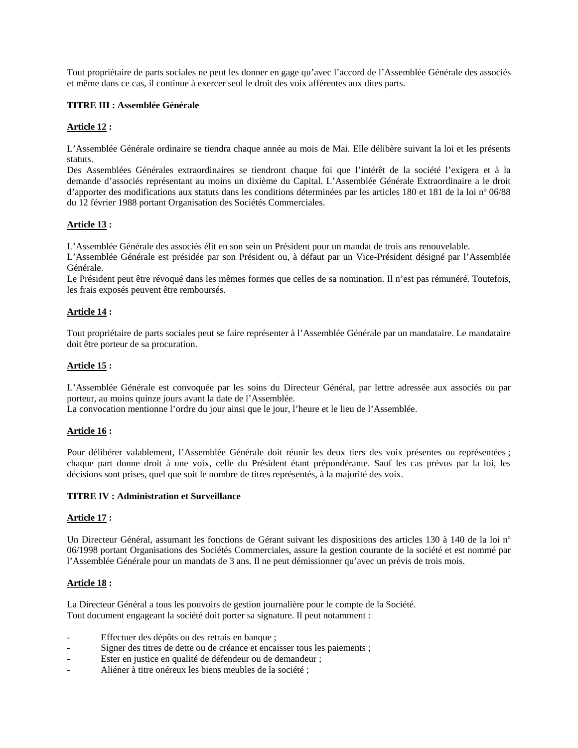Tout propriétaire de parts sociales ne peut les donner en gage qu'avec l'accord de l'Assemblée Générale des associés et même dans ce cas, il continue à exercer seul le droit des voix afférentes aux dites parts.

**TITRE III : Assemblée Générale**

**Article 12 :**

L'Assemblée Générale ordinaire se tiendra chaque année au mois de Mai. Elle délibère suivant la loi et les présents statuts.
Des Assemblées Générales extraordinaires se tiendront chaque foi que l'intérêt de la société l'exigera et à la demande d'associés représentant au moins un dixième du Capital. L'Assemblée Générale Extraordinaire a le droit d'apporter des modifications aux statuts dans les conditions déterminées par les articles 180 et 181 de la loi nº 06/88 du 12 février 1988 portant Organisation des Sociétés Commerciales.

**Article 13 :**

L'Assemblée Générale des associés élit en son sein un Président pour un mandat de trois ans renouvelable.
L'Assemblée Générale est présidée par son Président ou, à défaut par un Vice-Président désigné par l'Assemblée Générale.
Le Président peut être révoqué dans les mêmes formes que celles de sa nomination. Il n'est pas rémunéré. Toutefois, les frais exposés peuvent être remboursés.

**Article 14 :**

Tout propriétaire de parts sociales peut se faire représenter à l'Assemblée Générale par un mandataire. Le mandataire doit être porteur de sa procuration.

**Article 15 :**

L'Assemblée Générale est convoquée par les soins du Directeur Général, par lettre adressée aux associés ou par porteur, au moins quinze jours avant la date de l'Assemblée.
La convocation mentionne l'ordre du jour ainsi que le jour, l'heure et le lieu de l'Assemblée.

**Article 16 :**

Pour délibérer valablement, l'Assemblée Générale doit réunir les deux tiers des voix présentes ou représentées ; chaque part donne droit à une voix, celle du Président étant prépondérante. Sauf les cas prévus par la loi, les décisions sont prises, quel que soit le nombre de titres représentés, à la majorité des voix.

**TITRE IV : Administration et Surveillance**

**Article 17 :**

Un Directeur Général, assumant les fonctions de Gérant suivant les dispositions des articles 130 à 140 de la loi nº 06/1998 portant Organisations des Sociétés Commerciales, assure la gestion courante de la société et est nommé par l'Assemblée Générale pour un mandats de 3 ans. Il ne peut démissionner qu'avec un prévis de trois mois.

**Article 18 :**

La Directeur Général a tous les pouvoirs de gestion journalière pour le compte de la Société.
Tout document engageant la société doit porter sa signature. Il peut notamment :

- Effectuer des dépôts ou des retrais en banque ;
- Signer des titres de dette ou de créance et encaisser tous les paiements ;
- Ester en justice en qualité de défendeur ou de demandeur ;
- Aliéner à titre onéreux les biens meubles de la société ;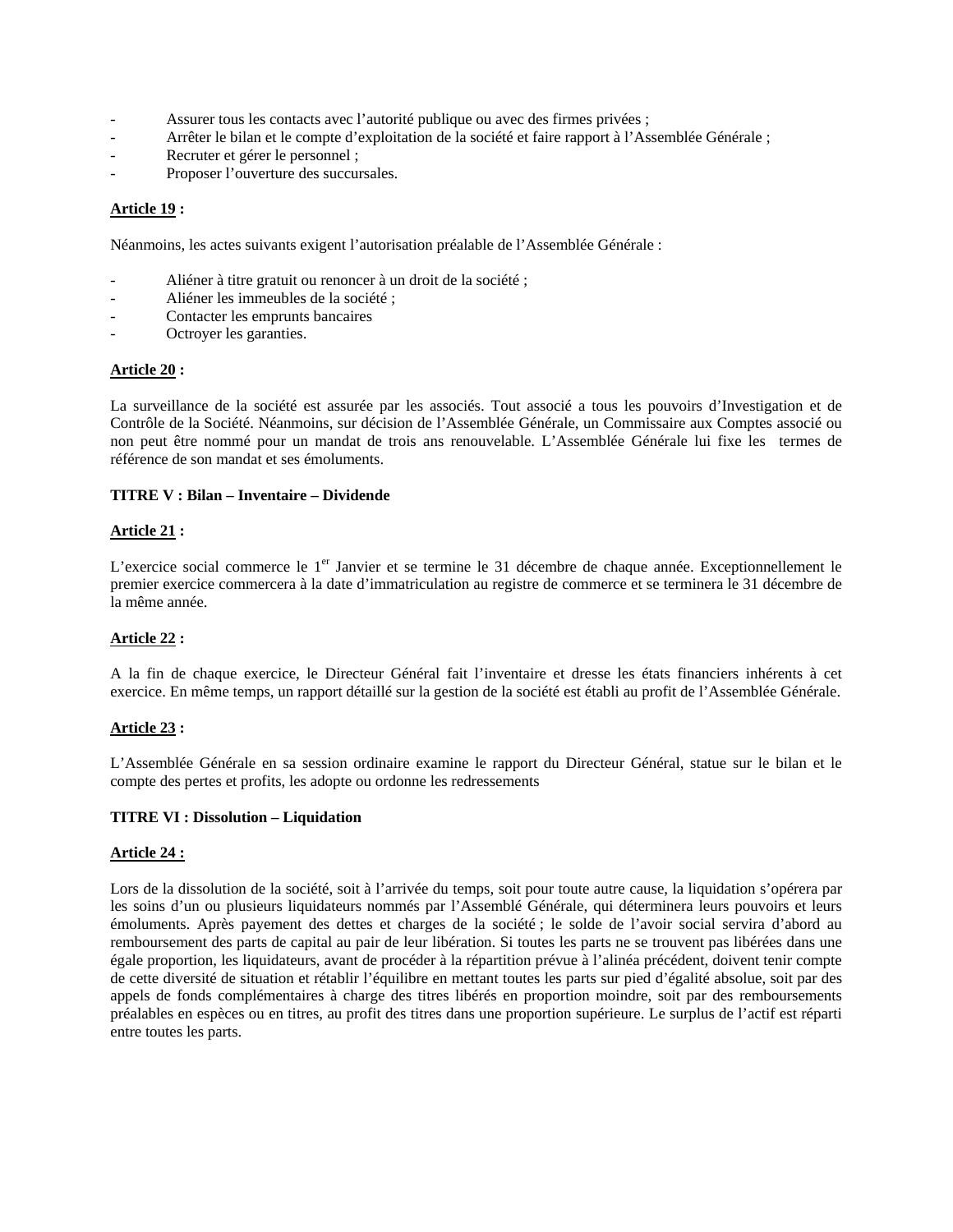- Assurer tous les contacts avec l'autorité publique ou avec des firmes privées ;
- Arrêter le bilan et le compte d'exploitation de la société et faire rapport à l'Assemblée Générale ;
- Recruter et gérer le personnel ;
- Proposer l'ouverture des succursales.

**Article 19 :**

Néanmoins, les actes suivants exigent l'autorisation préalable de l'Assemblée Générale :

- Aliéner à titre gratuit ou renoncer à un droit de la société ;
- Aliéner les immeubles de la société ;
- Contacter les emprunts bancaires
- Octroyer les garanties.

**Article 20 :**

La surveillance de la société est assurée par les associés. Tout associé a tous les pouvoirs d'Investigation et de Contrôle de la Société. Néanmoins, sur décision de l'Assemblée Générale, un Commissaire aux Comptes associé ou non peut être nommé pour un mandat de trois ans renouvelable. L'Assemblée Générale lui fixe les termes de référence de son mandat et ses émoluments.

**TITRE V : Bilan – Inventaire – Dividende**

**Article 21 :**

L'exercice social commerce le 1er Janvier et se termine le 31 décembre de chaque année. Exceptionnellement le premier exercice commercera à la date d'immatriculation au registre de commerce et se terminera le 31 décembre de la même année.

**Article 22 :**

A la fin de chaque exercice, le Directeur Général fait l'inventaire et dresse les états financiers inhérents à cet exercice. En même temps, un rapport détaillé sur la gestion de la société est établi au profit de l'Assemblée Générale.

**Article 23 :**

L'Assemblée Générale en sa session ordinaire examine le rapport du Directeur Général, statue sur le bilan et le compte des pertes et profits, les adopte ou ordonne les redressements

**TITRE VI : Dissolution – Liquidation**

**Article 24 :**

Lors de la dissolution de la société, soit à l'arrivée du temps, soit pour toute autre cause, la liquidation s'opérera par les soins d'un ou plusieurs liquidateurs nommés par l'Assemblé Générale, qui déterminera leurs pouvoirs et leurs émoluments. Après payement des dettes et charges de la société ; le solde de l'avoir social servira d'abord au remboursement des parts de capital au pair de leur libération. Si toutes les parts ne se trouvent pas libérées dans une égale proportion, les liquidateurs, avant de procéder à la répartition prévue à l'alinéa précédent, doivent tenir compte de cette diversité de situation et rétablir l'équilibre en mettant toutes les parts sur pied d'égalité absolue, soit par des appels de fonds complémentaires à charge des titres libérés en proportion moindre, soit par des remboursements préalables en espèces ou en titres, au profit des titres dans une proportion supérieure. Le surplus de l'actif est réparti entre toutes les parts.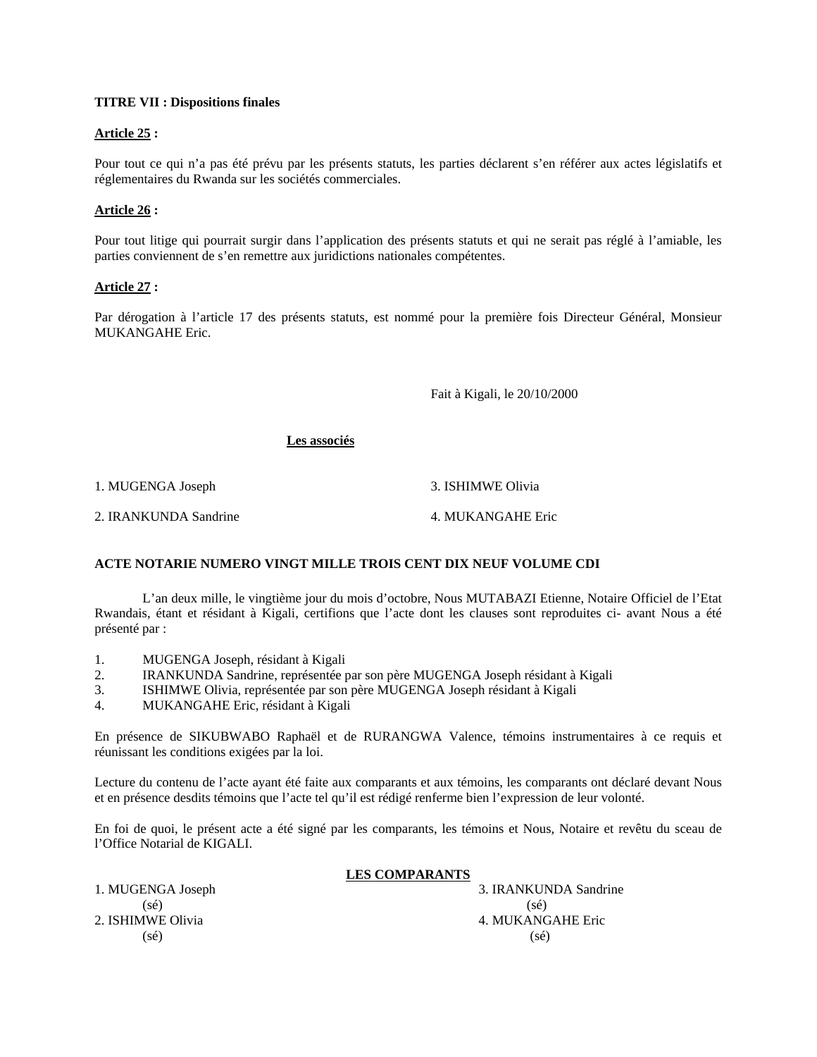**TITRE VII : Dispositions finales**

**Article 25 :**

Pour tout ce qui n'a pas été prévu par les présents statuts, les parties déclarent s'en référer aux actes législatifs et réglementaires du Rwanda sur les sociétés commerciales.

**Article 26 :**

Pour tout litige qui pourrait surgir dans l'application des présents statuts et qui ne serait pas réglé à l'amiable, les parties conviennent de s'en remettre aux juridictions nationales compétentes.

**Article 27 :**

Par dérogation à l'article 17 des présents statuts, est nommé pour la première fois Directeur Général, Monsieur MUKANGAHE Eric.

Fait à Kigali, le 20/10/2000

**Les associés**

1. MUGENGA Joseph
2. IRANKUNDA Sandrine
3. ISHIMWE Olivia
4. MUKANGAHE Eric

**ACTE NOTARIE NUMERO VINGT MILLE TROIS CENT DIX NEUF VOLUME CDI**

L'an deux mille, le vingtième jour du mois d'octobre, Nous MUTABAZI Etienne, Notaire Officiel de l'Etat Rwandais, étant et résidant à Kigali, certifions que l'acte dont les clauses sont reproduites ci- avant Nous a été présenté par :

1. MUGENGA Joseph, résidant à Kigali
2. IRANKUNDA Sandrine, représentée par son père MUGENGA Joseph résidant à Kigali
3. ISHIMWE Olivia, représentée par son père MUGENGA Joseph résidant à Kigali
4. MUKANGAHE Eric, résidant à Kigali

En présence de SIKUBWABO Raphaël et de RURANGWA Valence, témoins instrumentaires à ce requis et réunissant les conditions exigées par la loi.

Lecture du contenu de l'acte ayant été faite aux comparants et aux témoins, les comparants ont déclaré devant Nous et en présence desdits témoins que l'acte tel qu'il est rédigé renferme bien l'expression de leur volonté.

En foi de quoi, le présent acte a été signé par les comparants, les témoins et Nous, Notaire et revêtu du sceau de l'Office Notarial de KIGALI.

**LES COMPARANTS**

1. MUGENGA Joseph
(sé)
2. ISHIMWE Olivia
(sé)
3. IRANKUNDA Sandrine
(sé)
4. MUKANGAHE Eric
(sé)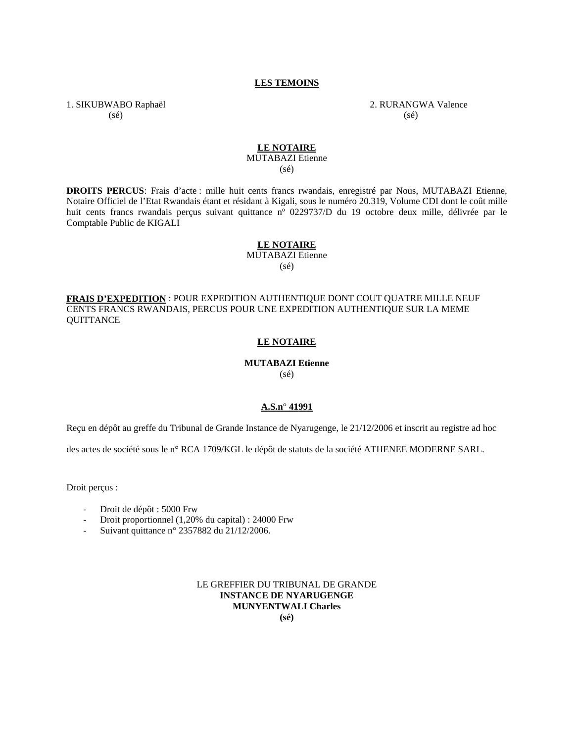**LES TEMOINS**

1. SIKUBWABO Raphaël
(sé)

2. RURANGWA Valence
(sé)

**LE NOTAIRE**
MUTABAZI Etienne
(sé)

**DROITS PERCUS**: Frais d'acte : mille huit cents francs rwandais, enregistré par Nous, MUTABAZI Etienne, Notaire Officiel de l'Etat Rwandais étant et résidant à Kigali, sous le numéro 20.319, Volume CDI dont le coût mille huit cents francs rwandais perçus suivant quittance nº 0229737/D du 19 octobre deux mille, délivrée par le Comptable Public de KIGALI

**LE NOTAIRE**
MUTABAZI Etienne
(sé)

**FRAIS D'EXPEDITION** : POUR EXPEDITION AUTHENTIQUE DONT COUT QUATRE MILLE NEUF CENTS FRANCS RWANDAIS, PERCUS POUR UNE EXPEDITION AUTHENTIQUE SUR LA MEME QUITTANCE

**LE NOTAIRE**

**MUTABAZI Etienne**
(sé)

**A.S.n° 41991**

Reçu en dépôt au greffe du Tribunal de Grande Instance de Nyarugenge, le 21/12/2006 et inscrit au registre ad hoc des actes de société sous le n° RCA 1709/KGL le dépôt de statuts de la société ATHENEE MODERNE SARL.

Droit perçus :

- Droit de dépôt : 5000 Frw
- Droit proportionnel (1,20% du capital) : 24000 Frw
- Suivant quittance n° 2357882 du 21/12/2006.

LE GREFFIER DU TRIBUNAL DE GRANDE
**INSTANCE DE NYARUGENGE**
**MUNYENTWALI Charles**
**(sé)**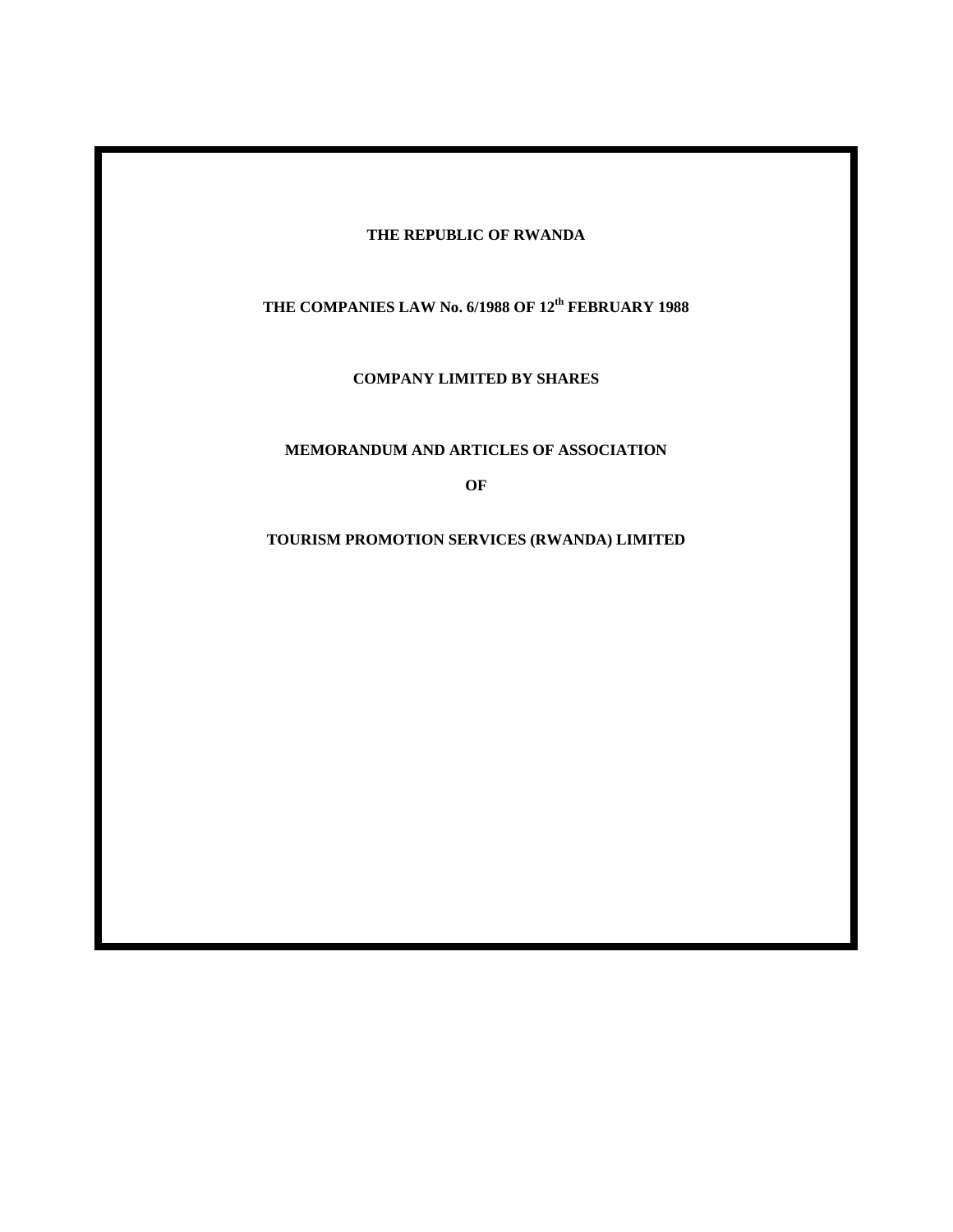**THE REPUBLIC OF RWANDA**

**THE COMPANIES LAW No. 6/1988 OF 12th FEBRUARY 1988**

**COMPANY LIMITED BY SHARES**

**MEMORANDUM AND ARTICLES OF ASSOCIATION**

**OF**

**TOURISM PROMOTION SERVICES (RWANDA) LIMITED**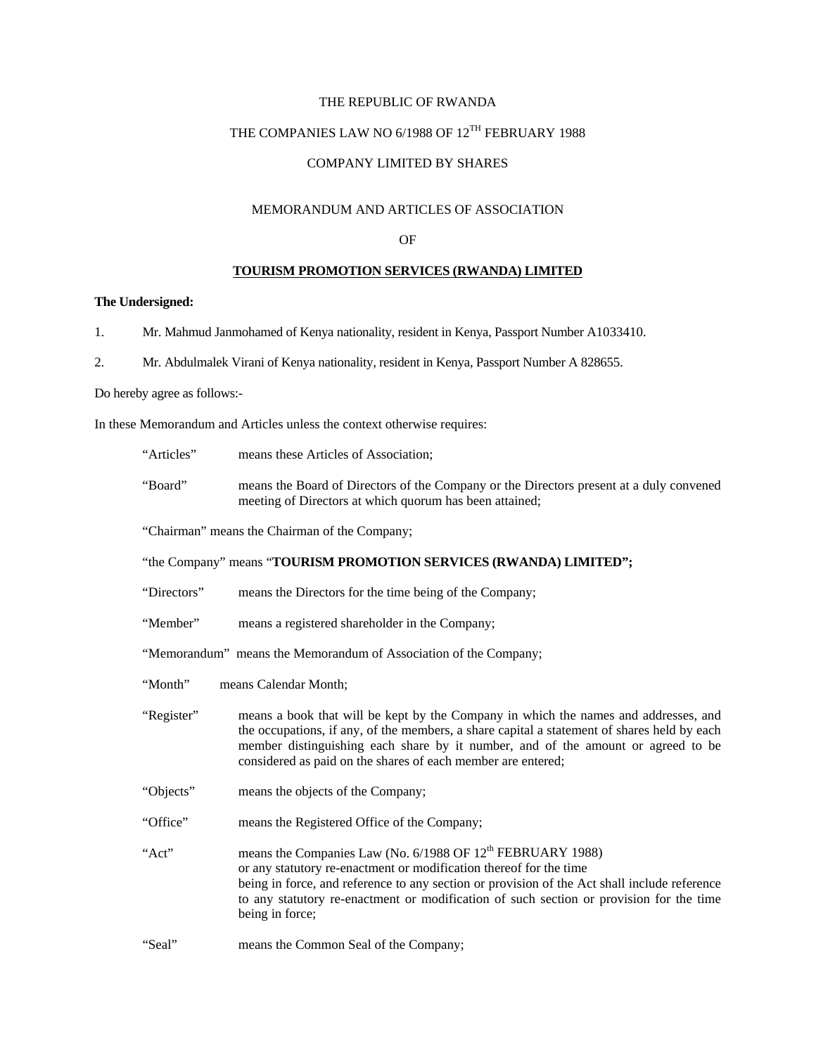THE REPUBLIC OF RWANDA

THE COMPANIES LAW NO 6/1988 OF 12TH FEBRUARY 1988

COMPANY LIMITED BY SHARES

MEMORANDUM AND ARTICLES OF ASSOCIATION

OF

**TOURISM PROMOTION SERVICES (RWANDA) LIMITED**

**The Undersigned:**

1. Mr. Mahmud Janmohamed of Kenya nationality, resident in Kenya, Passport Number A1033410.

2. Mr. Abdulmalek Virani of Kenya nationality, resident in Kenya, Passport Number A 828655.

Do hereby agree as follows:-

In these Memorandum and Articles unless the context otherwise requires:

"Articles" means these Articles of Association;

"Board" means the Board of Directors of the Company or the Directors present at a duly convened meeting of Directors at which quorum has been attained;

"Chairman" means the Chairman of the Company;

"the Company" means "**TOURISM PROMOTION SERVICES (RWANDA) LIMITED";**

"Directors" means the Directors for the time being of the Company;

"Member" means a registered shareholder in the Company;

"Memorandum" means the Memorandum of Association of the Company;

"Month" means Calendar Month;

"Register" means a book that will be kept by the Company in which the names and addresses, and the occupations, if any, of the members, a share capital a statement of shares held by each member distinguishing each share by it number, and of the amount or agreed to be considered as paid on the shares of each member are entered;

"Objects" means the objects of the Company;

"Office" means the Registered Office of the Company;

"Act" means the Companies Law (No. 6/1988 OF 12th FEBRUARY 1988) or any statutory re-enactment or modification thereof for the time being in force, and reference to any section or provision of the Act shall include reference to any statutory re-enactment or modification of such section or provision for the time being in force;

"Seal" means the Common Seal of the Company;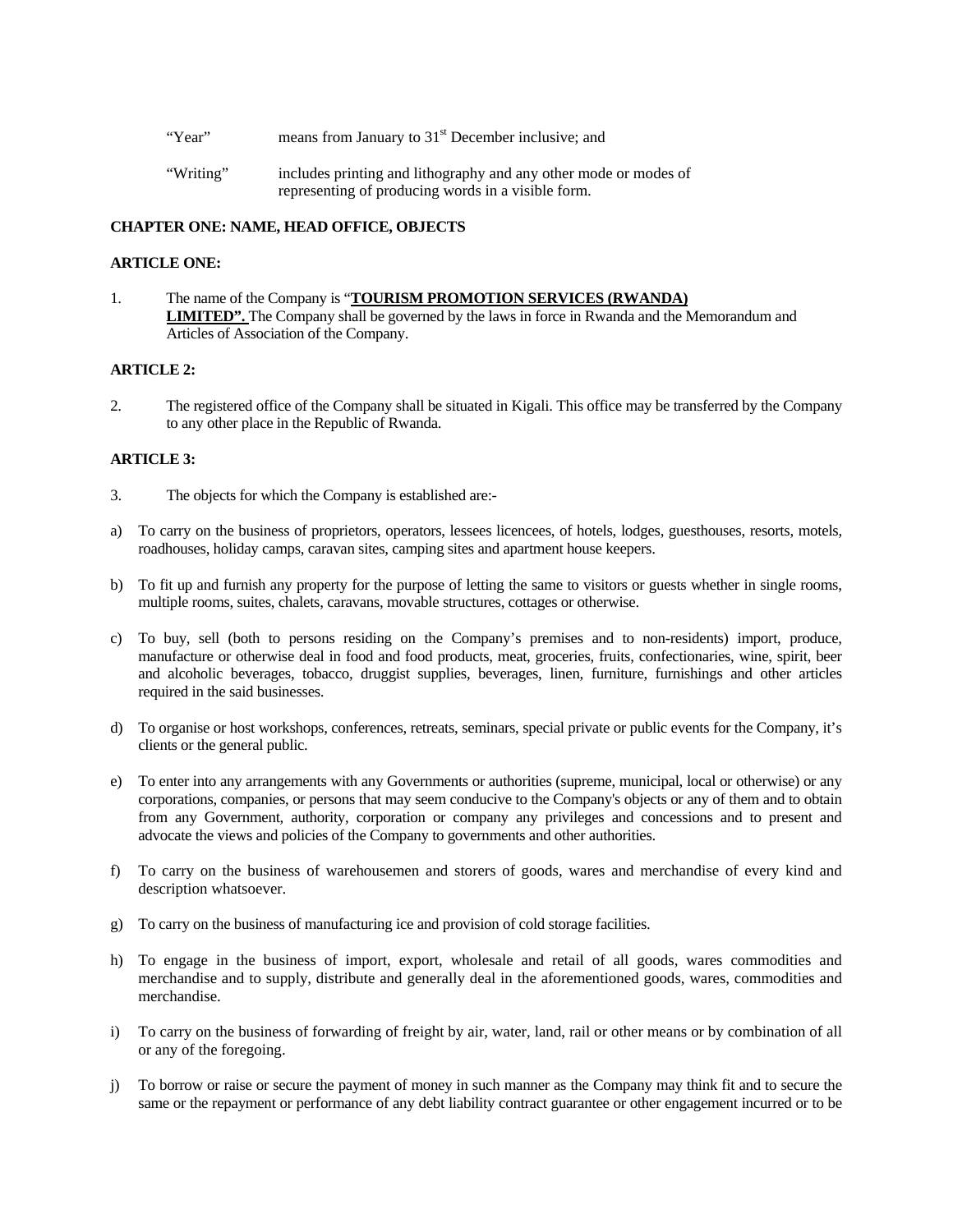“Year” means from January to 31st December inclusive; and

“Writing” includes printing and lithography and any other mode or modes of representing of producing words in a visible form.

**CHAPTER ONE: NAME, HEAD OFFICE, OBJECTS**

**ARTICLE ONE:**

1. The name of the Company is “**TOURISM PROMOTION SERVICES (RWANDA) LIMITED”.** The Company shall be governed by the laws in force in Rwanda and the Memorandum and Articles of Association of the Company.

**ARTICLE 2:**

2. The registered office of the Company shall be situated in Kigali. This office may be transferred by the Company to any other place in the Republic of Rwanda.

**ARTICLE 3:**

3. The objects for which the Company is established are:-

a) To carry on the business of proprietors, operators, lessees licencees, of hotels, lodges, guesthouses, resorts, motels, roadhouses, holiday camps, caravan sites, camping sites and apartment house keepers.

b) To fit up and furnish any property for the purpose of letting the same to visitors or guests whether in single rooms, multiple rooms, suites, chalets, caravans, movable structures, cottages or otherwise.

c) To buy, sell (both to persons residing on the Company’s premises and to non-residents) import, produce, manufacture or otherwise deal in food and food products, meat, groceries, fruits, confectionaries, wine, spirit, beer and alcoholic beverages, tobacco, druggist supplies, beverages, linen, furniture, furnishings and other articles required in the said businesses.

d) To organise or host workshops, conferences, retreats, seminars, special private or public events for the Company, it’s clients or the general public.

e) To enter into any arrangements with any Governments or authorities (supreme, municipal, local or otherwise) or any corporations, companies, or persons that may seem conducive to the Company's objects or any of them and to obtain from any Government, authority, corporation or company any privileges and concessions and to present and advocate the views and policies of the Company to governments and other authorities.

f) To carry on the business of warehousemen and storers of goods, wares and merchandise of every kind and description whatsoever.

g) To carry on the business of manufacturing ice and provision of cold storage facilities.

h) To engage in the business of import, export, wholesale and retail of all goods, wares commodities and merchandise and to supply, distribute and generally deal in the aforementioned goods, wares, commodities and merchandise.

i) To carry on the business of forwarding of freight by air, water, land, rail or other means or by combination of all or any of the foregoing.

j) To borrow or raise or secure the payment of money in such manner as the Company may think fit and to secure the same or the repayment or performance of any debt liability contract guarantee or other engagement incurred or to be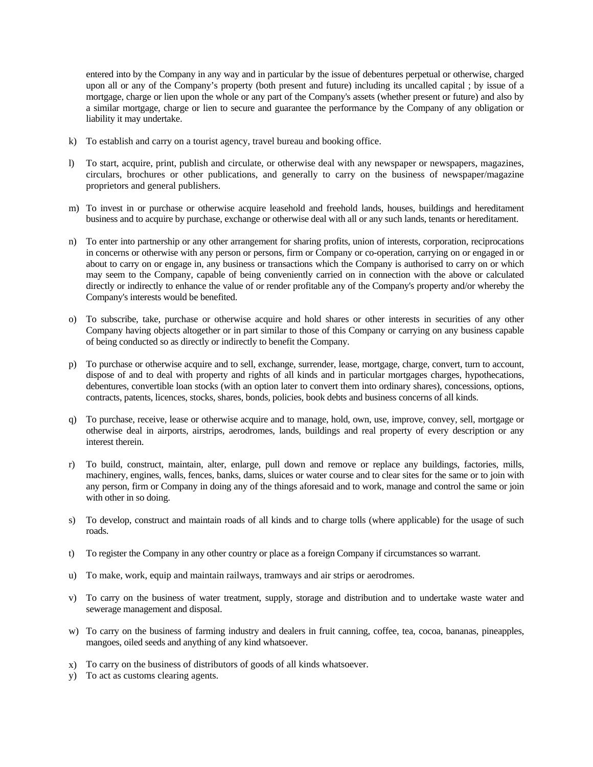entered into by the Company in any way and in particular by the issue of debentures perpetual or otherwise, charged upon all or any of the Company's property (both present and future) including its uncalled capital ; by issue of a mortgage, charge or lien upon the whole or any part of the Company's assets (whether present or future) and also by a similar mortgage, charge or lien to secure and guarantee the performance by the Company of any obligation or liability it may undertake.

k) To establish and carry on a tourist agency, travel bureau and booking office.

l) To start, acquire, print, publish and circulate, or otherwise deal with any newspaper or newspapers, magazines, circulars, brochures or other publications, and generally to carry on the business of newspaper/magazine proprietors and general publishers.

m) To invest in or purchase or otherwise acquire leasehold and freehold lands, houses, buildings and hereditament business and to acquire by purchase, exchange or otherwise deal with all or any such lands, tenants or hereditament.

n) To enter into partnership or any other arrangement for sharing profits, union of interests, corporation, reciprocations in concerns or otherwise with any person or persons, firm or Company or co-operation, carrying on or engaged in or about to carry on or engage in, any business or transactions which the Company is authorised to carry on or which may seem to the Company, capable of being conveniently carried on in connection with the above or calculated directly or indirectly to enhance the value of or render profitable any of the Company's property and/or whereby the Company's interests would be benefited.

o) To subscribe, take, purchase or otherwise acquire and hold shares or other interests in securities of any other Company having objects altogether or in part similar to those of this Company or carrying on any business capable of being conducted so as directly or indirectly to benefit the Company.

p) To purchase or otherwise acquire and to sell, exchange, surrender, lease, mortgage, charge, convert, turn to account, dispose of and to deal with property and rights of all kinds and in particular mortgages charges, hypothecations, debentures, convertible loan stocks (with an option later to convert them into ordinary shares), concessions, options, contracts, patents, licences, stocks, shares, bonds, policies, book debts and business concerns of all kinds.

q) To purchase, receive, lease or otherwise acquire and to manage, hold, own, use, improve, convey, sell, mortgage or otherwise deal in airports, airstrips, aerodromes, lands, buildings and real property of every description or any interest therein.

r) To build, construct, maintain, alter, enlarge, pull down and remove or replace any buildings, factories, mills, machinery, engines, walls, fences, banks, dams, sluices or water course and to clear sites for the same or to join with any person, firm or Company in doing any of the things aforesaid and to work, manage and control the same or join with other in so doing.

s) To develop, construct and maintain roads of all kinds and to charge tolls (where applicable) for the usage of such roads.

t) To register the Company in any other country or place as a foreign Company if circumstances so warrant.

u) To make, work, equip and maintain railways, tramways and air strips or aerodromes.

v) To carry on the business of water treatment, supply, storage and distribution and to undertake waste water and sewerage management and disposal.

w) To carry on the business of farming industry and dealers in fruit canning, coffee, tea, cocoa, bananas, pineapples, mangoes, oiled seeds and anything of any kind whatsoever.

x) To carry on the business of distributors of goods of all kinds whatsoever.

y) To act as customs clearing agents.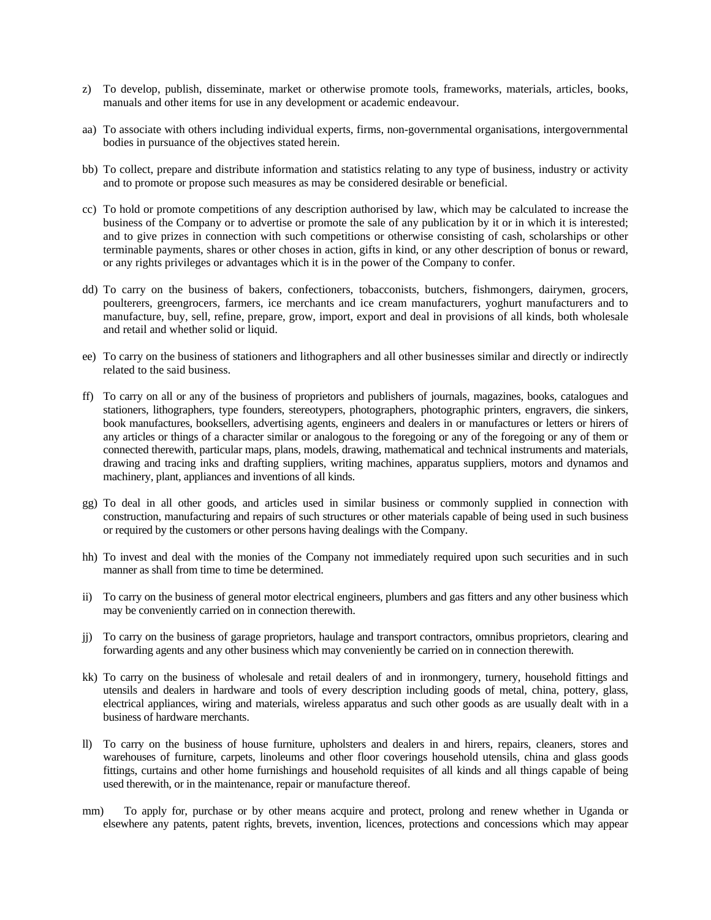z) To develop, publish, disseminate, market or otherwise promote tools, frameworks, materials, articles, books, manuals and other items for use in any development or academic endeavour.

aa) To associate with others including individual experts, firms, non-governmental organisations, intergovernmental bodies in pursuance of the objectives stated herein.

bb) To collect, prepare and distribute information and statistics relating to any type of business, industry or activity and to promote or propose such measures as may be considered desirable or beneficial.

cc) To hold or promote competitions of any description authorised by law, which may be calculated to increase the business of the Company or to advertise or promote the sale of any publication by it or in which it is interested; and to give prizes in connection with such competitions or otherwise consisting of cash, scholarships or other terminable payments, shares or other choses in action, gifts in kind, or any other description of bonus or reward, or any rights privileges or advantages which it is in the power of the Company to confer.

dd) To carry on the business of bakers, confectioners, tobacconists, butchers, fishmongers, dairymen, grocers, poulterers, greengrocers, farmers, ice merchants and ice cream manufacturers, yoghurt manufacturers and to manufacture, buy, sell, refine, prepare, grow, import, export and deal in provisions of all kinds, both wholesale and retail and whether solid or liquid.

ee) To carry on the business of stationers and lithographers and all other businesses similar and directly or indirectly related to the said business.

ff) To carry on all or any of the business of proprietors and publishers of journals, magazines, books, catalogues and stationers, lithographers, type founders, stereotypers, photographers, photographic printers, engravers, die sinkers, book manufactures, booksellers, advertising agents, engineers and dealers in or manufactures or letters or hirers of any articles or things of a character similar or analogous to the foregoing or any of the foregoing or any of them or connected therewith, particular maps, plans, models, drawing, mathematical and technical instruments and materials, drawing and tracing inks and drafting suppliers, writing machines, apparatus suppliers, motors and dynamos and machinery, plant, appliances and inventions of all kinds.

gg) To deal in all other goods, and articles used in similar business or commonly supplied in connection with construction, manufacturing and repairs of such structures or other materials capable of being used in such business or required by the customers or other persons having dealings with the Company.

hh) To invest and deal with the monies of the Company not immediately required upon such securities and in such manner as shall from time to time be determined.

ii) To carry on the business of general motor electrical engineers, plumbers and gas fitters and any other business which may be conveniently carried on in connection therewith.

jj) To carry on the business of garage proprietors, haulage and transport contractors, omnibus proprietors, clearing and forwarding agents and any other business which may conveniently be carried on in connection therewith.

kk) To carry on the business of wholesale and retail dealers of and in ironmongery, turnery, household fittings and utensils and dealers in hardware and tools of every description including goods of metal, china, pottery, glass, electrical appliances, wiring and materials, wireless apparatus and such other goods as are usually dealt with in a business of hardware merchants.

ll) To carry on the business of house furniture, upholsters and dealers in and hirers, repairs, cleaners, stores and warehouses of furniture, carpets, linoleums and other floor coverings household utensils, china and glass goods fittings, curtains and other home furnishings and household requisites of all kinds and all things capable of being used therewith, or in the maintenance, repair or manufacture thereof.

mm) To apply for, purchase or by other means acquire and protect, prolong and renew whether in Uganda or elsewhere any patents, patent rights, brevets, invention, licences, protections and concessions which may appear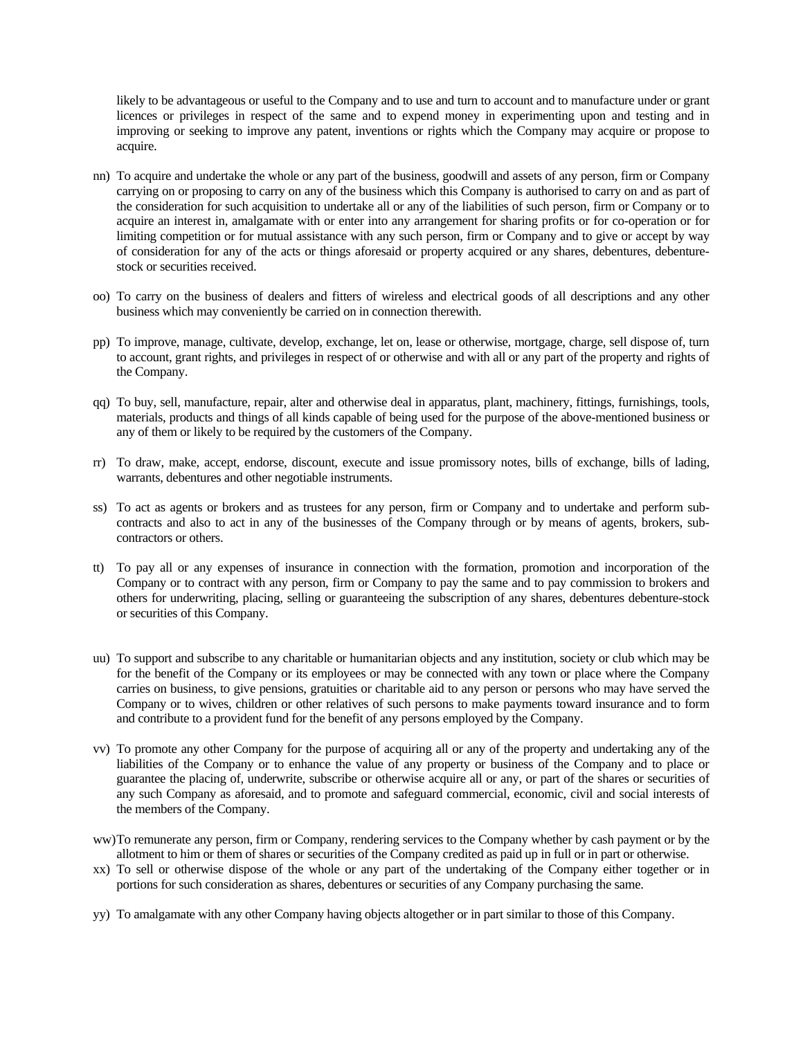likely to be advantageous or useful to the Company and to use and turn to account and to manufacture under or grant licences or privileges in respect of the same and to expend money in experimenting upon and testing and in improving or seeking to improve any patent, inventions or rights which the Company may acquire or propose to acquire.

nn) To acquire and undertake the whole or any part of the business, goodwill and assets of any person, firm or Company carrying on or proposing to carry on any of the business which this Company is authorised to carry on and as part of the consideration for such acquisition to undertake all or any of the liabilities of such person, firm or Company or to acquire an interest in, amalgamate with or enter into any arrangement for sharing profits or for co-operation or for limiting competition or for mutual assistance with any such person, firm or Company and to give or accept by way of consideration for any of the acts or things aforesaid or property acquired or any shares, debentures, debenture-stock or securities received.

oo) To carry on the business of dealers and fitters of wireless and electrical goods of all descriptions and any other business which may conveniently be carried on in connection therewith.

pp) To improve, manage, cultivate, develop, exchange, let on, lease or otherwise, mortgage, charge, sell dispose of, turn to account, grant rights, and privileges in respect of or otherwise and with all or any part of the property and rights of the Company.

qq) To buy, sell, manufacture, repair, alter and otherwise deal in apparatus, plant, machinery, fittings, furnishings, tools, materials, products and things of all kinds capable of being used for the purpose of the above-mentioned business or any of them or likely to be required by the customers of the Company.

rr) To draw, make, accept, endorse, discount, execute and issue promissory notes, bills of exchange, bills of lading, warrants, debentures and other negotiable instruments.

ss) To act as agents or brokers and as trustees for any person, firm or Company and to undertake and perform sub-contracts and also to act in any of the businesses of the Company through or by means of agents, brokers, sub-contractors or others.

tt) To pay all or any expenses of insurance in connection with the formation, promotion and incorporation of the Company or to contract with any person, firm or Company to pay the same and to pay commission to brokers and others for underwriting, placing, selling or guaranteeing the subscription of any shares, debentures debenture-stock or securities of this Company.

uu) To support and subscribe to any charitable or humanitarian objects and any institution, society or club which may be for the benefit of the Company or its employees or may be connected with any town or place where the Company carries on business, to give pensions, gratuities or charitable aid to any person or persons who may have served the Company or to wives, children or other relatives of such persons to make payments toward insurance and to form and contribute to a provident fund for the benefit of any persons employed by the Company.

vv) To promote any other Company for the purpose of acquiring all or any of the property and undertaking any of the liabilities of the Company or to enhance the value of any property or business of the Company and to place or guarantee the placing of, underwrite, subscribe or otherwise acquire all or any, or part of the shares or securities of any such Company as aforesaid, and to promote and safeguard commercial, economic, civil and social interests of the members of the Company.

ww) To remunerate any person, firm or Company, rendering services to the Company whether by cash payment or by the allotment to him or them of shares or securities of the Company credited as paid up in full or in part or otherwise.

xx) To sell or otherwise dispose of the whole or any part of the undertaking of the Company either together or in portions for such consideration as shares, debentures or securities of any Company purchasing the same.

yy) To amalgamate with any other Company having objects altogether or in part similar to those of this Company.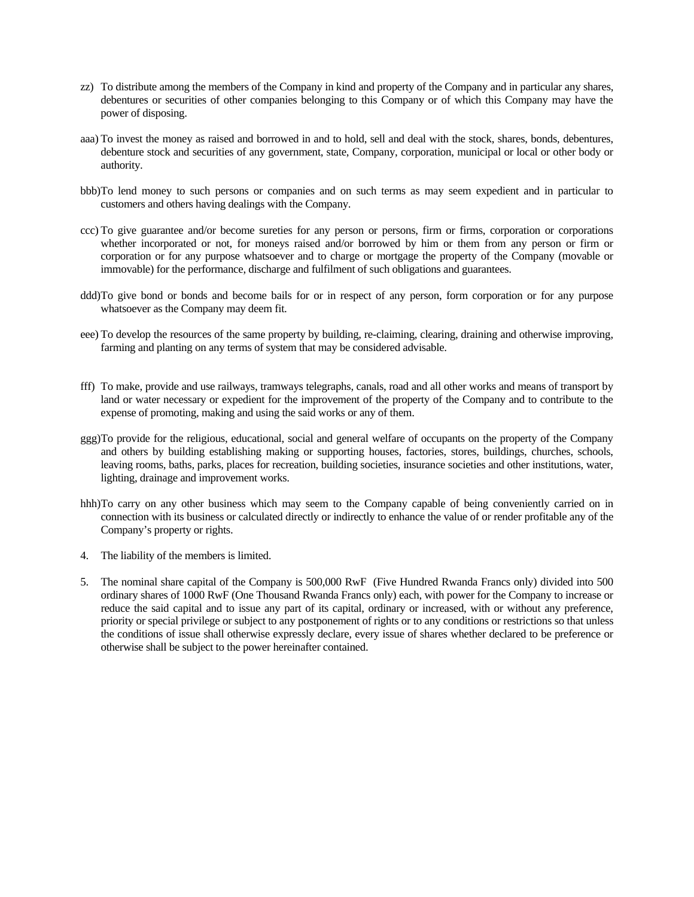zz) To distribute among the members of the Company in kind and property of the Company and in particular any shares, debentures or securities of other companies belonging to this Company or of which this Company may have the power of disposing.

aaa) To invest the money as raised and borrowed in and to hold, sell and deal with the stock, shares, bonds, debentures, debenture stock and securities of any government, state, Company, corporation, municipal or local or other body or authority.

bbb)To lend money to such persons or companies and on such terms as may seem expedient and in particular to customers and others having dealings with the Company.

ccc) To give guarantee and/or become sureties for any person or persons, firm or firms, corporation or corporations whether incorporated or not, for moneys raised and/or borrowed by him or them from any person or firm or corporation or for any purpose whatsoever and to charge or mortgage the property of the Company (movable or immovable) for the performance, discharge and fulfilment of such obligations and guarantees.

ddd)To give bond or bonds and become bails for or in respect of any person, form corporation or for any purpose whatsoever as the Company may deem fit.

eee) To develop the resources of the same property by building, re-claiming, clearing, draining and otherwise improving, farming and planting on any terms of system that may be considered advisable.

fff) To make, provide and use railways, tramways telegraphs, canals, road and all other works and means of transport by land or water necessary or expedient for the improvement of the property of the Company and to contribute to the expense of promoting, making and using the said works or any of them.

ggg)To provide for the religious, educational, social and general welfare of occupants on the property of the Company and others by building establishing making or supporting houses, factories, stores, buildings, churches, schools, leaving rooms, baths, parks, places for recreation, building societies, insurance societies and other institutions, water, lighting, drainage and improvement works.

hhh)To carry on any other business which may seem to the Company capable of being conveniently carried on in connection with its business or calculated directly or indirectly to enhance the value of or render profitable any of the Company's property or rights.

4. The liability of the members is limited.

5. The nominal share capital of the Company is 500,000 RwF (Five Hundred Rwanda Francs only) divided into 500 ordinary shares of 1000 RwF (One Thousand Rwanda Francs only) each, with power for the Company to increase or reduce the said capital and to issue any part of its capital, ordinary or increased, with or without any preference, priority or special privilege or subject to any postponement of rights or to any conditions or restrictions so that unless the conditions of issue shall otherwise expressly declare, every issue of shares whether declared to be preference or otherwise shall be subject to the power hereinafter contained.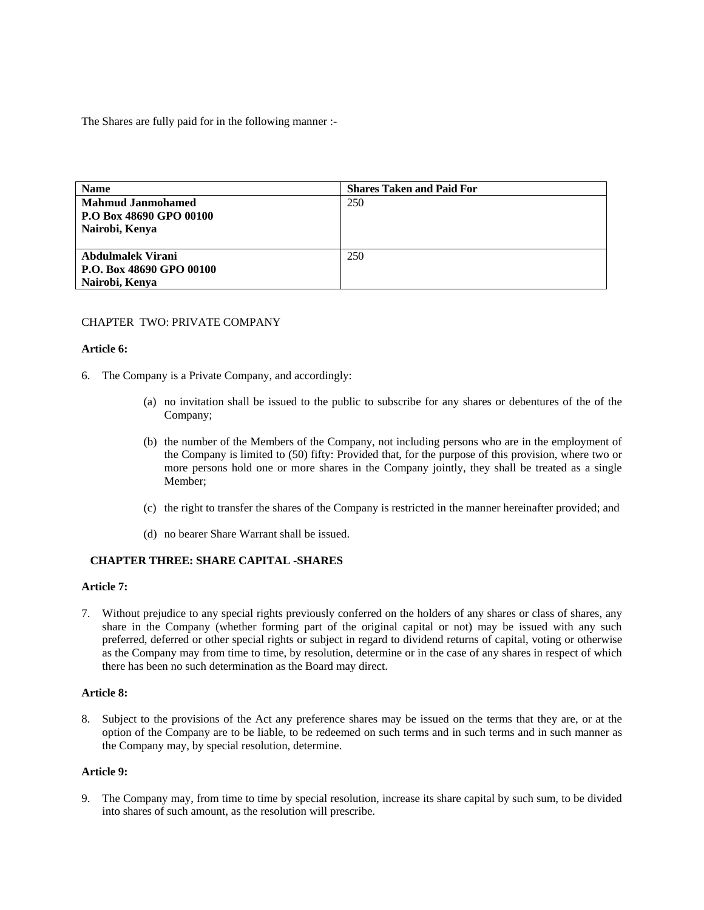The Shares are fully paid for in the following manner :-

| Name | Shares Taken and Paid For |
|---|---|
| **Mahmud Janmohamed**<br>**P.O Box 48690 GPO 00100**<br>**Nairobi, Kenya** | 250 |
| **Abdulmalek Virani**<br>**P.O. Box 48690 GPO 00100**<br>**Nairobi, Kenya** | 250 |

CHAPTER TWO: PRIVATE COMPANY

**Article 6:**

6. The Company is a Private Company, and accordingly:

    (a) no invitation shall be issued to the public to subscribe for any shares or debentures of the of the Company;

    (b) the number of the Members of the Company, not including persons who are in the employment of the Company is limited to (50) fifty: Provided that, for the purpose of this provision, where two or more persons hold one or more shares in the Company jointly, they shall be treated as a single Member;

    (c) the right to transfer the shares of the Company is restricted in the manner hereinafter provided; and

    (d) no bearer Share Warrant shall be issued.

**CHAPTER THREE: SHARE CAPITAL -SHARES**

**Article 7:**

7. Without prejudice to any special rights previously conferred on the holders of any shares or class of shares, any share in the Company (whether forming part of the original capital or not) may be issued with any such preferred, deferred or other special rights or subject in regard to dividend returns of capital, voting or otherwise as the Company may from time to time, by resolution, determine or in the case of any shares in respect of which there has been no such determination as the Board may direct.

**Article 8:**

8. Subject to the provisions of the Act any preference shares may be issued on the terms that they are, or at the option of the Company are to be liable, to be redeemed on such terms and in such terms and in such manner as the Company may, by special resolution, determine.

**Article 9:**

9. The Company may, from time to time by special resolution, increase its share capital by such sum, to be divided into shares of such amount, as the resolution will prescribe.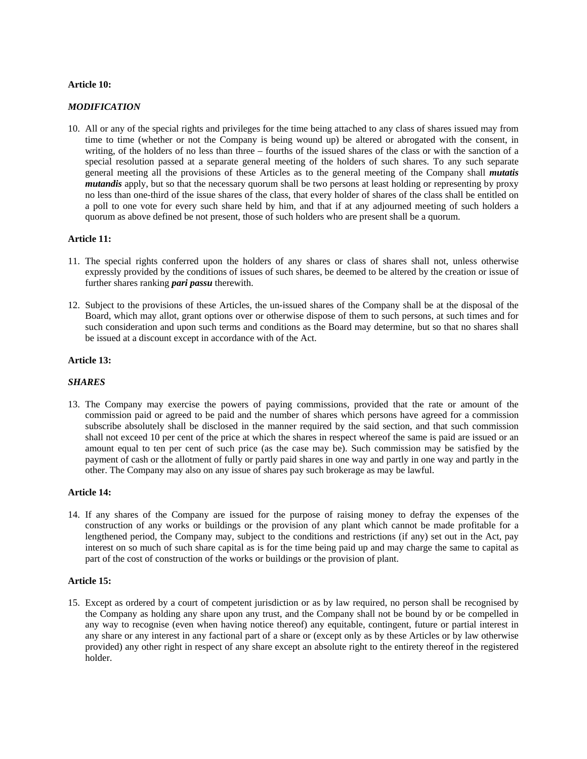**Article 10:**

***MODIFICATION***

10. All or any of the special rights and privileges for the time being attached to any class of shares issued may from time to time (whether or not the Company is being wound up) be altered or abrogated with the consent, in writing, of the holders of no less than three – fourths of the issued shares of the class or with the sanction of a special resolution passed at a separate general meeting of the holders of such shares. To any such separate general meeting all the provisions of these Articles as to the general meeting of the Company shall ***mutatis mutandis*** apply, but so that the necessary quorum shall be two persons at least holding or representing by proxy no less than one-third of the issue shares of the class, that every holder of shares of the class shall be entitled on a poll to one vote for every such share held by him, and that if at any adjourned meeting of such holders a quorum as above defined be not present, those of such holders who are present shall be a quorum.

**Article 11:**

11. The special rights conferred upon the holders of any shares or class of shares shall not, unless otherwise expressly provided by the conditions of issues of such shares, be deemed to be altered by the creation or issue of further shares ranking ***pari passu*** therewith.

12. Subject to the provisions of these Articles, the un-issued shares of the Company shall be at the disposal of the Board, which may allot, grant options over or otherwise dispose of them to such persons, at such times and for such consideration and upon such terms and conditions as the Board may determine, but so that no shares shall be issued at a discount except in accordance with of the Act.

**Article 13:**

***SHARES***

13. The Company may exercise the powers of paying commissions, provided that the rate or amount of the commission paid or agreed to be paid and the number of shares which persons have agreed for a commission subscribe absolutely shall be disclosed in the manner required by the said section, and that such commission shall not exceed 10 per cent of the price at which the shares in respect whereof the same is paid are issued or an amount equal to ten per cent of such price (as the case may be). Such commission may be satisfied by the payment of cash or the allotment of fully or partly paid shares in one way and partly in one way and partly in the other. The Company may also on any issue of shares pay such brokerage as may be lawful.

**Article 14:**

14. If any shares of the Company are issued for the purpose of raising money to defray the expenses of the construction of any works or buildings or the provision of any plant which cannot be made profitable for a lengthened period, the Company may, subject to the conditions and restrictions (if any) set out in the Act, pay interest on so much of such share capital as is for the time being paid up and may charge the same to capital as part of the cost of construction of the works or buildings or the provision of plant.

**Article 15:**

15. Except as ordered by a court of competent jurisdiction or as by law required, no person shall be recognised by the Company as holding any share upon any trust, and the Company shall not be bound by or be compelled in any way to recognise (even when having notice thereof) any equitable, contingent, future or partial interest in any share or any interest in any factional part of a share or (except only as by these Articles or by law otherwise provided) any other right in respect of any share except an absolute right to the entirety thereof in the registered holder.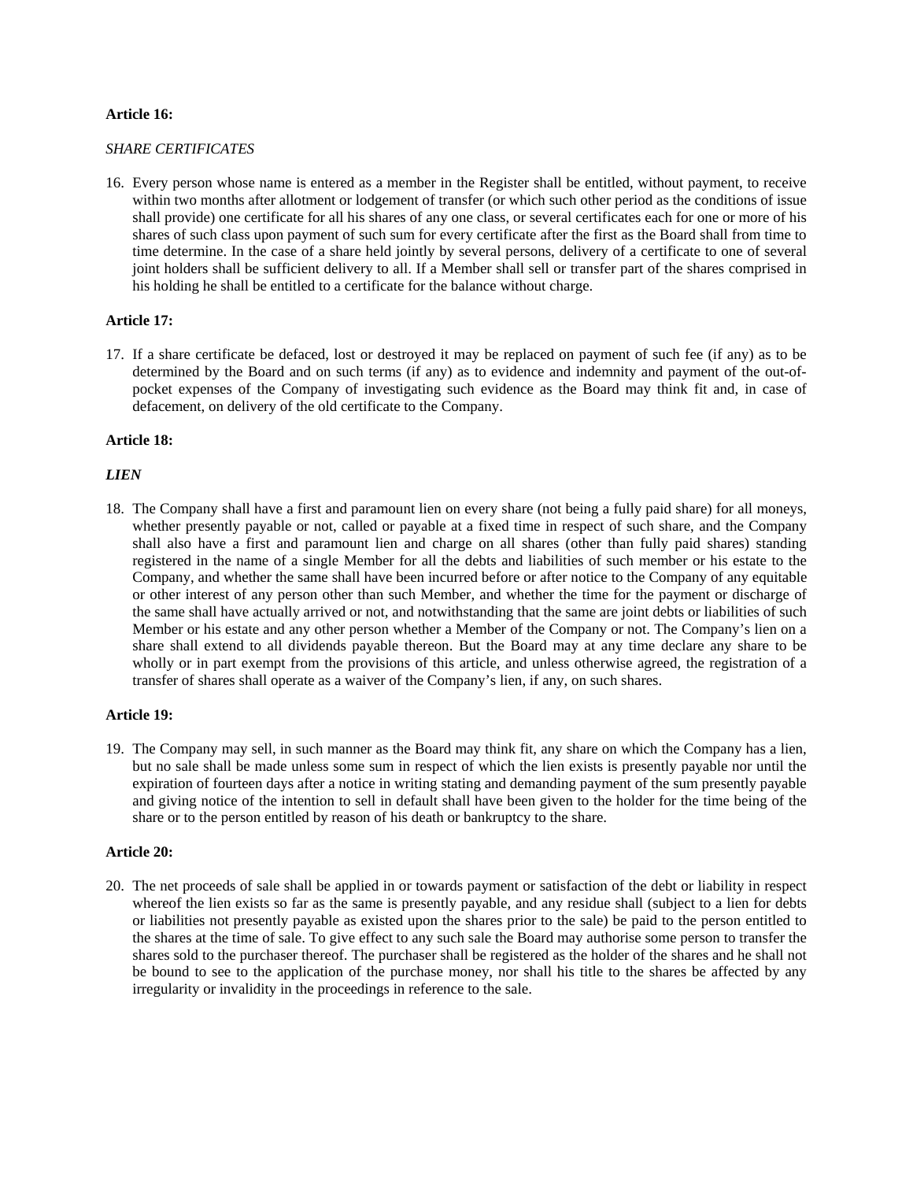**Article 16:**

*SHARE CERTIFICATES*

16. Every person whose name is entered as a member in the Register shall be entitled, without payment, to receive within two months after allotment or lodgement of transfer (or which such other period as the conditions of issue shall provide) one certificate for all his shares of any one class, or several certificates each for one or more of his shares of such class upon payment of such sum for every certificate after the first as the Board shall from time to time determine. In the case of a share held jointly by several persons, delivery of a certificate to one of several joint holders shall be sufficient delivery to all. If a Member shall sell or transfer part of the shares comprised in his holding he shall be entitled to a certificate for the balance without charge.

**Article 17:**

17. If a share certificate be defaced, lost or destroyed it may be replaced on payment of such fee (if any) as to be determined by the Board and on such terms (if any) as to evidence and indemnity and payment of the out-of-pocket expenses of the Company of investigating such evidence as the Board may think fit and, in case of defacement, on delivery of the old certificate to the Company.

**Article 18:**

***LIEN***

18. The Company shall have a first and paramount lien on every share (not being a fully paid share) for all moneys, whether presently payable or not, called or payable at a fixed time in respect of such share, and the Company shall also have a first and paramount lien and charge on all shares (other than fully paid shares) standing registered in the name of a single Member for all the debts and liabilities of such member or his estate to the Company, and whether the same shall have been incurred before or after notice to the Company of any equitable or other interest of any person other than such Member, and whether the time for the payment or discharge of the same shall have actually arrived or not, and notwithstanding that the same are joint debts or liabilities of such Member or his estate and any other person whether a Member of the Company or not. The Company's lien on a share shall extend to all dividends payable thereon. But the Board may at any time declare any share to be wholly or in part exempt from the provisions of this article, and unless otherwise agreed, the registration of a transfer of shares shall operate as a waiver of the Company's lien, if any, on such shares.

**Article 19:**

19. The Company may sell, in such manner as the Board may think fit, any share on which the Company has a lien, but no sale shall be made unless some sum in respect of which the lien exists is presently payable nor until the expiration of fourteen days after a notice in writing stating and demanding payment of the sum presently payable and giving notice of the intention to sell in default shall have been given to the holder for the time being of the share or to the person entitled by reason of his death or bankruptcy to the share.

**Article 20:**

20. The net proceeds of sale shall be applied in or towards payment or satisfaction of the debt or liability in respect whereof the lien exists so far as the same is presently payable, and any residue shall (subject to a lien for debts or liabilities not presently payable as existed upon the shares prior to the sale) be paid to the person entitled to the shares at the time of sale. To give effect to any such sale the Board may authorise some person to transfer the shares sold to the purchaser thereof. The purchaser shall be registered as the holder of the shares and he shall not be bound to see to the application of the purchase money, nor shall his title to the shares be affected by any irregularity or invalidity in the proceedings in reference to the sale.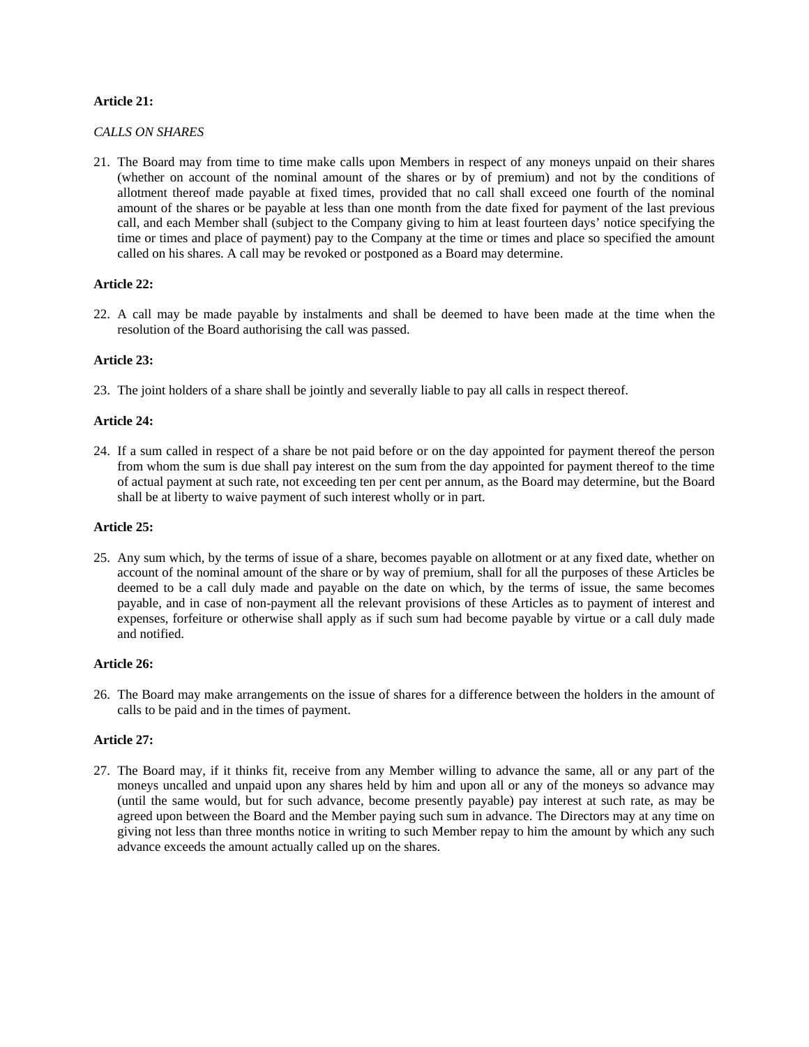**Article 21:**

*CALLS ON SHARES*

21. The Board may from time to time make calls upon Members in respect of any moneys unpaid on their shares (whether on account of the nominal amount of the shares or by of premium) and not by the conditions of allotment thereof made payable at fixed times, provided that no call shall exceed one fourth of the nominal amount of the shares or be payable at less than one month from the date fixed for payment of the last previous call, and each Member shall (subject to the Company giving to him at least fourteen days' notice specifying the time or times and place of payment) pay to the Company at the time or times and place so specified the amount called on his shares. A call may be revoked or postponed as a Board may determine.

**Article 22:**

22. A call may be made payable by instalments and shall be deemed to have been made at the time when the resolution of the Board authorising the call was passed.

**Article 23:**

23. The joint holders of a share shall be jointly and severally liable to pay all calls in respect thereof.

**Article 24:**

24. If a sum called in respect of a share be not paid before or on the day appointed for payment thereof the person from whom the sum is due shall pay interest on the sum from the day appointed for payment thereof to the time of actual payment at such rate, not exceeding ten per cent per annum, as the Board may determine, but the Board shall be at liberty to waive payment of such interest wholly or in part.

**Article 25:**

25. Any sum which, by the terms of issue of a share, becomes payable on allotment or at any fixed date, whether on account of the nominal amount of the share or by way of premium, shall for all the purposes of these Articles be deemed to be a call duly made and payable on the date on which, by the terms of issue, the same becomes payable, and in case of non-payment all the relevant provisions of these Articles as to payment of interest and expenses, forfeiture or otherwise shall apply as if such sum had become payable by virtue or a call duly made and notified.

**Article 26:**

26. The Board may make arrangements on the issue of shares for a difference between the holders in the amount of calls to be paid and in the times of payment.

**Article 27:**

27. The Board may, if it thinks fit, receive from any Member willing to advance the same, all or any part of the moneys uncalled and unpaid upon any shares held by him and upon all or any of the moneys so advance may (until the same would, but for such advance, become presently payable) pay interest at such rate, as may be agreed upon between the Board and the Member paying such sum in advance. The Directors may at any time on giving not less than three months notice in writing to such Member repay to him the amount by which any such advance exceeds the amount actually called up on the shares.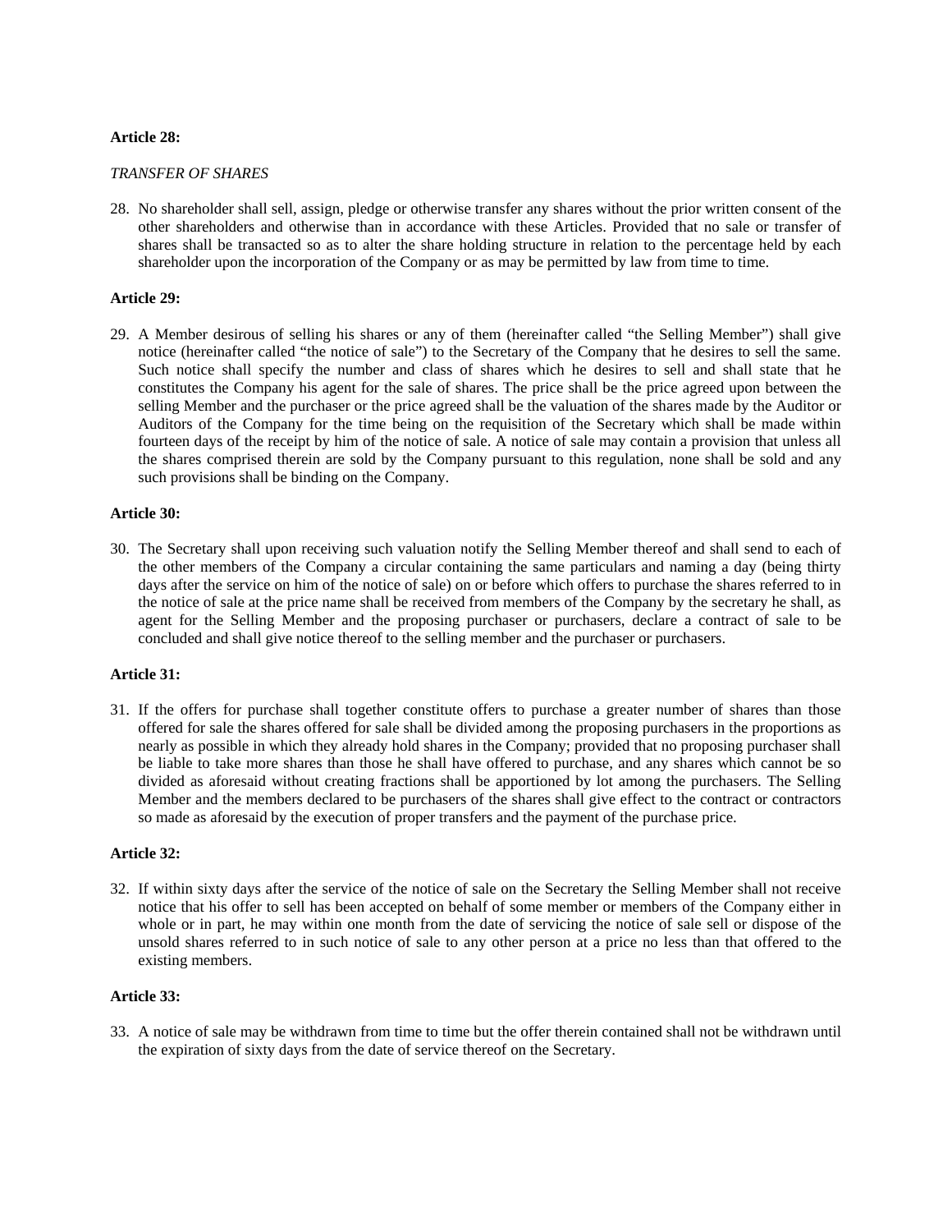**Article 28:**

*TRANSFER OF SHARES*

28. No shareholder shall sell, assign, pledge or otherwise transfer any shares without the prior written consent of the other shareholders and otherwise than in accordance with these Articles. Provided that no sale or transfer of shares shall be transacted so as to alter the share holding structure in relation to the percentage held by each shareholder upon the incorporation of the Company or as may be permitted by law from time to time.

**Article 29:**

29. A Member desirous of selling his shares or any of them (hereinafter called "the Selling Member") shall give notice (hereinafter called "the notice of sale") to the Secretary of the Company that he desires to sell the same. Such notice shall specify the number and class of shares which he desires to sell and shall state that he constitutes the Company his agent for the sale of shares. The price shall be the price agreed upon between the selling Member and the purchaser or the price agreed shall be the valuation of the shares made by the Auditor or Auditors of the Company for the time being on the requisition of the Secretary which shall be made within fourteen days of the receipt by him of the notice of sale. A notice of sale may contain a provision that unless all the shares comprised therein are sold by the Company pursuant to this regulation, none shall be sold and any such provisions shall be binding on the Company.

**Article 30:**

30. The Secretary shall upon receiving such valuation notify the Selling Member thereof and shall send to each of the other members of the Company a circular containing the same particulars and naming a day (being thirty days after the service on him of the notice of sale) on or before which offers to purchase the shares referred to in the notice of sale at the price name shall be received from members of the Company by the secretary he shall, as agent for the Selling Member and the proposing purchaser or purchasers, declare a contract of sale to be concluded and shall give notice thereof to the selling member and the purchaser or purchasers.

**Article 31:**

31. If the offers for purchase shall together constitute offers to purchase a greater number of shares than those offered for sale the shares offered for sale shall be divided among the proposing purchasers in the proportions as nearly as possible in which they already hold shares in the Company; provided that no proposing purchaser shall be liable to take more shares than those he shall have offered to purchase, and any shares which cannot be so divided as aforesaid without creating fractions shall be apportioned by lot among the purchasers. The Selling Member and the members declared to be purchasers of the shares shall give effect to the contract or contractors so made as aforesaid by the execution of proper transfers and the payment of the purchase price.

**Article 32:**

32. If within sixty days after the service of the notice of sale on the Secretary the Selling Member shall not receive notice that his offer to sell has been accepted on behalf of some member or members of the Company either in whole or in part, he may within one month from the date of servicing the notice of sale sell or dispose of the unsold shares referred to in such notice of sale to any other person at a price no less than that offered to the existing members.

**Article 33:**

33. A notice of sale may be withdrawn from time to time but the offer therein contained shall not be withdrawn until the expiration of sixty days from the date of service thereof on the Secretary.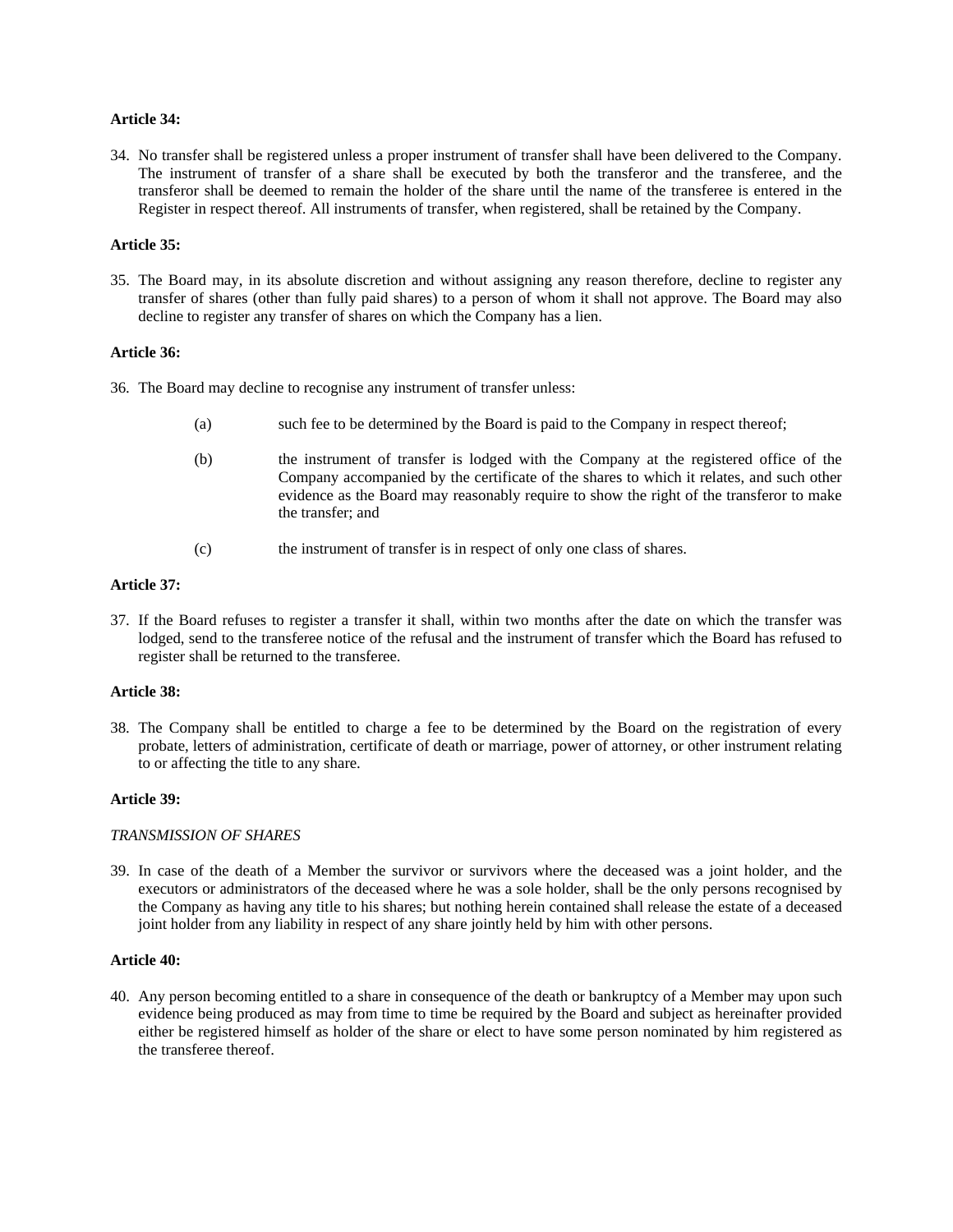**Article 34:**

34. No transfer shall be registered unless a proper instrument of transfer shall have been delivered to the Company. The instrument of transfer of a share shall be executed by both the transferor and the transferee, and the transferor shall be deemed to remain the holder of the share until the name of the transferee is entered in the Register in respect thereof. All instruments of transfer, when registered, shall be retained by the Company.

**Article 35:**

35. The Board may, in its absolute discretion and without assigning any reason therefore, decline to register any transfer of shares (other than fully paid shares) to a person of whom it shall not approve. The Board may also decline to register any transfer of shares on which the Company has a lien.

**Article 36:**

36. The Board may decline to recognise any instrument of transfer unless:

    (a) such fee to be determined by the Board is paid to the Company in respect thereof;

    (b) the instrument of transfer is lodged with the Company at the registered office of the Company accompanied by the certificate of the shares to which it relates, and such other evidence as the Board may reasonably require to show the right of the transferor to make the transfer; and

    (c) the instrument of transfer is in respect of only one class of shares.

**Article 37:**

37. If the Board refuses to register a transfer it shall, within two months after the date on which the transfer was lodged, send to the transferee notice of the refusal and the instrument of transfer which the Board has refused to register shall be returned to the transferee.

**Article 38:**

38. The Company shall be entitled to charge a fee to be determined by the Board on the registration of every probate, letters of administration, certificate of death or marriage, power of attorney, or other instrument relating to or affecting the title to any share.

**Article 39:**

*TRANSMISSION OF SHARES*

39. In case of the death of a Member the survivor or survivors where the deceased was a joint holder, and the executors or administrators of the deceased where he was a sole holder, shall be the only persons recognised by the Company as having any title to his shares; but nothing herein contained shall release the estate of a deceased joint holder from any liability in respect of any share jointly held by him with other persons.

**Article 40:**

40. Any person becoming entitled to a share in consequence of the death or bankruptcy of a Member may upon such evidence being produced as may from time to time be required by the Board and subject as hereinafter provided either be registered himself as holder of the share or elect to have some person nominated by him registered as the transferee thereof.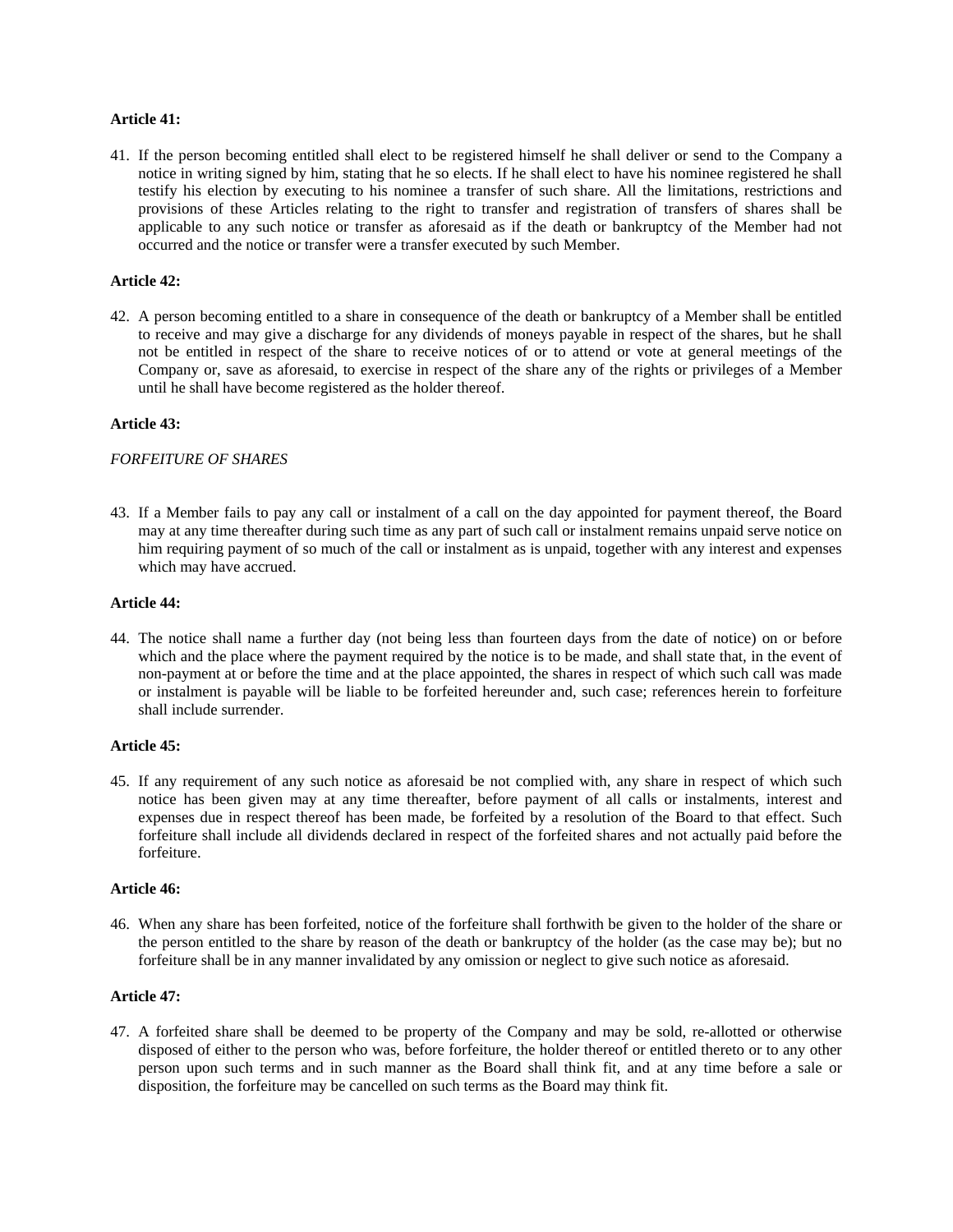**Article 41:**

41. If the person becoming entitled shall elect to be registered himself he shall deliver or send to the Company a notice in writing signed by him, stating that he so elects. If he shall elect to have his nominee registered he shall testify his election by executing to his nominee a transfer of such share. All the limitations, restrictions and provisions of these Articles relating to the right to transfer and registration of transfers of shares shall be applicable to any such notice or transfer as aforesaid as if the death or bankruptcy of the Member had not occurred and the notice or transfer were a transfer executed by such Member.

**Article 42:**

42. A person becoming entitled to a share in consequence of the death or bankruptcy of a Member shall be entitled to receive and may give a discharge for any dividends of moneys payable in respect of the shares, but he shall not be entitled in respect of the share to receive notices of or to attend or vote at general meetings of the Company or, save as aforesaid, to exercise in respect of the share any of the rights or privileges of a Member until he shall have become registered as the holder thereof.

**Article 43:**

*FORFEITURE OF SHARES*

43. If a Member fails to pay any call or instalment of a call on the day appointed for payment thereof, the Board may at any time thereafter during such time as any part of such call or instalment remains unpaid serve notice on him requiring payment of so much of the call or instalment as is unpaid, together with any interest and expenses which may have accrued.

**Article 44:**

44. The notice shall name a further day (not being less than fourteen days from the date of notice) on or before which and the place where the payment required by the notice is to be made, and shall state that, in the event of non-payment at or before the time and at the place appointed, the shares in respect of which such call was made or instalment is payable will be liable to be forfeited hereunder and, such case; references herein to forfeiture shall include surrender.

**Article 45:**

45. If any requirement of any such notice as aforesaid be not complied with, any share in respect of which such notice has been given may at any time thereafter, before payment of all calls or instalments, interest and expenses due in respect thereof has been made, be forfeited by a resolution of the Board to that effect. Such forfeiture shall include all dividends declared in respect of the forfeited shares and not actually paid before the forfeiture.

**Article 46:**

46. When any share has been forfeited, notice of the forfeiture shall forthwith be given to the holder of the share or the person entitled to the share by reason of the death or bankruptcy of the holder (as the case may be); but no forfeiture shall be in any manner invalidated by any omission or neglect to give such notice as aforesaid.

**Article 47:**

47. A forfeited share shall be deemed to be property of the Company and may be sold, re-allotted or otherwise disposed of either to the person who was, before forfeiture, the holder thereof or entitled thereto or to any other person upon such terms and in such manner as the Board shall think fit, and at any time before a sale or disposition, the forfeiture may be cancelled on such terms as the Board may think fit.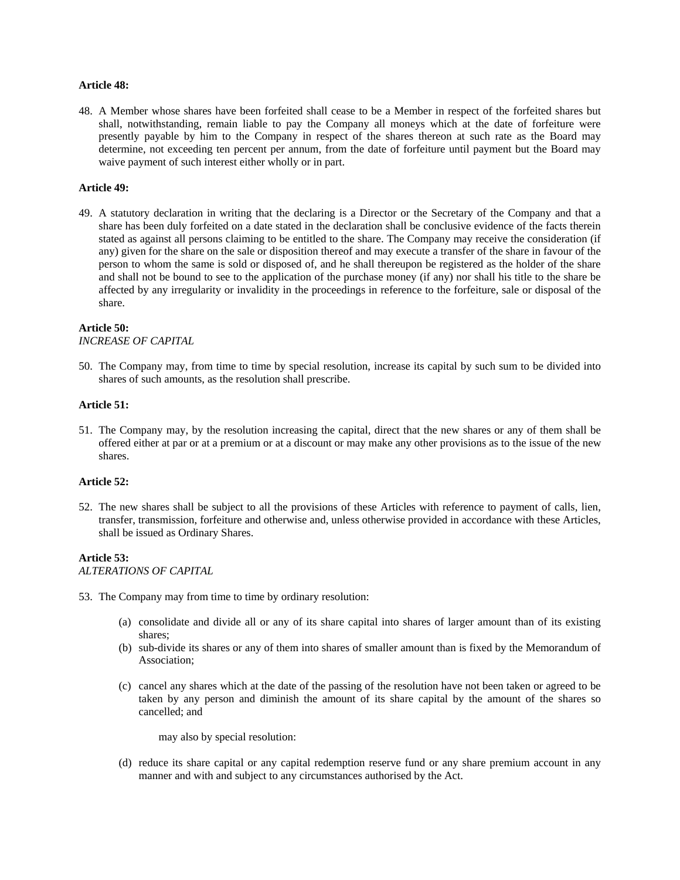**Article 48:**

48. A Member whose shares have been forfeited shall cease to be a Member in respect of the forfeited shares but shall, notwithstanding, remain liable to pay the Company all moneys which at the date of forfeiture were presently payable by him to the Company in respect of the shares thereon at such rate as the Board may determine, not exceeding ten percent per annum, from the date of forfeiture until payment but the Board may waive payment of such interest either wholly or in part.

**Article 49:**

49. A statutory declaration in writing that the declaring is a Director or the Secretary of the Company and that a share has been duly forfeited on a date stated in the declaration shall be conclusive evidence of the facts therein stated as against all persons claiming to be entitled to the share. The Company may receive the consideration (if any) given for the share on the sale or disposition thereof and may execute a transfer of the share in favour of the person to whom the same is sold or disposed of, and he shall thereupon be registered as the holder of the share and shall not be bound to see to the application of the purchase money (if any) nor shall his title to the share be affected by any irregularity or invalidity in the proceedings in reference to the forfeiture, sale or disposal of the share.

**Article 50:**
*INCREASE OF CAPITAL*

50. The Company may, from time to time by special resolution, increase its capital by such sum to be divided into shares of such amounts, as the resolution shall prescribe.

**Article 51:**

51. The Company may, by the resolution increasing the capital, direct that the new shares or any of them shall be offered either at par or at a premium or at a discount or may make any other provisions as to the issue of the new shares.

**Article 52:**

52. The new shares shall be subject to all the provisions of these Articles with reference to payment of calls, lien, transfer, transmission, forfeiture and otherwise and, unless otherwise provided in accordance with these Articles, shall be issued as Ordinary Shares.

**Article 53:**
*ALTERATIONS OF CAPITAL*

53. The Company may from time to time by ordinary resolution:

    (a) consolidate and divide all or any of its share capital into shares of larger amount than of its existing shares;
    (b) sub-divide its shares or any of them into shares of smaller amount than is fixed by the Memorandum of Association;
    (c) cancel any shares which at the date of the passing of the resolution have not been taken or agreed to be taken by any person and diminish the amount of its share capital by the amount of the shares so cancelled; and

    may also by special resolution:

    (d) reduce its share capital or any capital redemption reserve fund or any share premium account in any manner and with and subject to any circumstances authorised by the Act.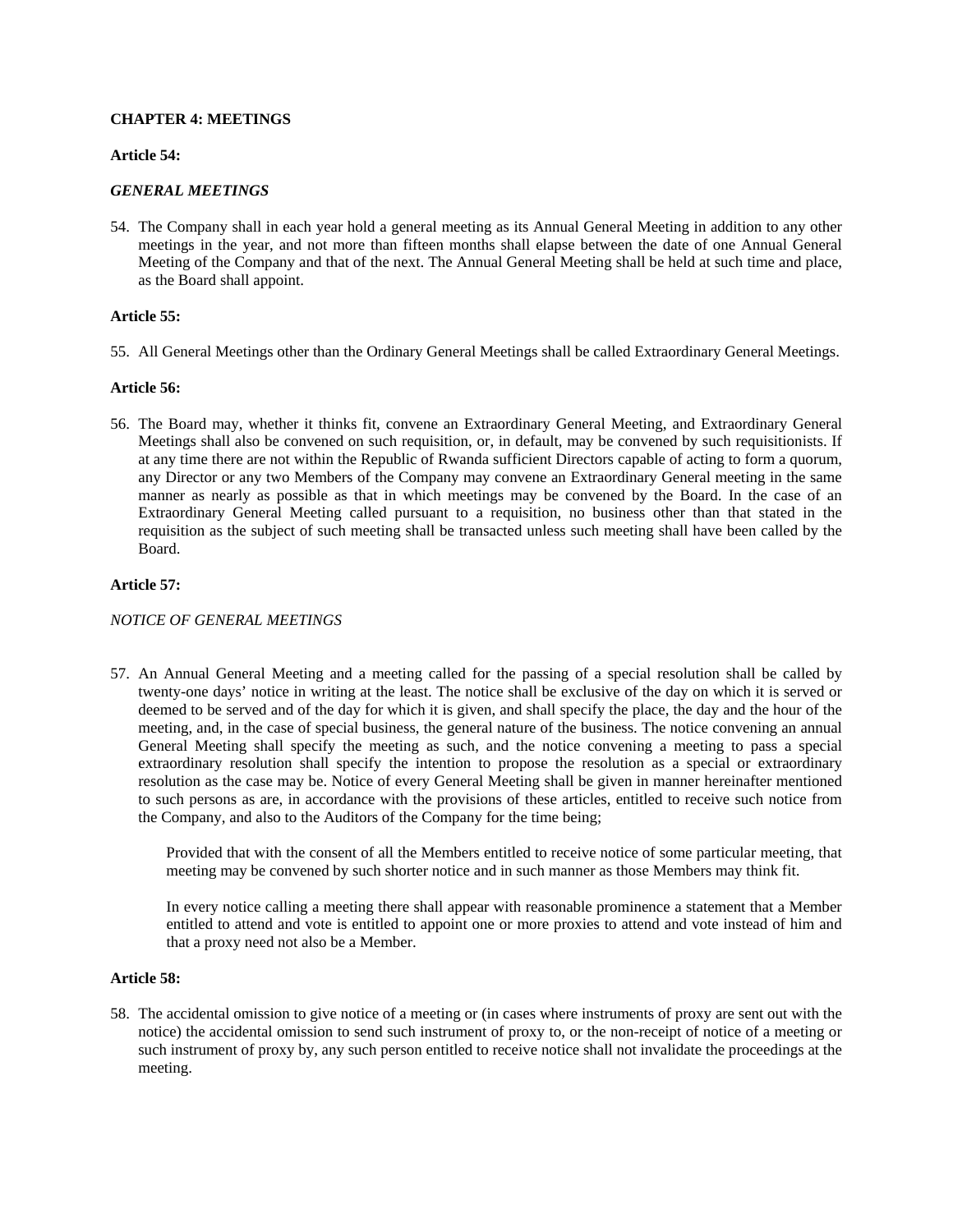**CHAPTER 4: MEETINGS**

**Article 54:**

***GENERAL MEETINGS***

54. The Company shall in each year hold a general meeting as its Annual General Meeting in addition to any other meetings in the year, and not more than fifteen months shall elapse between the date of one Annual General Meeting of the Company and that of the next. The Annual General Meeting shall be held at such time and place, as the Board shall appoint.

**Article 55:**

55. All General Meetings other than the Ordinary General Meetings shall be called Extraordinary General Meetings.

**Article 56:**

56. The Board may, whether it thinks fit, convene an Extraordinary General Meeting, and Extraordinary General Meetings shall also be convened on such requisition, or, in default, may be convened by such requisitionists. If at any time there are not within the Republic of Rwanda sufficient Directors capable of acting to form a quorum, any Director or any two Members of the Company may convene an Extraordinary General meeting in the same manner as nearly as possible as that in which meetings may be convened by the Board. In the case of an Extraordinary General Meeting called pursuant to a requisition, no business other than that stated in the requisition as the subject of such meeting shall be transacted unless such meeting shall have been called by the Board.

**Article 57:**

*NOTICE OF GENERAL MEETINGS*

57. An Annual General Meeting and a meeting called for the passing of a special resolution shall be called by twenty-one days' notice in writing at the least. The notice shall be exclusive of the day on which it is served or deemed to be served and of the day for which it is given, and shall specify the place, the day and the hour of the meeting, and, in the case of special business, the general nature of the business. The notice convening an annual General Meeting shall specify the meeting as such, and the notice convening a meeting to pass a special extraordinary resolution shall specify the intention to propose the resolution as a special or extraordinary resolution as the case may be. Notice of every General Meeting shall be given in manner hereinafter mentioned to such persons as are, in accordance with the provisions of these articles, entitled to receive such notice from the Company, and also to the Auditors of the Company for the time being;

    Provided that with the consent of all the Members entitled to receive notice of some particular meeting, that meeting may be convened by such shorter notice and in such manner as those Members may think fit.

    In every notice calling a meeting there shall appear with reasonable prominence a statement that a Member entitled to attend and vote is entitled to appoint one or more proxies to attend and vote instead of him and that a proxy need not also be a Member.

**Article 58:**

58. The accidental omission to give notice of a meeting or (in cases where instruments of proxy are sent out with the notice) the accidental omission to send such instrument of proxy to, or the non-receipt of notice of a meeting or such instrument of proxy by, any such person entitled to receive notice shall not invalidate the proceedings at the meeting.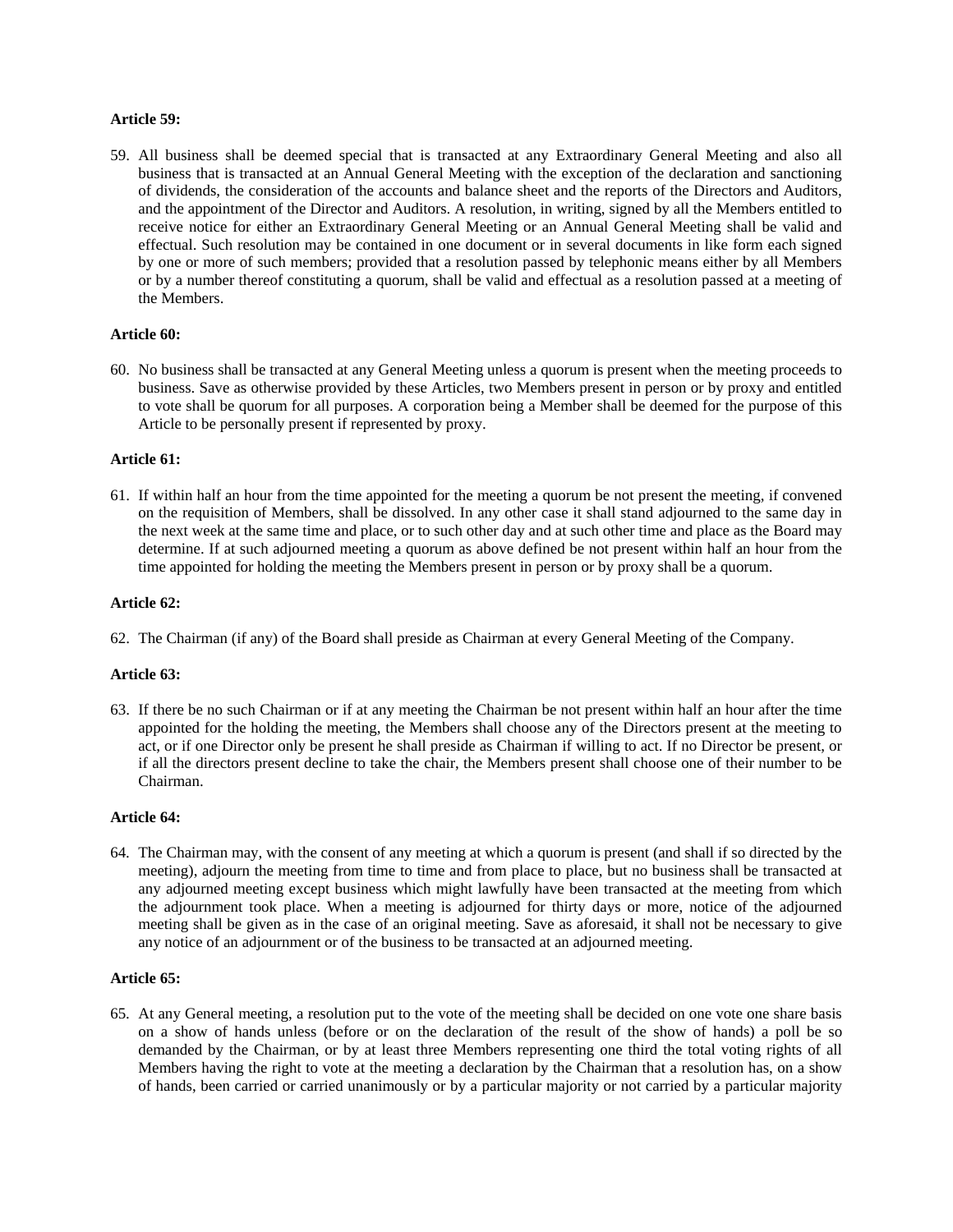**Article 59:**

59. All business shall be deemed special that is transacted at any Extraordinary General Meeting and also all business that is transacted at an Annual General Meeting with the exception of the declaration and sanctioning of dividends, the consideration of the accounts and balance sheet and the reports of the Directors and Auditors, and the appointment of the Director and Auditors. A resolution, in writing, signed by all the Members entitled to receive notice for either an Extraordinary General Meeting or an Annual General Meeting shall be valid and effectual. Such resolution may be contained in one document or in several documents in like form each signed by one or more of such members; provided that a resolution passed by telephonic means either by all Members or by a number thereof constituting a quorum, shall be valid and effectual as a resolution passed at a meeting of the Members.

**Article 60:**

60. No business shall be transacted at any General Meeting unless a quorum is present when the meeting proceeds to business. Save as otherwise provided by these Articles, two Members present in person or by proxy and entitled to vote shall be quorum for all purposes. A corporation being a Member shall be deemed for the purpose of this Article to be personally present if represented by proxy.

**Article 61:**

61. If within half an hour from the time appointed for the meeting a quorum be not present the meeting, if convened on the requisition of Members, shall be dissolved. In any other case it shall stand adjourned to the same day in the next week at the same time and place, or to such other day and at such other time and place as the Board may determine. If at such adjourned meeting a quorum as above defined be not present within half an hour from the time appointed for holding the meeting the Members present in person or by proxy shall be a quorum.

**Article 62:**

62. The Chairman (if any) of the Board shall preside as Chairman at every General Meeting of the Company.

**Article 63:**

63. If there be no such Chairman or if at any meeting the Chairman be not present within half an hour after the time appointed for the holding the meeting, the Members shall choose any of the Directors present at the meeting to act, or if one Director only be present he shall preside as Chairman if willing to act. If no Director be present, or if all the directors present decline to take the chair, the Members present shall choose one of their number to be Chairman.

**Article 64:**

64. The Chairman may, with the consent of any meeting at which a quorum is present (and shall if so directed by the meeting), adjourn the meeting from time to time and from place to place, but no business shall be transacted at any adjourned meeting except business which might lawfully have been transacted at the meeting from which the adjournment took place. When a meeting is adjourned for thirty days or more, notice of the adjourned meeting shall be given as in the case of an original meeting. Save as aforesaid, it shall not be necessary to give any notice of an adjournment or of the business to be transacted at an adjourned meeting.

**Article 65:**

65. At any General meeting, a resolution put to the vote of the meeting shall be decided on one vote one share basis on a show of hands unless (before or on the declaration of the result of the show of hands) a poll be so demanded by the Chairman, or by at least three Members representing one third the total voting rights of all Members having the right to vote at the meeting a declaration by the Chairman that a resolution has, on a show of hands, been carried or carried unanimously or by a particular majority or not carried by a particular majority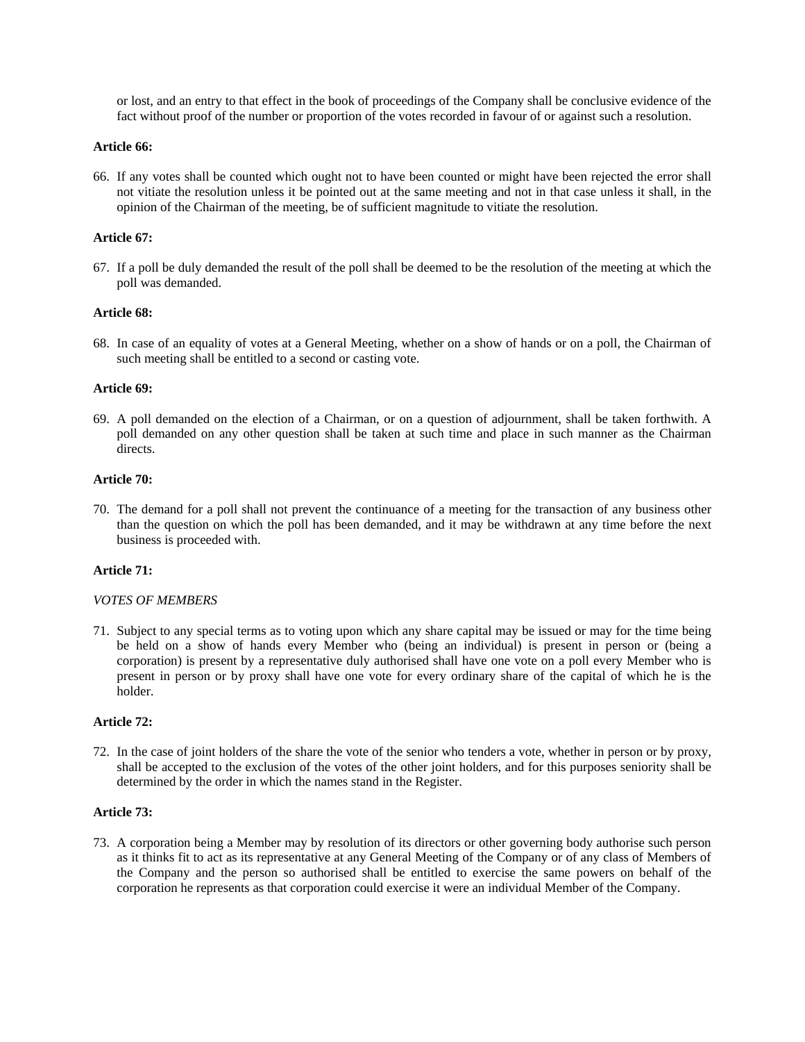or lost, and an entry to that effect in the book of proceedings of the Company shall be conclusive evidence of the fact without proof of the number or proportion of the votes recorded in favour of or against such a resolution.

**Article 66:**

66. If any votes shall be counted which ought not to have been counted or might have been rejected the error shall not vitiate the resolution unless it be pointed out at the same meeting and not in that case unless it shall, in the opinion of the Chairman of the meeting, be of sufficient magnitude to vitiate the resolution.

**Article 67:**

67. If a poll be duly demanded the result of the poll shall be deemed to be the resolution of the meeting at which the poll was demanded.

**Article 68:**

68. In case of an equality of votes at a General Meeting, whether on a show of hands or on a poll, the Chairman of such meeting shall be entitled to a second or casting vote.

**Article 69:**

69. A poll demanded on the election of a Chairman, or on a question of adjournment, shall be taken forthwith. A poll demanded on any other question shall be taken at such time and place in such manner as the Chairman directs.

**Article 70:**

70. The demand for a poll shall not prevent the continuance of a meeting for the transaction of any business other than the question on which the poll has been demanded, and it may be withdrawn at any time before the next business is proceeded with.

**Article 71:**

*VOTES OF MEMBERS*

71. Subject to any special terms as to voting upon which any share capital may be issued or may for the time being be held on a show of hands every Member who (being an individual) is present in person or (being a corporation) is present by a representative duly authorised shall have one vote on a poll every Member who is present in person or by proxy shall have one vote for every ordinary share of the capital of which he is the holder.

**Article 72:**

72. In the case of joint holders of the share the vote of the senior who tenders a vote, whether in person or by proxy, shall be accepted to the exclusion of the votes of the other joint holders, and for this purposes seniority shall be determined by the order in which the names stand in the Register.

**Article 73:**

73. A corporation being a Member may by resolution of its directors or other governing body authorise such person as it thinks fit to act as its representative at any General Meeting of the Company or of any class of Members of the Company and the person so authorised shall be entitled to exercise the same powers on behalf of the corporation he represents as that corporation could exercise it were an individual Member of the Company.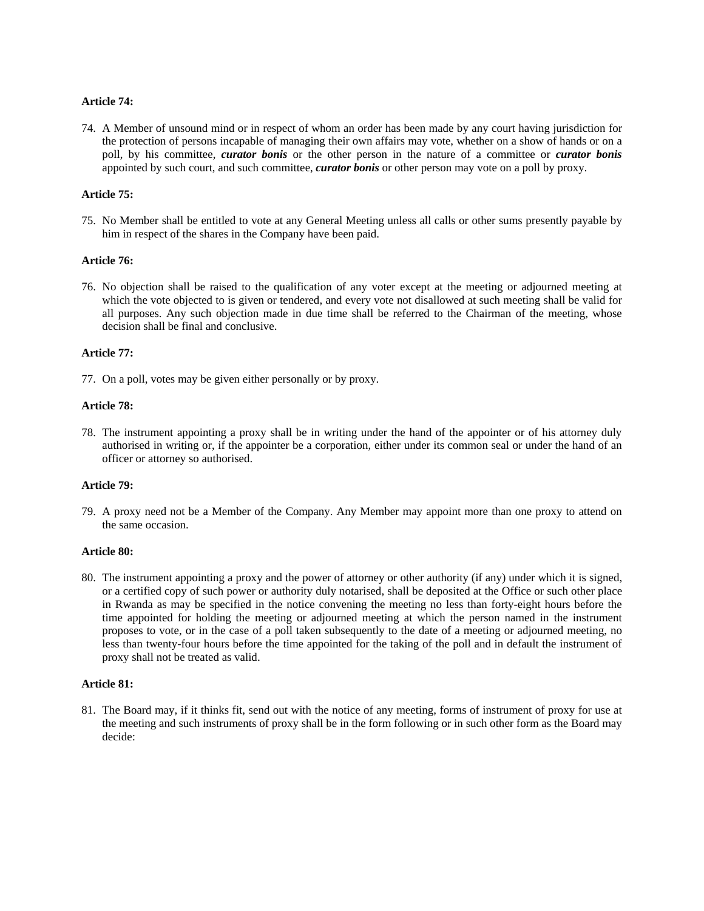**Article 74:**

74. A Member of unsound mind or in respect of whom an order has been made by any court having jurisdiction for the protection of persons incapable of managing their own affairs may vote, whether on a show of hands or on a poll, by his committee, ***curator bonis*** or the other person in the nature of a committee or ***curator bonis*** appointed by such court, and such committee, ***curator bonis*** or other person may vote on a poll by proxy.

**Article 75:**

75. No Member shall be entitled to vote at any General Meeting unless all calls or other sums presently payable by him in respect of the shares in the Company have been paid.

**Article 76:**

76. No objection shall be raised to the qualification of any voter except at the meeting or adjourned meeting at which the vote objected to is given or tendered, and every vote not disallowed at such meeting shall be valid for all purposes. Any such objection made in due time shall be referred to the Chairman of the meeting, whose decision shall be final and conclusive.

**Article 77:**

77. On a poll, votes may be given either personally or by proxy.

**Article 78:**

78. The instrument appointing a proxy shall be in writing under the hand of the appointer or of his attorney duly authorised in writing or, if the appointer be a corporation, either under its common seal or under the hand of an officer or attorney so authorised.

**Article 79:**

79. A proxy need not be a Member of the Company. Any Member may appoint more than one proxy to attend on the same occasion.

**Article 80:**

80. The instrument appointing a proxy and the power of attorney or other authority (if any) under which it is signed, or a certified copy of such power or authority duly notarised, shall be deposited at the Office or such other place in Rwanda as may be specified in the notice convening the meeting no less than forty-eight hours before the time appointed for holding the meeting or adjourned meeting at which the person named in the instrument proposes to vote, or in the case of a poll taken subsequently to the date of a meeting or adjourned meeting, no less than twenty-four hours before the time appointed for the taking of the poll and in default the instrument of proxy shall not be treated as valid.

**Article 81:**

81. The Board may, if it thinks fit, send out with the notice of any meeting, forms of instrument of proxy for use at the meeting and such instruments of proxy shall be in the form following or in such other form as the Board may decide: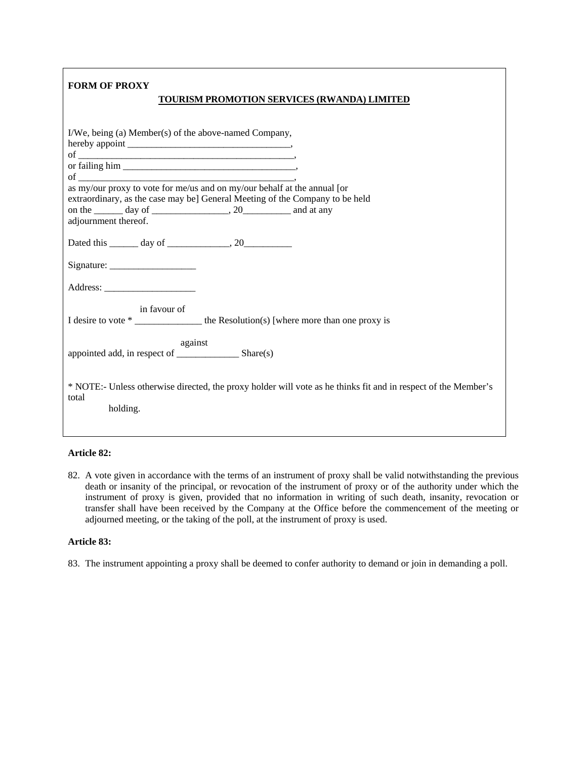**FORM OF PROXY**

**TOURISM PROMOTION SERVICES (RWANDA) LIMITED**

I/We, being (a) Member(s) of the above-named Company,
hereby appoint ___________________________________,
of _______________________________________________,
or failing him _____________________________________,
of _______________________________________________,
as my/our proxy to vote for me/us and on my/our behalf at the annual [or extraordinary, as the case may be] General Meeting of the Company to be held on the ______ day of ________________, 20__________ and at any adjournment thereof.

Dated this ______ day of _____________, 20__________

Signature: __________________

Address: ___________________

I desire to vote * in favour of / against ______________ the Resolution(s) [where more than one proxy is appointed add, in respect of _____________ Share(s)

* NOTE:- Unless otherwise directed, the proxy holder will vote as he thinks fit and in respect of the Member's total holding.

**Article 82:**

82. A vote given in accordance with the terms of an instrument of proxy shall be valid notwithstanding the previous death or insanity of the principal, or revocation of the instrument of proxy or of the authority under which the instrument of proxy is given, provided that no information in writing of such death, insanity, revocation or transfer shall have been received by the Company at the Office before the commencement of the meeting or adjourned meeting, or the taking of the poll, at the instrument of proxy is used.

**Article 83:**

83. The instrument appointing a proxy shall be deemed to confer authority to demand or join in demanding a poll.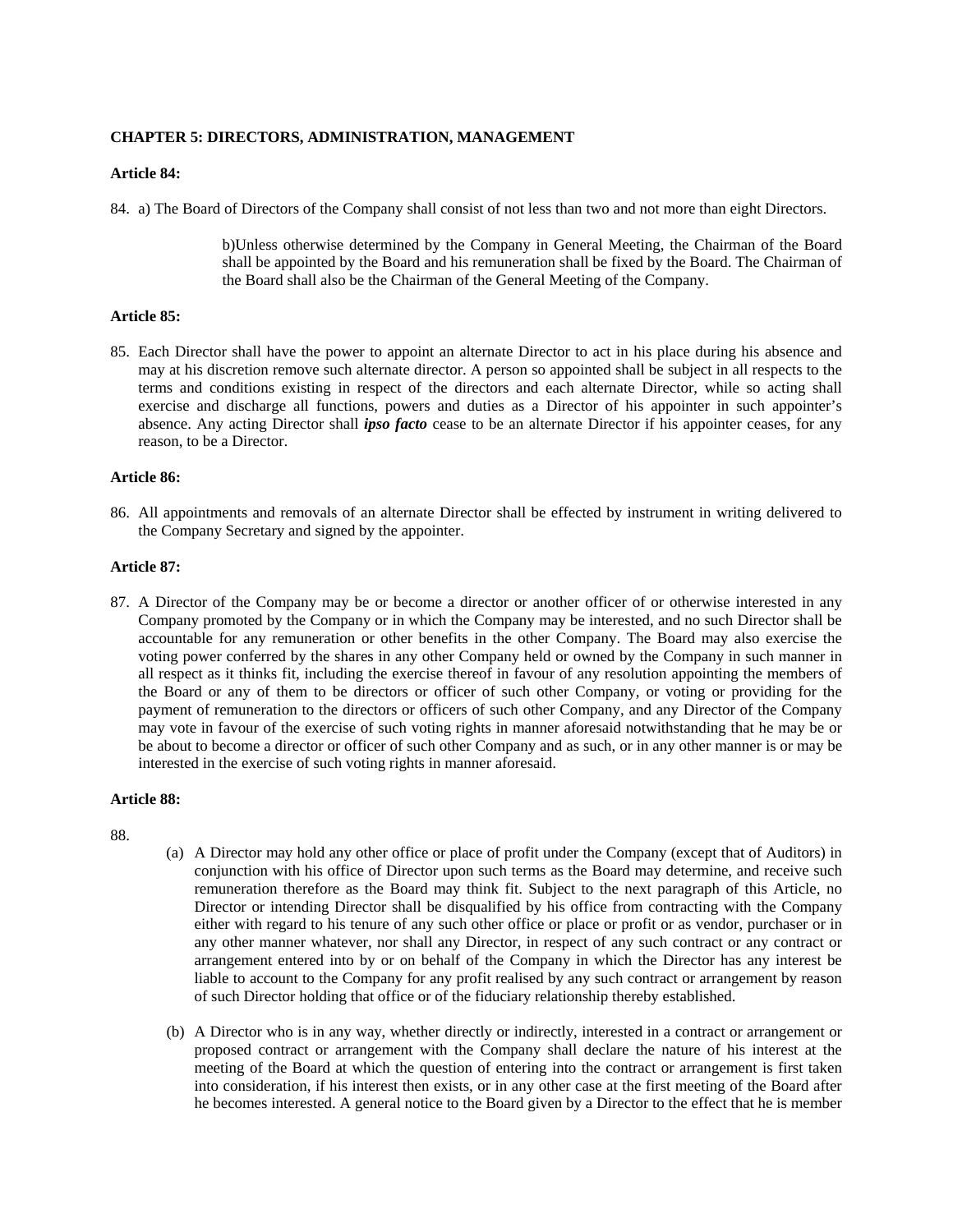**CHAPTER 5: DIRECTORS, ADMINISTRATION, MANAGEMENT**

**Article 84:**

84. a) The Board of Directors of the Company shall consist of not less than two and not more than eight Directors.

b)Unless otherwise determined by the Company in General Meeting, the Chairman of the Board shall be appointed by the Board and his remuneration shall be fixed by the Board. The Chairman of the Board shall also be the Chairman of the General Meeting of the Company.

**Article 85:**

85. Each Director shall have the power to appoint an alternate Director to act in his place during his absence and may at his discretion remove such alternate director. A person so appointed shall be subject in all respects to the terms and conditions existing in respect of the directors and each alternate Director, while so acting shall exercise and discharge all functions, powers and duties as a Director of his appointer in such appointer's absence. Any acting Director shall ***ipso facto*** cease to be an alternate Director if his appointer ceases, for any reason, to be a Director.

**Article 86:**

86. All appointments and removals of an alternate Director shall be effected by instrument in writing delivered to the Company Secretary and signed by the appointer.

**Article 87:**

87. A Director of the Company may be or become a director or another officer of or otherwise interested in any Company promoted by the Company or in which the Company may be interested, and no such Director shall be accountable for any remuneration or other benefits in the other Company. The Board may also exercise the voting power conferred by the shares in any other Company held or owned by the Company in such manner in all respect as it thinks fit, including the exercise thereof in favour of any resolution appointing the members of the Board or any of them to be directors or officer of such other Company, or voting or providing for the payment of remuneration to the directors or officers of such other Company, and any Director of the Company may vote in favour of the exercise of such voting rights in manner aforesaid notwithstanding that he may be or be about to become a director or officer of such other Company and as such, or in any other manner is or may be interested in the exercise of such voting rights in manner aforesaid.

**Article 88:**

88.

(a) A Director may hold any other office or place of profit under the Company (except that of Auditors) in conjunction with his office of Director upon such terms as the Board may determine, and receive such remuneration therefore as the Board may think fit. Subject to the next paragraph of this Article, no Director or intending Director shall be disqualified by his office from contracting with the Company either with regard to his tenure of any such other office or place or profit or as vendor, purchaser or in any other manner whatever, nor shall any Director, in respect of any such contract or any contract or arrangement entered into by or on behalf of the Company in which the Director has any interest be liable to account to the Company for any profit realised by any such contract or arrangement by reason of such Director holding that office or of the fiduciary relationship thereby established.

(b) A Director who is in any way, whether directly or indirectly, interested in a contract or arrangement or proposed contract or arrangement with the Company shall declare the nature of his interest at the meeting of the Board at which the question of entering into the contract or arrangement is first taken into consideration, if his interest then exists, or in any other case at the first meeting of the Board after he becomes interested. A general notice to the Board given by a Director to the effect that he is member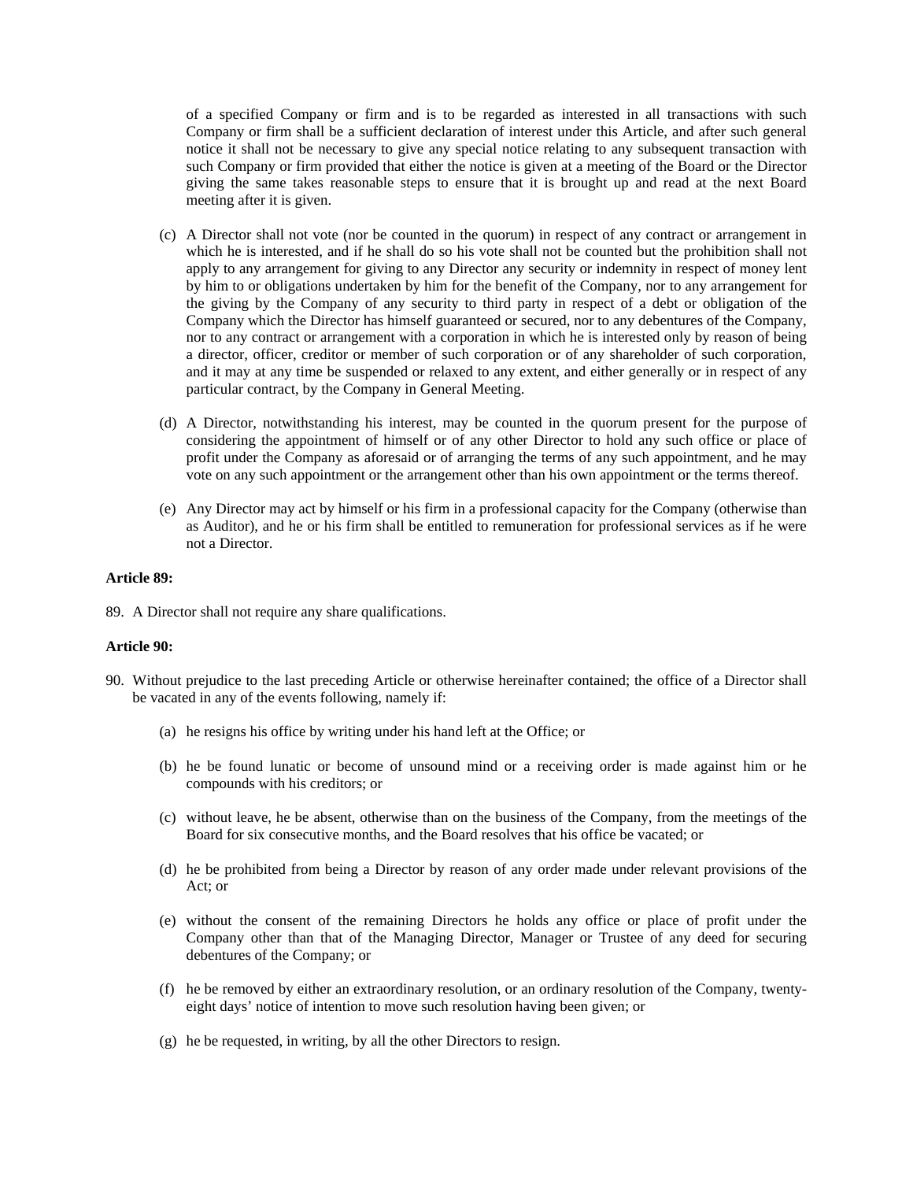of a specified Company or firm and is to be regarded as interested in all transactions with such Company or firm shall be a sufficient declaration of interest under this Article, and after such general notice it shall not be necessary to give any special notice relating to any subsequent transaction with such Company or firm provided that either the notice is given at a meeting of the Board or the Director giving the same takes reasonable steps to ensure that it is brought up and read at the next Board meeting after it is given.

(c) A Director shall not vote (nor be counted in the quorum) in respect of any contract or arrangement in which he is interested, and if he shall do so his vote shall not be counted but the prohibition shall not apply to any arrangement for giving to any Director any security or indemnity in respect of money lent by him to or obligations undertaken by him for the benefit of the Company, nor to any arrangement for the giving by the Company of any security to third party in respect of a debt or obligation of the Company which the Director has himself guaranteed or secured, nor to any debentures of the Company, nor to any contract or arrangement with a corporation in which he is interested only by reason of being a director, officer, creditor or member of such corporation or of any shareholder of such corporation, and it may at any time be suspended or relaxed to any extent, and either generally or in respect of any particular contract, by the Company in General Meeting.

(d) A Director, notwithstanding his interest, may be counted in the quorum present for the purpose of considering the appointment of himself or of any other Director to hold any such office or place of profit under the Company as aforesaid or of arranging the terms of any such appointment, and he may vote on any such appointment or the arrangement other than his own appointment or the terms thereof.

(e) Any Director may act by himself or his firm in a professional capacity for the Company (otherwise than as Auditor), and he or his firm shall be entitled to remuneration for professional services as if he were not a Director.

**Article 89:**

89. A Director shall not require any share qualifications.

**Article 90:**

90. Without prejudice to the last preceding Article or otherwise hereinafter contained; the office of a Director shall be vacated in any of the events following, namely if:

(a) he resigns his office by writing under his hand left at the Office; or

(b) he be found lunatic or become of unsound mind or a receiving order is made against him or he compounds with his creditors; or

(c) without leave, he be absent, otherwise than on the business of the Company, from the meetings of the Board for six consecutive months, and the Board resolves that his office be vacated; or

(d) he be prohibited from being a Director by reason of any order made under relevant provisions of the Act; or

(e) without the consent of the remaining Directors he holds any office or place of profit under the Company other than that of the Managing Director, Manager or Trustee of any deed for securing debentures of the Company; or

(f) he be removed by either an extraordinary resolution, or an ordinary resolution of the Company, twenty-eight days' notice of intention to move such resolution having been given; or

(g) he be requested, in writing, by all the other Directors to resign.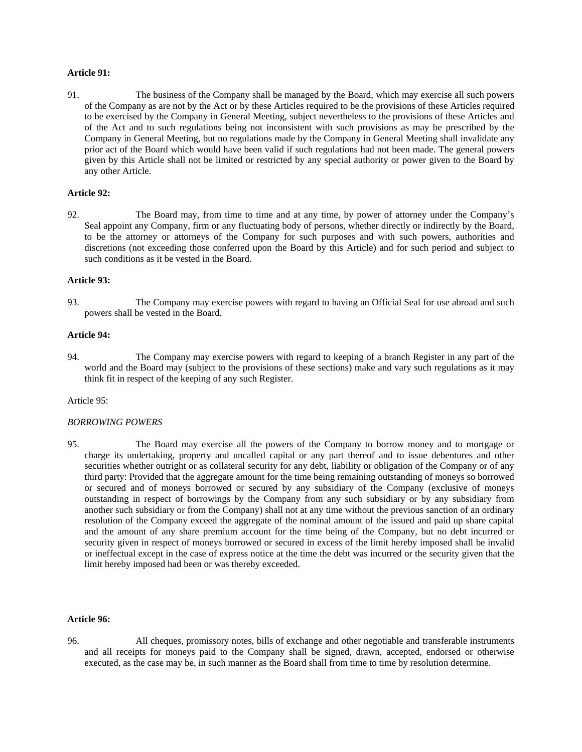**Article 91:**

91. The business of the Company shall be managed by the Board, which may exercise all such powers of the Company as are not by the Act or by these Articles required to be the provisions of these Articles required to be exercised by the Company in General Meeting, subject nevertheless to the provisions of these Articles and of the Act and to such regulations being not inconsistent with such provisions as may be prescribed by the Company in General Meeting, but no regulations made by the Company in General Meeting shall invalidate any prior act of the Board which would have been valid if such regulations had not been made. The general powers given by this Article shall not be limited or restricted by any special authority or power given to the Board by any other Article.

**Article 92:**

92. The Board may, from time to time and at any time, by power of attorney under the Company's Seal appoint any Company, firm or any fluctuating body of persons, whether directly or indirectly by the Board, to be the attorney or attorneys of the Company for such purposes and with such powers, authorities and discretions (not exceeding those conferred upon the Board by this Article) and for such period and subject to such conditions as it be vested in the Board.

**Article 93:**

93. The Company may exercise powers with regard to having an Official Seal for use abroad and such powers shall be vested in the Board.

**Article 94:**

94. The Company may exercise powers with regard to keeping of a branch Register in any part of the world and the Board may (subject to the provisions of these sections) make and vary such regulations as it may think fit in respect of the keeping of any such Register.

Article 95:

*BORROWING POWERS*

95. The Board may exercise all the powers of the Company to borrow money and to mortgage or charge its undertaking, property and uncalled capital or any part thereof and to issue debentures and other securities whether outright or as collateral security for any debt, liability or obligation of the Company or of any third party: Provided that the aggregate amount for the time being remaining outstanding of moneys so borrowed or secured and of moneys borrowed or secured by any subsidiary of the Company (exclusive of moneys outstanding in respect of borrowings by the Company from any such subsidiary or by any subsidiary from another such subsidiary or from the Company) shall not at any time without the previous sanction of an ordinary resolution of the Company exceed the aggregate of the nominal amount of the issued and paid up share capital and the amount of any share premium account for the time being of the Company, but no debt incurred or security given in respect of moneys borrowed or secured in excess of the limit hereby imposed shall be invalid or ineffectual except in the case of express notice at the time the debt was incurred or the security given that the limit hereby imposed had been or was thereby exceeded.

**Article 96:**

96. All cheques, promissory notes, bills of exchange and other negotiable and transferable instruments and all receipts for moneys paid to the Company shall be signed, drawn, accepted, endorsed or otherwise executed, as the case may be, in such manner as the Board shall from time to time by resolution determine.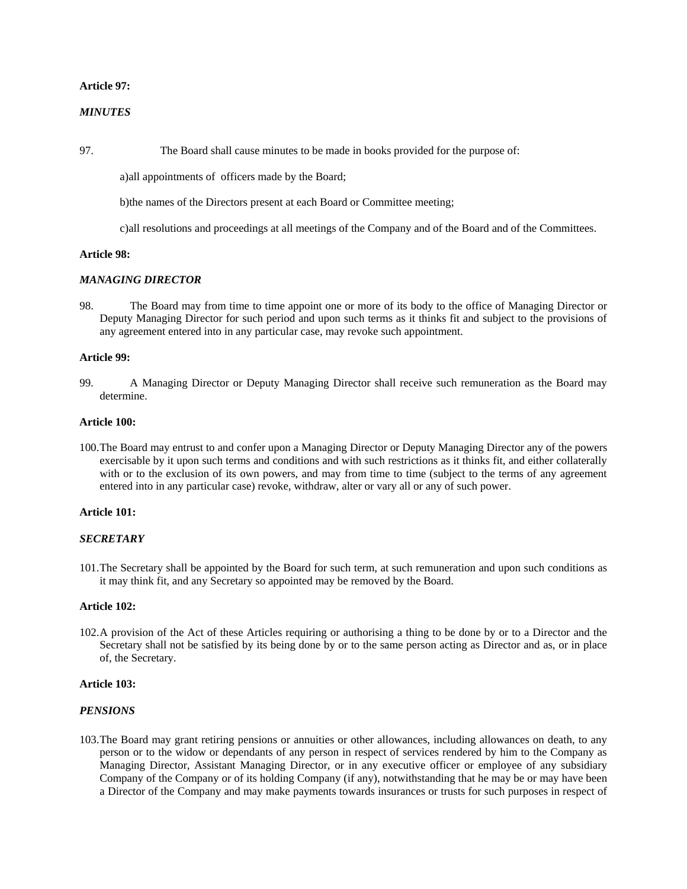**Article 97:**

***MINUTES***

97. The Board shall cause minutes to be made in books provided for the purpose of:

a)all appointments of officers made by the Board;

b)the names of the Directors present at each Board or Committee meeting;

c)all resolutions and proceedings at all meetings of the Company and of the Board and of the Committees.

**Article 98:**

***MANAGING DIRECTOR***

98. The Board may from time to time appoint one or more of its body to the office of Managing Director or Deputy Managing Director for such period and upon such terms as it thinks fit and subject to the provisions of any agreement entered into in any particular case, may revoke such appointment.

**Article 99:**

99. A Managing Director or Deputy Managing Director shall receive such remuneration as the Board may determine.

**Article 100:**

100.The Board may entrust to and confer upon a Managing Director or Deputy Managing Director any of the powers exercisable by it upon such terms and conditions and with such restrictions as it thinks fit, and either collaterally with or to the exclusion of its own powers, and may from time to time (subject to the terms of any agreement entered into in any particular case) revoke, withdraw, alter or vary all or any of such power.

**Article 101:**

***SECRETARY***

101.The Secretary shall be appointed by the Board for such term, at such remuneration and upon such conditions as it may think fit, and any Secretary so appointed may be removed by the Board.

**Article 102:**

102.A provision of the Act of these Articles requiring or authorising a thing to be done by or to a Director and the Secretary shall not be satisfied by its being done by or to the same person acting as Director and as, or in place of, the Secretary.

**Article 103:**

***PENSIONS***

103.The Board may grant retiring pensions or annuities or other allowances, including allowances on death, to any person or to the widow or dependants of any person in respect of services rendered by him to the Company as Managing Director, Assistant Managing Director, or in any executive officer or employee of any subsidiary Company of the Company or of its holding Company (if any), notwithstanding that he may be or may have been a Director of the Company and may make payments towards insurances or trusts for such purposes in respect of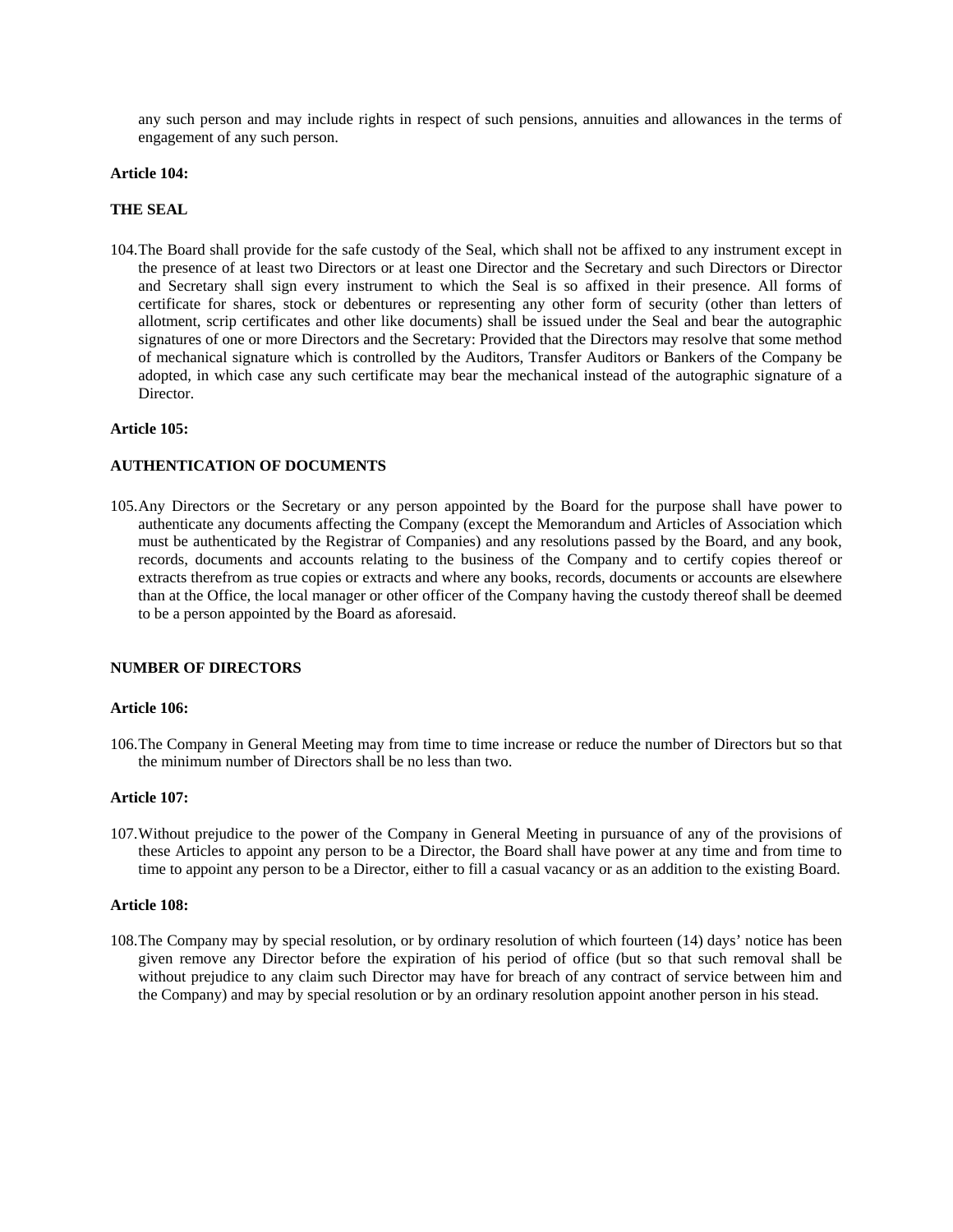any such person and may include rights in respect of such pensions, annuities and allowances in the terms of engagement of any such person.

**Article 104:**

**THE SEAL**

104. The Board shall provide for the safe custody of the Seal, which shall not be affixed to any instrument except in the presence of at least two Directors or at least one Director and the Secretary and such Directors or Director and Secretary shall sign every instrument to which the Seal is so affixed in their presence. All forms of certificate for shares, stock or debentures or representing any other form of security (other than letters of allotment, scrip certificates and other like documents) shall be issued under the Seal and bear the autographic signatures of one or more Directors and the Secretary: Provided that the Directors may resolve that some method of mechanical signature which is controlled by the Auditors, Transfer Auditors or Bankers of the Company be adopted, in which case any such certificate may bear the mechanical instead of the autographic signature of a Director.

**Article 105:**

**AUTHENTICATION OF DOCUMENTS**

105. Any Directors or the Secretary or any person appointed by the Board for the purpose shall have power to authenticate any documents affecting the Company (except the Memorandum and Articles of Association which must be authenticated by the Registrar of Companies) and any resolutions passed by the Board, and any book, records, documents and accounts relating to the business of the Company and to certify copies thereof or extracts therefrom as true copies or extracts and where any books, records, documents or accounts are elsewhere than at the Office, the local manager or other officer of the Company having the custody thereof shall be deemed to be a person appointed by the Board as aforesaid.

**NUMBER OF DIRECTORS**

**Article 106:**

106. The Company in General Meeting may from time to time increase or reduce the number of Directors but so that the minimum number of Directors shall be no less than two.

**Article 107:**

107. Without prejudice to the power of the Company in General Meeting in pursuance of any of the provisions of these Articles to appoint any person to be a Director, the Board shall have power at any time and from time to time to appoint any person to be a Director, either to fill a casual vacancy or as an addition to the existing Board.

**Article 108:**

108. The Company may by special resolution, or by ordinary resolution of which fourteen (14) days' notice has been given remove any Director before the expiration of his period of office (but so that such removal shall be without prejudice to any claim such Director may have for breach of any contract of service between him and the Company) and may by special resolution or by an ordinary resolution appoint another person in his stead.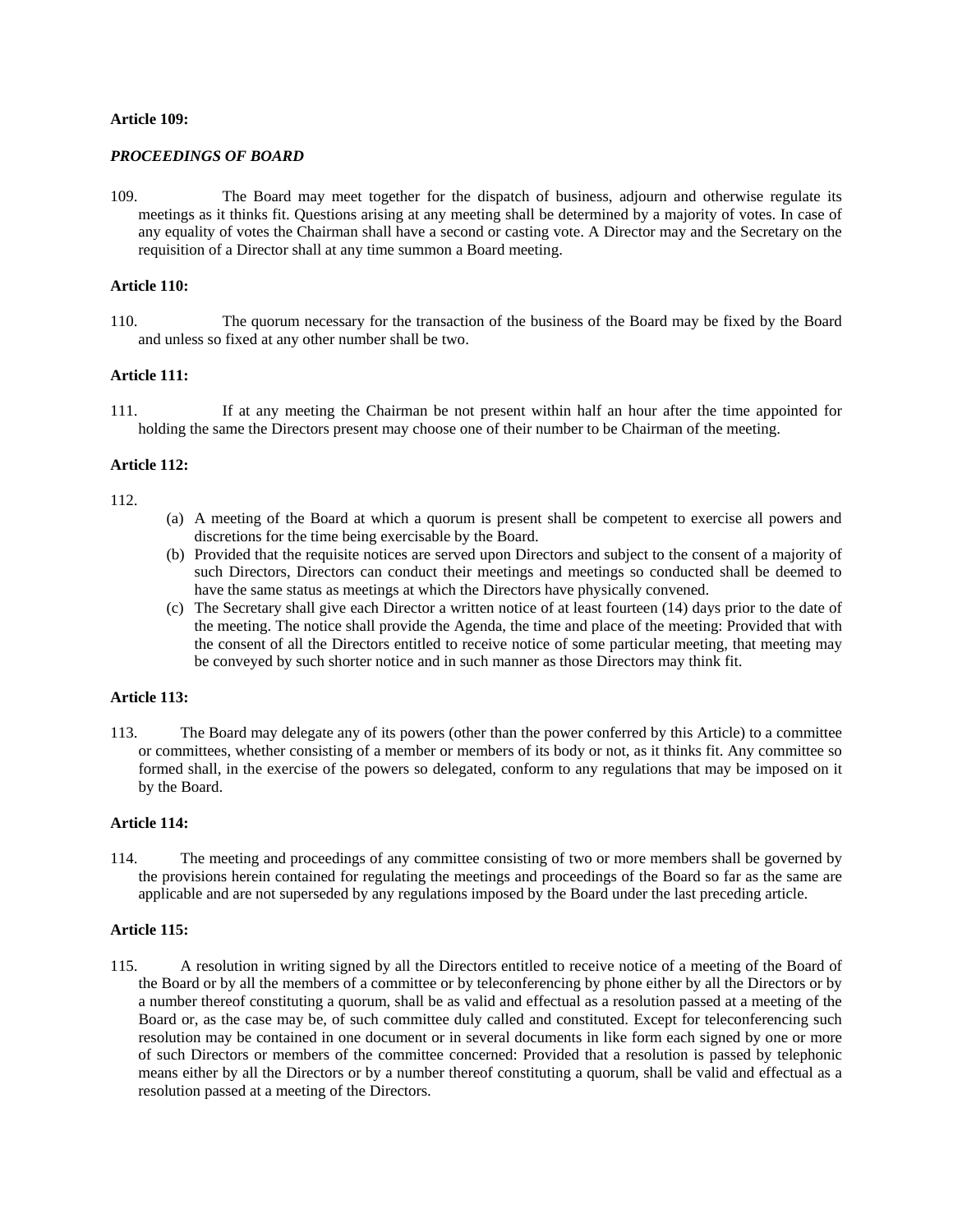**Article 109:**

***PROCEEDINGS OF BOARD***

109. The Board may meet together for the dispatch of business, adjourn and otherwise regulate its meetings as it thinks fit. Questions arising at any meeting shall be determined by a majority of votes. In case of any equality of votes the Chairman shall have a second or casting vote. A Director may and the Secretary on the requisition of a Director shall at any time summon a Board meeting.

**Article 110:**

110. The quorum necessary for the transaction of the business of the Board may be fixed by the Board and unless so fixed at any other number shall be two.

**Article 111:**

111. If at any meeting the Chairman be not present within half an hour after the time appointed for holding the same the Directors present may choose one of their number to be Chairman of the meeting.

**Article 112:**

112.

(a) A meeting of the Board at which a quorum is present shall be competent to exercise all powers and discretions for the time being exercisable by the Board.

(b) Provided that the requisite notices are served upon Directors and subject to the consent of a majority of such Directors, Directors can conduct their meetings and meetings so conducted shall be deemed to have the same status as meetings at which the Directors have physically convened.

(c) The Secretary shall give each Director a written notice of at least fourteen (14) days prior to the date of the meeting. The notice shall provide the Agenda, the time and place of the meeting: Provided that with the consent of all the Directors entitled to receive notice of some particular meeting, that meeting may be conveyed by such shorter notice and in such manner as those Directors may think fit.

**Article 113:**

113. The Board may delegate any of its powers (other than the power conferred by this Article) to a committee or committees, whether consisting of a member or members of its body or not, as it thinks fit. Any committee so formed shall, in the exercise of the powers so delegated, conform to any regulations that may be imposed on it by the Board.

**Article 114:**

114. The meeting and proceedings of any committee consisting of two or more members shall be governed by the provisions herein contained for regulating the meetings and proceedings of the Board so far as the same are applicable and are not superseded by any regulations imposed by the Board under the last preceding article.

**Article 115:**

115. A resolution in writing signed by all the Directors entitled to receive notice of a meeting of the Board of the Board or by all the members of a committee or by teleconferencing by phone either by all the Directors or by a number thereof constituting a quorum, shall be as valid and effectual as a resolution passed at a meeting of the Board or, as the case may be, of such committee duly called and constituted. Except for teleconferencing such resolution may be contained in one document or in several documents in like form each signed by one or more of such Directors or members of the committee concerned: Provided that a resolution is passed by telephonic means either by all the Directors or by a number thereof constituting a quorum, shall be valid and effectual as a resolution passed at a meeting of the Directors.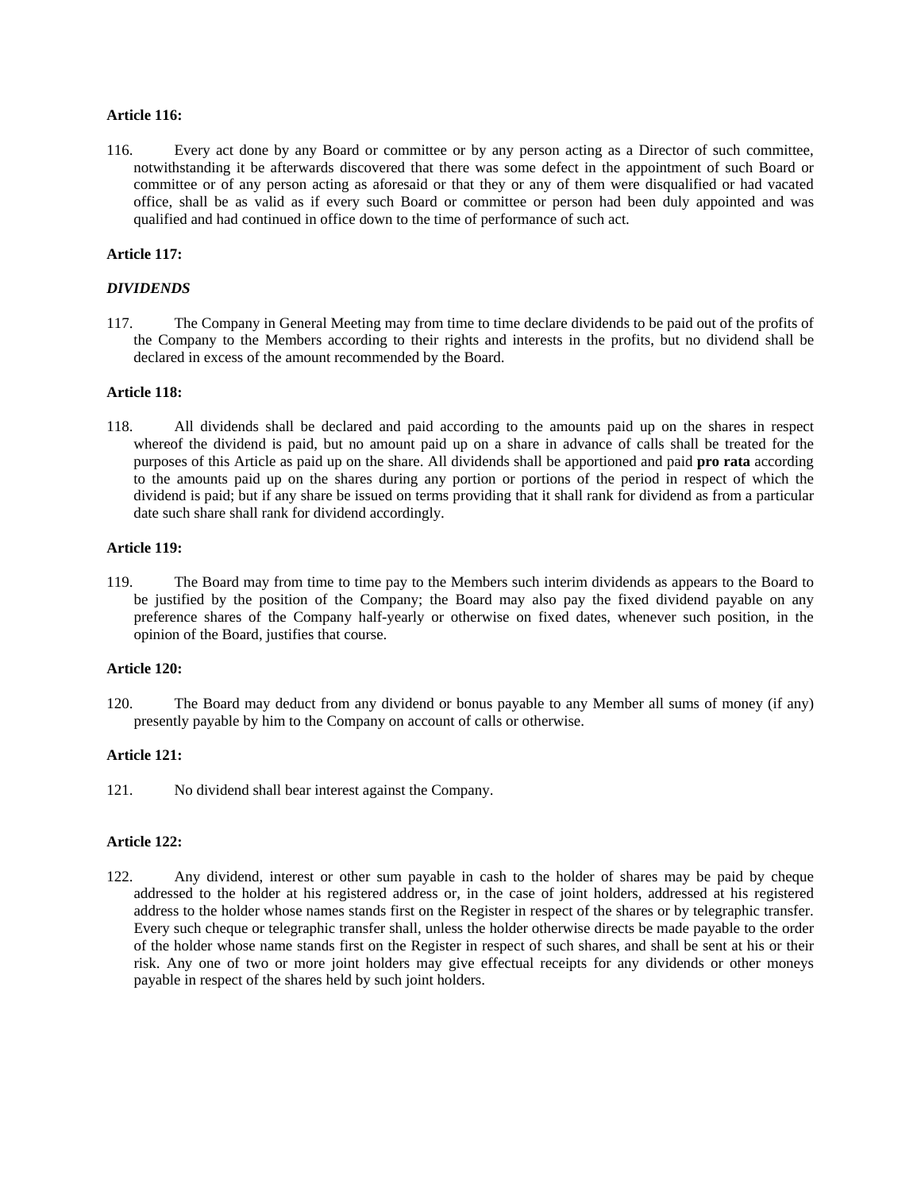**Article 116:**

116. Every act done by any Board or committee or by any person acting as a Director of such committee, notwithstanding it be afterwards discovered that there was some defect in the appointment of such Board or committee or of any person acting as aforesaid or that they or any of them were disqualified or had vacated office, shall be as valid as if every such Board or committee or person had been duly appointed and was qualified and had continued in office down to the time of performance of such act.

**Article 117:**

***DIVIDENDS***

117. The Company in General Meeting may from time to time declare dividends to be paid out of the profits of the Company to the Members according to their rights and interests in the profits, but no dividend shall be declared in excess of the amount recommended by the Board.

**Article 118:**

118. All dividends shall be declared and paid according to the amounts paid up on the shares in respect whereof the dividend is paid, but no amount paid up on a share in advance of calls shall be treated for the purposes of this Article as paid up on the share. All dividends shall be apportioned and paid **pro rata** according to the amounts paid up on the shares during any portion or portions of the period in respect of which the dividend is paid; but if any share be issued on terms providing that it shall rank for dividend as from a particular date such share shall rank for dividend accordingly.

**Article 119:**

119. The Board may from time to time pay to the Members such interim dividends as appears to the Board to be justified by the position of the Company; the Board may also pay the fixed dividend payable on any preference shares of the Company half-yearly or otherwise on fixed dates, whenever such position, in the opinion of the Board, justifies that course.

**Article 120:**

120. The Board may deduct from any dividend or bonus payable to any Member all sums of money (if any) presently payable by him to the Company on account of calls or otherwise.

**Article 121:**

121. No dividend shall bear interest against the Company.

**Article 122:**

122. Any dividend, interest or other sum payable in cash to the holder of shares may be paid by cheque addressed to the holder at his registered address or, in the case of joint holders, addressed at his registered address to the holder whose names stands first on the Register in respect of the shares or by telegraphic transfer. Every such cheque or telegraphic transfer shall, unless the holder otherwise directs be made payable to the order of the holder whose name stands first on the Register in respect of such shares, and shall be sent at his or their risk. Any one of two or more joint holders may give effectual receipts for any dividends or other moneys payable in respect of the shares held by such joint holders.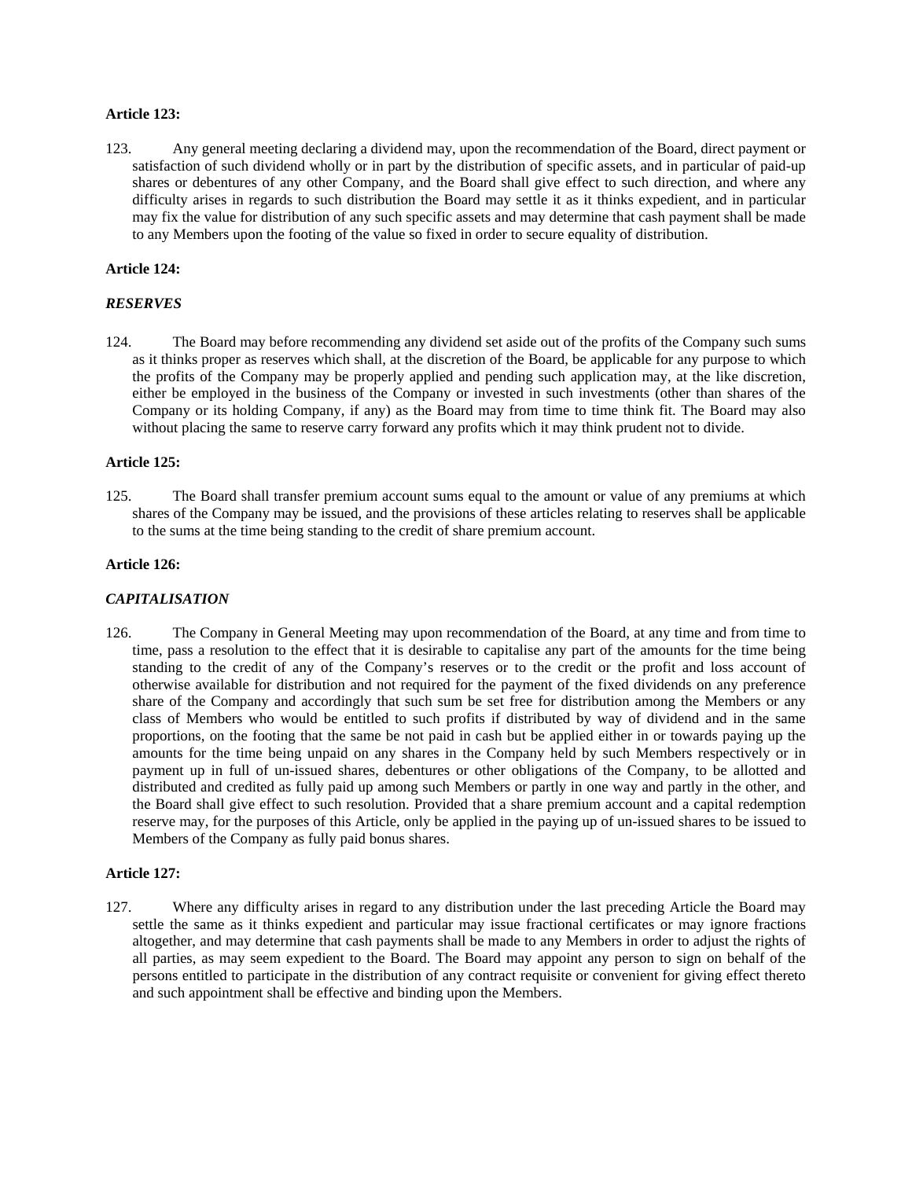**Article 123:**

123. Any general meeting declaring a dividend may, upon the recommendation of the Board, direct payment or satisfaction of such dividend wholly or in part by the distribution of specific assets, and in particular of paid-up shares or debentures of any other Company, and the Board shall give effect to such direction, and where any difficulty arises in regards to such distribution the Board may settle it as it thinks expedient, and in particular may fix the value for distribution of any such specific assets and may determine that cash payment shall be made to any Members upon the footing of the value so fixed in order to secure equality of distribution.

**Article 124:**

***RESERVES***

124. The Board may before recommending any dividend set aside out of the profits of the Company such sums as it thinks proper as reserves which shall, at the discretion of the Board, be applicable for any purpose to which the profits of the Company may be properly applied and pending such application may, at the like discretion, either be employed in the business of the Company or invested in such investments (other than shares of the Company or its holding Company, if any) as the Board may from time to time think fit. The Board may also without placing the same to reserve carry forward any profits which it may think prudent not to divide.

**Article 125:**

125. The Board shall transfer premium account sums equal to the amount or value of any premiums at which shares of the Company may be issued, and the provisions of these articles relating to reserves shall be applicable to the sums at the time being standing to the credit of share premium account.

**Article 126:**

***CAPITALISATION***

126. The Company in General Meeting may upon recommendation of the Board, at any time and from time to time, pass a resolution to the effect that it is desirable to capitalise any part of the amounts for the time being standing to the credit of any of the Company's reserves or to the credit or the profit and loss account of otherwise available for distribution and not required for the payment of the fixed dividends on any preference share of the Company and accordingly that such sum be set free for distribution among the Members or any class of Members who would be entitled to such profits if distributed by way of dividend and in the same proportions, on the footing that the same be not paid in cash but be applied either in or towards paying up the amounts for the time being unpaid on any shares in the Company held by such Members respectively or in payment up in full of un-issued shares, debentures or other obligations of the Company, to be allotted and distributed and credited as fully paid up among such Members or partly in one way and partly in the other, and the Board shall give effect to such resolution. Provided that a share premium account and a capital redemption reserve may, for the purposes of this Article, only be applied in the paying up of un-issued shares to be issued to Members of the Company as fully paid bonus shares.

**Article 127:**

127. Where any difficulty arises in regard to any distribution under the last preceding Article the Board may settle the same as it thinks expedient and particular may issue fractional certificates or may ignore fractions altogether, and may determine that cash payments shall be made to any Members in order to adjust the rights of all parties, as may seem expedient to the Board. The Board may appoint any person to sign on behalf of the persons entitled to participate in the distribution of any contract requisite or convenient for giving effect thereto and such appointment shall be effective and binding upon the Members.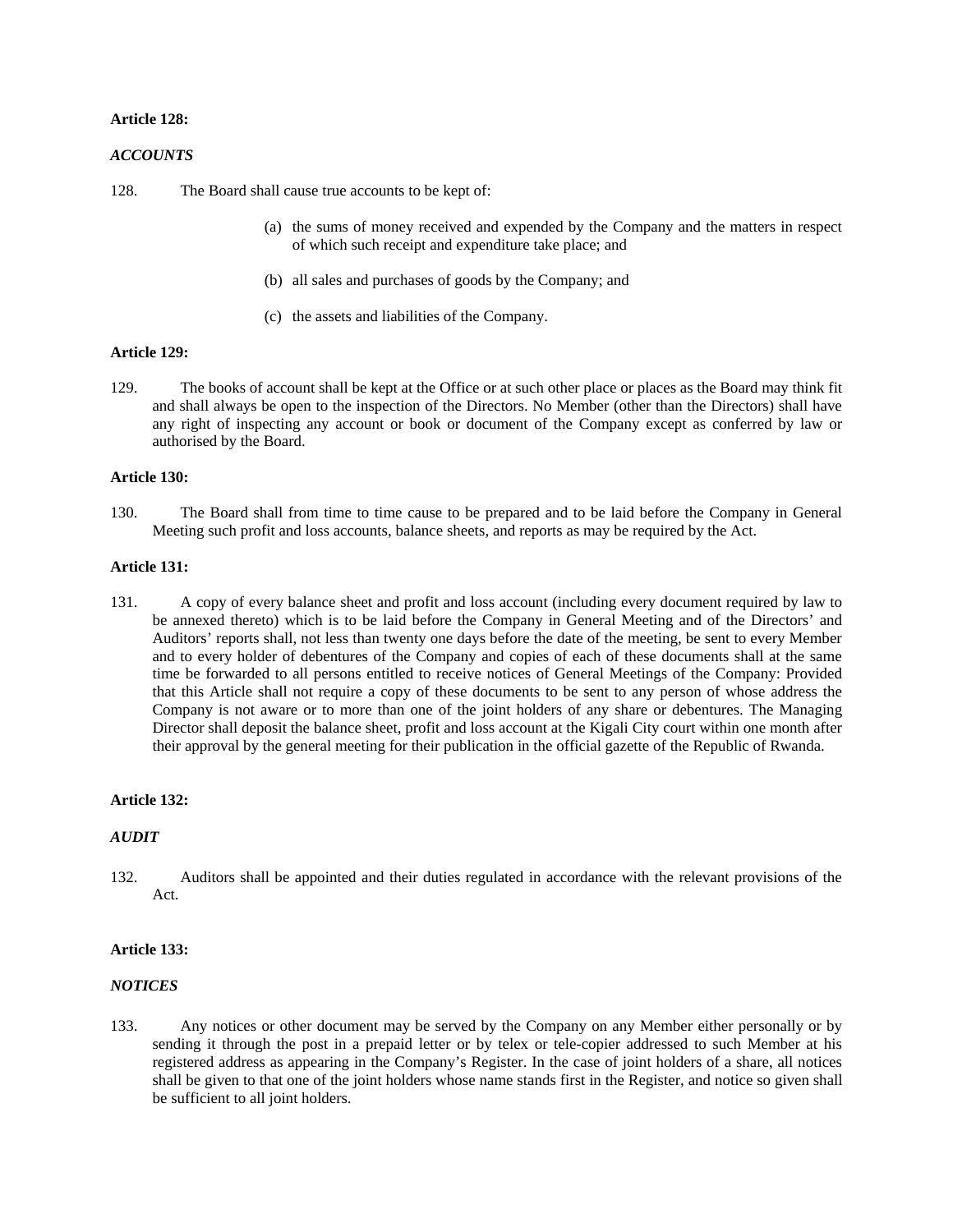**Article 128:**

***ACCOUNTS***

128. The Board shall cause true accounts to be kept of:

(a) the sums of money received and expended by the Company and the matters in respect of which such receipt and expenditure take place; and

(b) all sales and purchases of goods by the Company; and

(c) the assets and liabilities of the Company.

**Article 129:**

129. The books of account shall be kept at the Office or at such other place or places as the Board may think fit and shall always be open to the inspection of the Directors. No Member (other than the Directors) shall have any right of inspecting any account or book or document of the Company except as conferred by law or authorised by the Board.

**Article 130:**

130. The Board shall from time to time cause to be prepared and to be laid before the Company in General Meeting such profit and loss accounts, balance sheets, and reports as may be required by the Act.

**Article 131:**

131. A copy of every balance sheet and profit and loss account (including every document required by law to be annexed thereto) which is to be laid before the Company in General Meeting and of the Directors' and Auditors' reports shall, not less than twenty one days before the date of the meeting, be sent to every Member and to every holder of debentures of the Company and copies of each of these documents shall at the same time be forwarded to all persons entitled to receive notices of General Meetings of the Company: Provided that this Article shall not require a copy of these documents to be sent to any person of whose address the Company is not aware or to more than one of the joint holders of any share or debentures. The Managing Director shall deposit the balance sheet, profit and loss account at the Kigali City court within one month after their approval by the general meeting for their publication in the official gazette of the Republic of Rwanda.

**Article 132:**

***AUDIT***

132. Auditors shall be appointed and their duties regulated in accordance with the relevant provisions of the Act.

**Article 133:**

***NOTICES***

133. Any notices or other document may be served by the Company on any Member either personally or by sending it through the post in a prepaid letter or by telex or tele-copier addressed to such Member at his registered address as appearing in the Company's Register. In the case of joint holders of a share, all notices shall be given to that one of the joint holders whose name stands first in the Register, and notice so given shall be sufficient to all joint holders.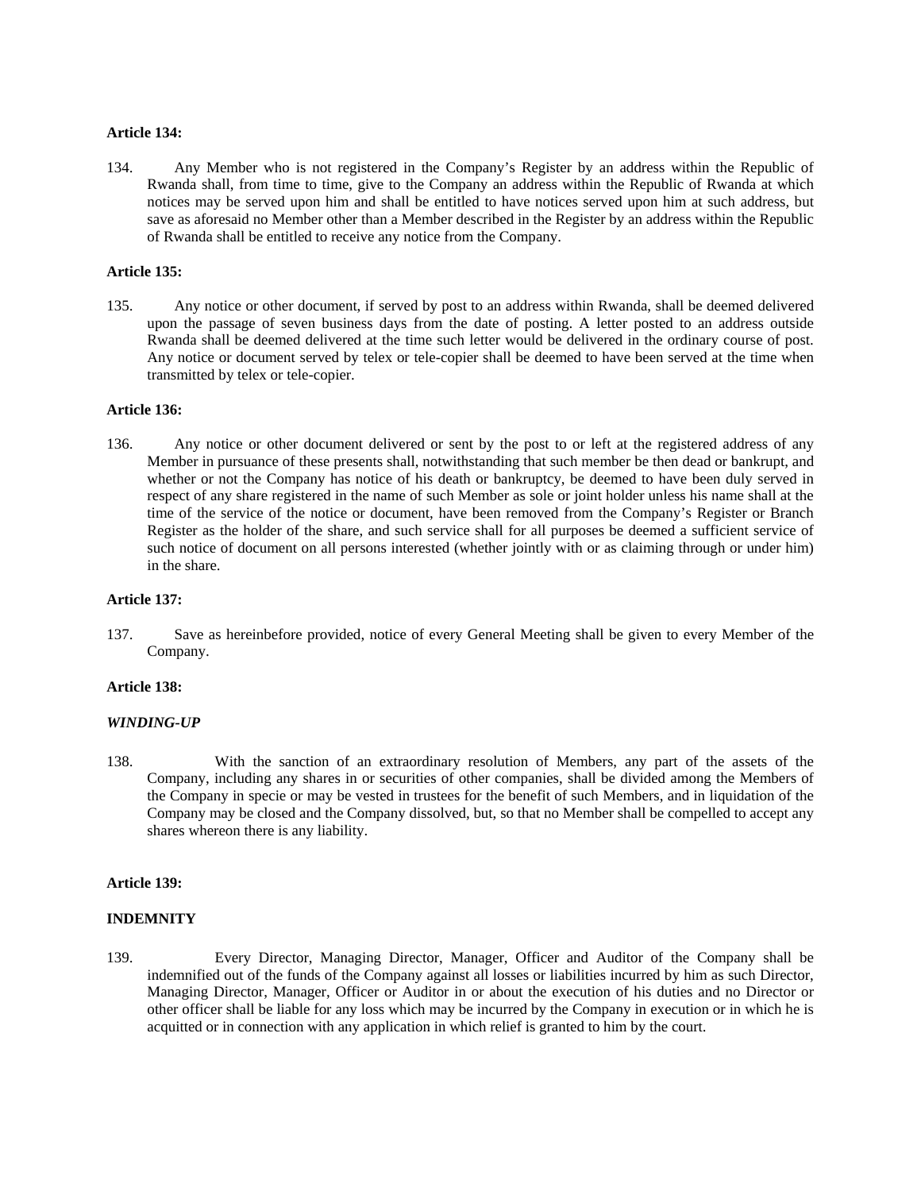**Article 134:**

134. Any Member who is not registered in the Company's Register by an address within the Republic of Rwanda shall, from time to time, give to the Company an address within the Republic of Rwanda at which notices may be served upon him and shall be entitled to have notices served upon him at such address, but save as aforesaid no Member other than a Member described in the Register by an address within the Republic of Rwanda shall be entitled to receive any notice from the Company.

**Article 135:**

135. Any notice or other document, if served by post to an address within Rwanda, shall be deemed delivered upon the passage of seven business days from the date of posting. A letter posted to an address outside Rwanda shall be deemed delivered at the time such letter would be delivered in the ordinary course of post. Any notice or document served by telex or tele-copier shall be deemed to have been served at the time when transmitted by telex or tele-copier.

**Article 136:**

136. Any notice or other document delivered or sent by the post to or left at the registered address of any Member in pursuance of these presents shall, notwithstanding that such member be then dead or bankrupt, and whether or not the Company has notice of his death or bankruptcy, be deemed to have been duly served in respect of any share registered in the name of such Member as sole or joint holder unless his name shall at the time of the service of the notice or document, have been removed from the Company's Register or Branch Register as the holder of the share, and such service shall for all purposes be deemed a sufficient service of such notice of document on all persons interested (whether jointly with or as claiming through or under him) in the share.

**Article 137:**

137. Save as hereinbefore provided, notice of every General Meeting shall be given to every Member of the Company.

**Article 138:**

***WINDING-UP***

138. With the sanction of an extraordinary resolution of Members, any part of the assets of the Company, including any shares in or securities of other companies, shall be divided among the Members of the Company in specie or may be vested in trustees for the benefit of such Members, and in liquidation of the Company may be closed and the Company dissolved, but, so that no Member shall be compelled to accept any shares whereon there is any liability.

**Article 139:**

**INDEMNITY**

139. Every Director, Managing Director, Manager, Officer and Auditor of the Company shall be indemnified out of the funds of the Company against all losses or liabilities incurred by him as such Director, Managing Director, Manager, Officer or Auditor in or about the execution of his duties and no Director or other officer shall be liable for any loss which may be incurred by the Company in execution or in which he is acquitted or in connection with any application in which relief is granted to him by the court.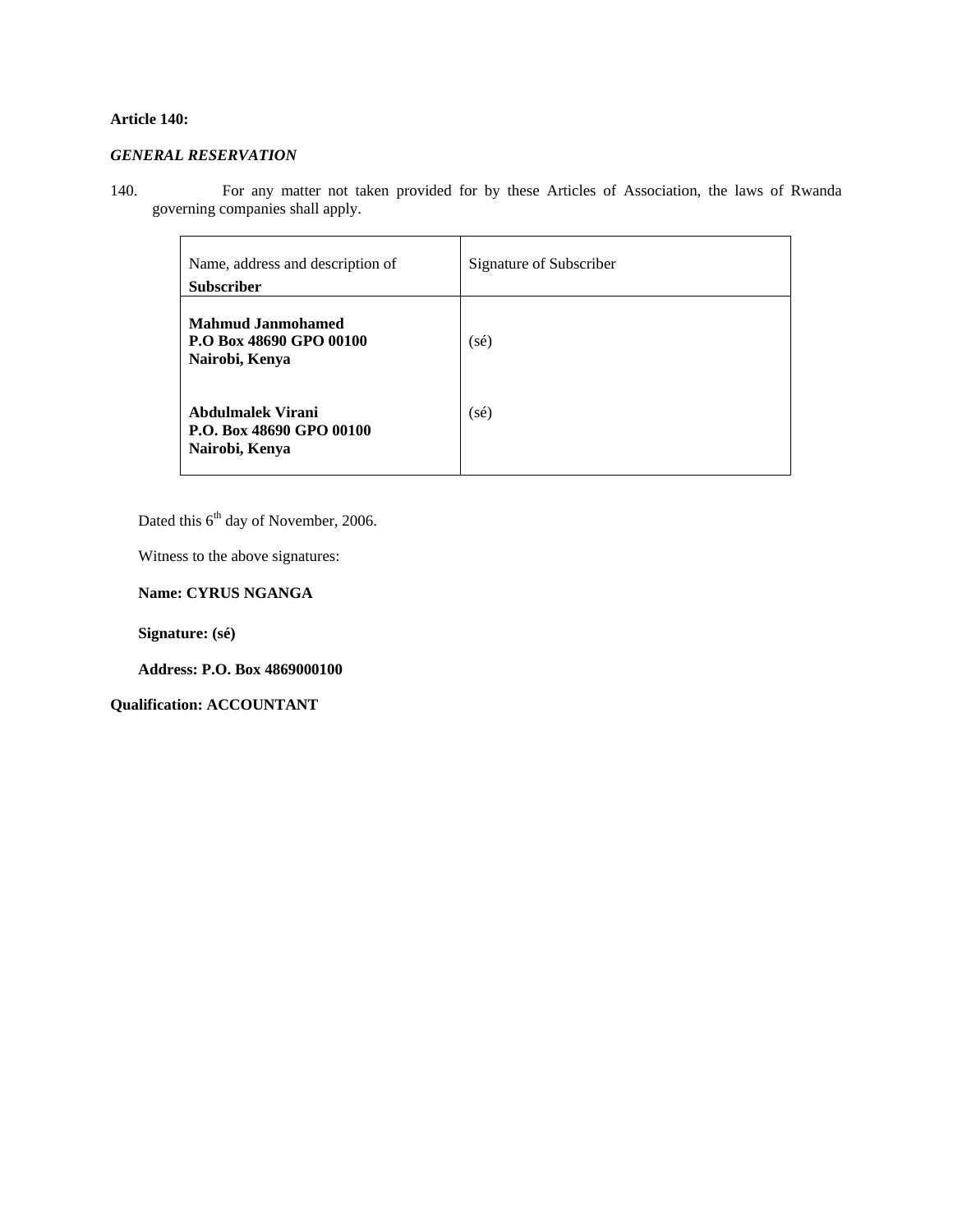**Article 140:**

***GENERAL RESERVATION***

140. For any matter not taken provided for by these Articles of Association, the laws of Rwanda governing companies shall apply.

| Name, address and description of **Subscriber** | Signature of Subscriber |
|---|---|
| **Mahmud Janmohamed**<br>**P.O Box 48690 GPO 00100**<br>**Nairobi, Kenya**<br><br>**Abdulmalek Virani**<br>**P.O. Box 48690 GPO 00100**<br>**Nairobi, Kenya** | (sé)<br><br>(sé) |

Dated this 6th day of November, 2006.

Witness to the above signatures:

**Name: CYRUS NGANGA**

**Signature: (sé)**

**Address: P.O. Box 4869000100**

**Qualification: ACCOUNTANT**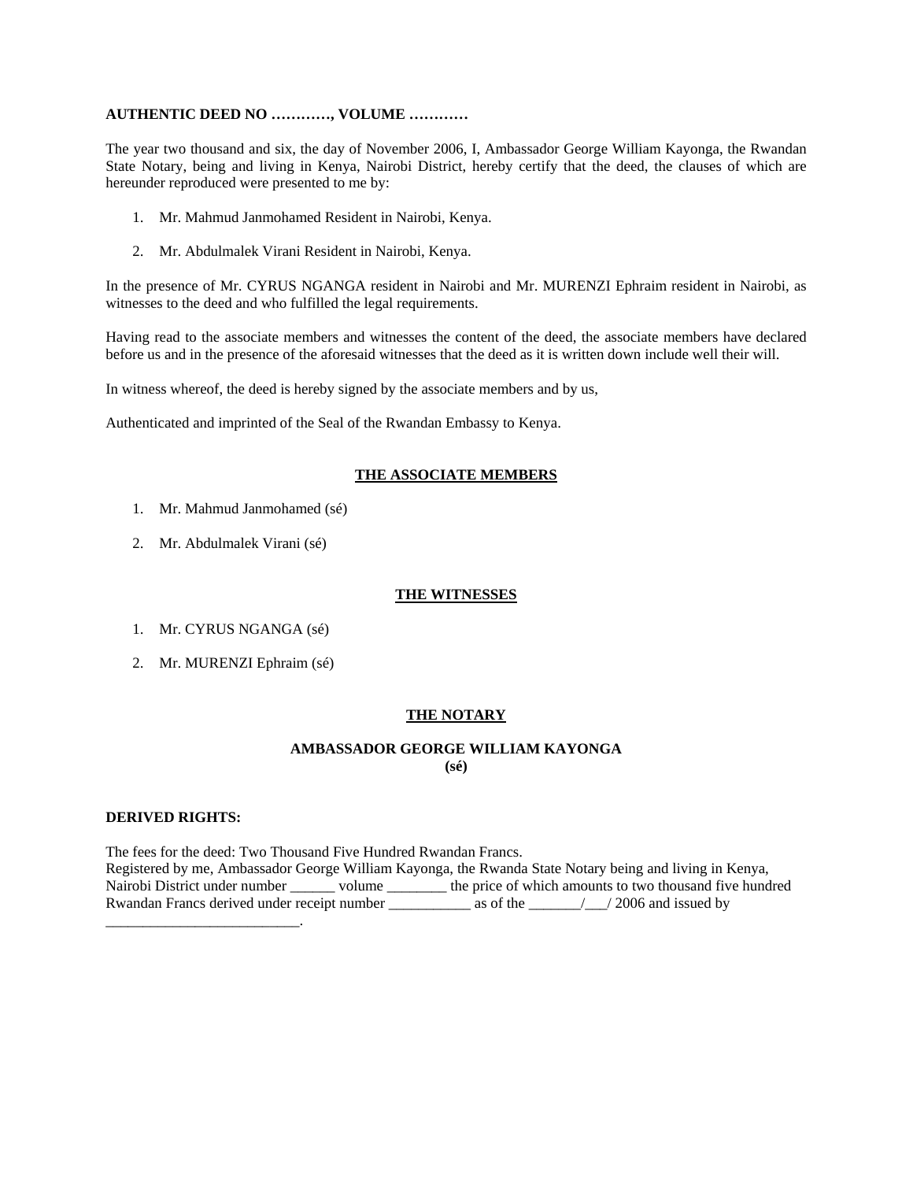**AUTHENTIC DEED NO …………, VOLUME …………**

The year two thousand and six, the day of November 2006, I, Ambassador George William Kayonga, the Rwandan State Notary, being and living in Kenya, Nairobi District, hereby certify that the deed, the clauses of which are hereunder reproduced were presented to me by:

1. Mr. Mahmud Janmohamed Resident in Nairobi, Kenya.
2. Mr. Abdulmalek Virani Resident in Nairobi, Kenya.

In the presence of Mr. CYRUS NGANGA resident in Nairobi and Mr. MURENZI Ephraim resident in Nairobi, as witnesses to the deed and who fulfilled the legal requirements.

Having read to the associate members and witnesses the content of the deed, the associate members have declared before us and in the presence of the aforesaid witnesses that the deed as it is written down include well their will.

In witness whereof, the deed is hereby signed by the associate members and by us,

Authenticated and imprinted of the Seal of the Rwandan Embassy to Kenya.

**THE ASSOCIATE MEMBERS**

1. Mr. Mahmud Janmohamed (sé)
2. Mr. Abdulmalek Virani (sé)

**THE WITNESSES**

1. Mr. CYRUS NGANGA (sé)
2. Mr. MURENZI Ephraim (sé)

**THE NOTARY**

**AMBASSADOR GEORGE WILLIAM KAYONGA**
**(sé)**

**DERIVED RIGHTS:**

The fees for the deed: Two Thousand Five Hundred Rwandan Francs.
Registered by me, Ambassador George William Kayonga, the Rwanda State Notary being and living in Kenya, Nairobi District under number ______ volume ________ the price of which amounts to two thousand five hundred Rwandan Francs derived under receipt number ___________ as of the _______/___/ 2006 and issued by __________________________.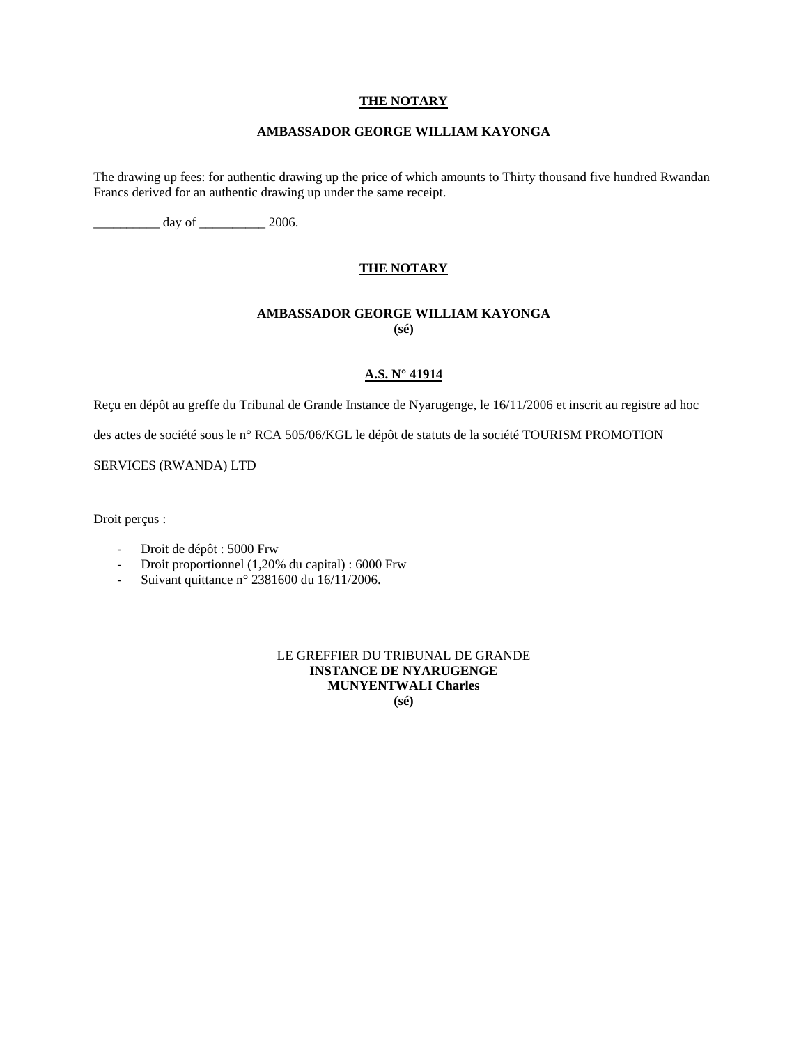**THE NOTARY**

**AMBASSADOR GEORGE WILLIAM KAYONGA**

The drawing up fees: for authentic drawing up the price of which amounts to Thirty thousand five hundred Rwandan Francs derived for an authentic drawing up under the same receipt.

__________ day of __________ 2006.

**THE NOTARY**

**AMBASSADOR GEORGE WILLIAM KAYONGA**
**(sé)**

**A.S. N° 41914**

Reçu en dépôt au greffe du Tribunal de Grande Instance de Nyarugenge, le 16/11/2006 et inscrit au registre ad hoc des actes de société sous le n° RCA 505/06/KGL le dépôt de statuts de la société TOURISM PROMOTION SERVICES (RWANDA) LTD

Droit perçus :

- Droit de dépôt : 5000 Frw
- Droit proportionnel (1,20% du capital) : 6000 Frw
- Suivant quittance n° 2381600 du 16/11/2006.

LE GREFFIER DU TRIBUNAL DE GRANDE
**INSTANCE DE NYARUGENGE**
**MUNYENTWALI Charles**
**(sé)**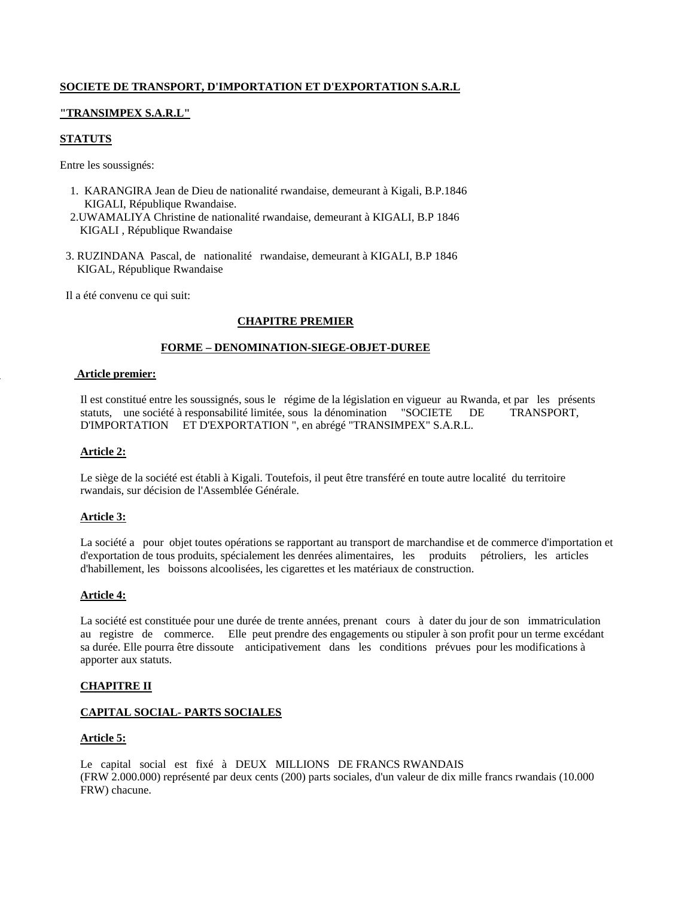**SOCIETE DE TRANSPORT, D'IMPORTATION ET D'EXPORTATION S.A.R.L**

**"TRANSIMPEX S.A.R.L"**

**STATUTS**

Entre les soussignés:

1. KARANGIRA Jean de Dieu de nationalité rwandaise, demeurant à Kigali, B.P.1846 KIGALI, République Rwandaise.
2. UWAMALIYA Christine de nationalité rwandaise, demeurant à KIGALI, B.P 1846 KIGALI , République Rwandaise
3. RUZINDANA Pascal, de nationalité rwandaise, demeurant à KIGALI, B.P 1846 KIGAL, République Rwandaise

Il a été convenu ce qui suit:

## CHAPITRE PREMIER

## FORME – DENOMINATION-SIEGE-OBJET-DUREE

**Article premier:**

Il est constitué entre les soussignés, sous le régime de la législation en vigueur au Rwanda, et par les présents statuts, une société à responsabilité limitée, sous la dénomination "SOCIETE DE TRANSPORT, D'IMPORTATION ET D'EXPORTATION ", en abrégé "TRANSIMPEX" S.A.R.L.

**Article 2:**

Le siège de la société est établi à Kigali. Toutefois, il peut être transféré en toute autre localité du territoire rwandais, sur décision de l'Assemblée Générale.

**Article 3:**

La société a pour objet toutes opérations se rapportant au transport de marchandise et de commerce d'importation et d'exportation de tous produits, spécialement les denrées alimentaires, les produits pétroliers, les articles d'habillement, les boissons alcoolisées, les cigarettes et les matériaux de construction.

**Article 4:**

La société est constituée pour une durée de trente années, prenant cours à dater du jour de son immatriculation au registre de commerce. Elle peut prendre des engagements ou stipuler à son profit pour un terme excédant sa durée. Elle pourra être dissoute anticipativement dans les conditions prévues pour les modifications à apporter aux statuts.

## CHAPITRE II

## CAPITAL SOCIAL- PARTS SOCIALES

**Article 5:**

Le capital social est fixé à DEUX MILLIONS DE FRANCS RWANDAIS (FRW 2.000.000) représenté par deux cents (200) parts sociales, d'un valeur de dix mille francs rwandais (10.000 FRW) chacune.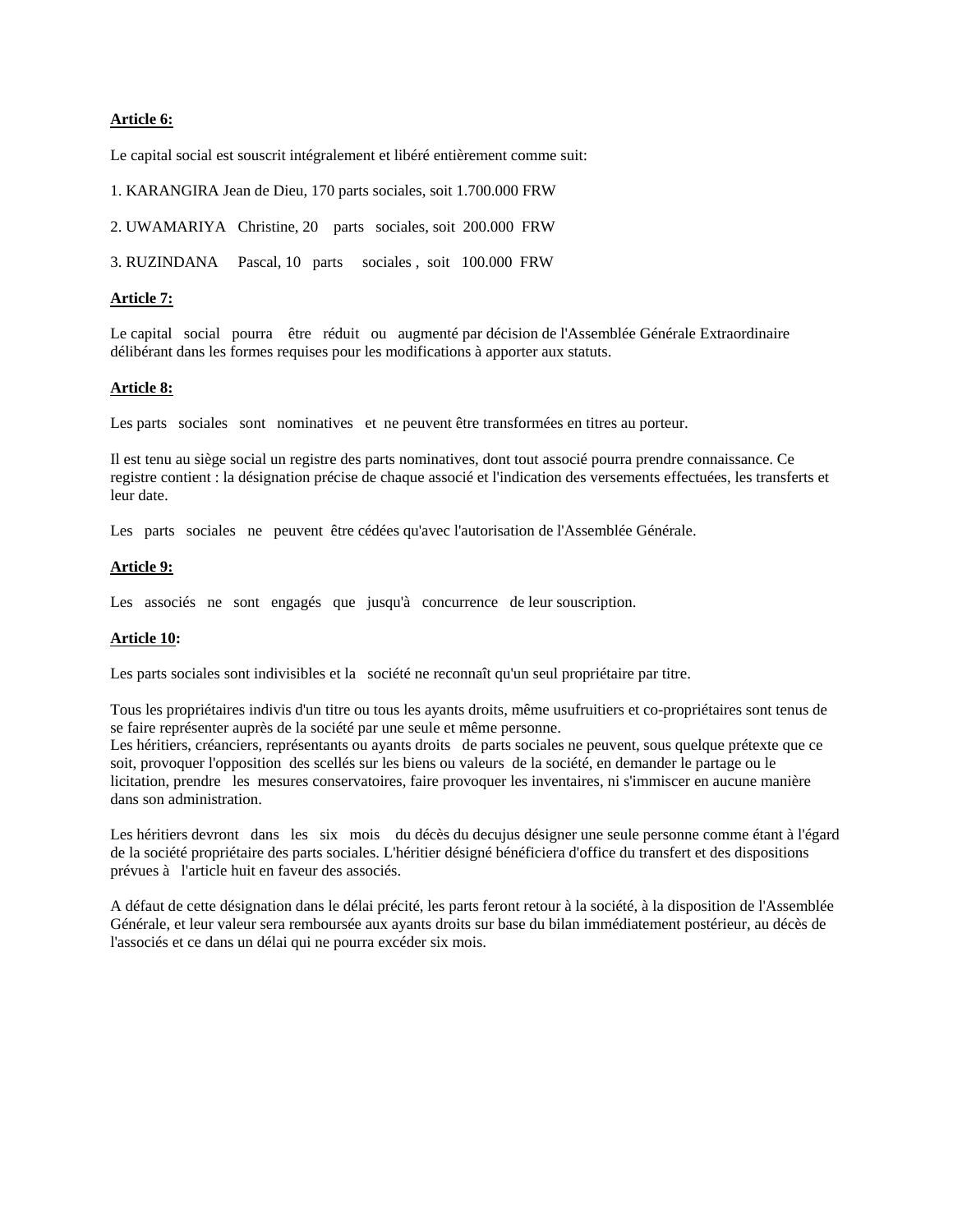**Article 6:**

Le capital social est souscrit intégralement et libéré entièrement comme suit:

1. KARANGIRA Jean de Dieu, 170 parts sociales, soit 1.700.000 FRW

2. UWAMARIYA Christine, 20 parts sociales, soit 200.000 FRW

3. RUZINDANA Pascal, 10 parts sociales , soit 100.000 FRW

**Article 7:**

Le capital social pourra être réduit ou augmenté par décision de l'Assemblée Générale Extraordinaire délibérant dans les formes requises pour les modifications à apporter aux statuts.

**Article 8:**

Les parts sociales sont nominatives et ne peuvent être transformées en titres au porteur.

Il est tenu au siège social un registre des parts nominatives, dont tout associé pourra prendre connaissance. Ce registre contient : la désignation précise de chaque associé et l'indication des versements effectuées, les transferts et leur date.

Les parts sociales ne peuvent être cédées qu'avec l'autorisation de l'Assemblée Générale.

**Article 9:**

Les associés ne sont engagés que jusqu'à concurrence de leur souscription.

**Article 10:**

Les parts sociales sont indivisibles et la société ne reconnaît qu'un seul propriétaire par titre.

Tous les propriétaires indivis d'un titre ou tous les ayants droits, même usufruitiers et co-propriétaires sont tenus de se faire représenter auprès de la société par une seule et même personne.
Les héritiers, créanciers, représentants ou ayants droits de parts sociales ne peuvent, sous quelque prétexte que ce soit, provoquer l'opposition des scellés sur les biens ou valeurs de la société, en demander le partage ou le licitation, prendre les mesures conservatoires, faire provoquer les inventaires, ni s'immiscer en aucune manière dans son administration.

Les héritiers devront dans les six mois du décès du decujus désigner une seule personne comme étant à l'égard de la société propriétaire des parts sociales. L'héritier désigné bénéficiera d'office du transfert et des dispositions prévues à l'article huit en faveur des associés.

A défaut de cette désignation dans le délai précité, les parts feront retour à la société, à la disposition de l'Assemblée Générale, et leur valeur sera remboursée aux ayants droits sur base du bilan immédiatement postérieur, au décès de l'associés et ce dans un délai qui ne pourra excéder six mois.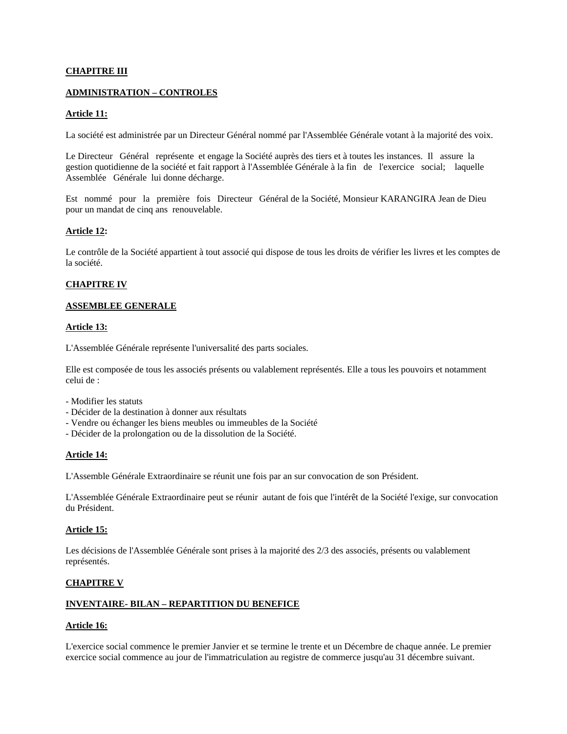**CHAPITRE III**

**ADMINISTRATION – CONTROLES**

**Article 11:**

La société est administrée par un Directeur Général nommé par l'Assemblée Générale votant à la majorité des voix.

Le Directeur Général représente et engage la Société auprès des tiers et à toutes les instances. Il assure la gestion quotidienne de la société et fait rapport à l'Assemblée Générale à la fin de l'exercice social; laquelle Assemblée Générale lui donne décharge.

Est nommé pour la première fois Directeur Général de la Société, Monsieur KARANGIRA Jean de Dieu pour un mandat de cinq ans renouvelable.

**Article 12:**

Le contrôle de la Société appartient à tout associé qui dispose de tous les droits de vérifier les livres et les comptes de la société.

**CHAPITRE IV**

**ASSEMBLEE GENERALE**

**Article 13:**

L'Assemblée Générale représente l'universalité des parts sociales.

Elle est composée de tous les associés présents ou valablement représentés. Elle a tous les pouvoirs et notamment celui de :

- Modifier les statuts
- Décider de la destination à donner aux résultats
- Vendre ou échanger les biens meubles ou immeubles de la Société
- Décider de la prolongation ou de la dissolution de la Société.

**Article 14:**

L'Assemble Générale Extraordinaire se réunit une fois par an sur convocation de son Président.

L'Assemblée Générale Extraordinaire peut se réunir autant de fois que l'intérêt de la Société l'exige, sur convocation du Président.

**Article 15:**

Les décisions de l'Assemblée Générale sont prises à la majorité des 2/3 des associés, présents ou valablement représentés.

**CHAPITRE V**

**INVENTAIRE- BILAN – REPARTITION DU BENEFICE**

**Article 16:**

L'exercice social commence le premier Janvier et se termine le trente et un Décembre de chaque année. Le premier exercice social commence au jour de l'immatriculation au registre de commerce jusqu'au 31 décembre suivant.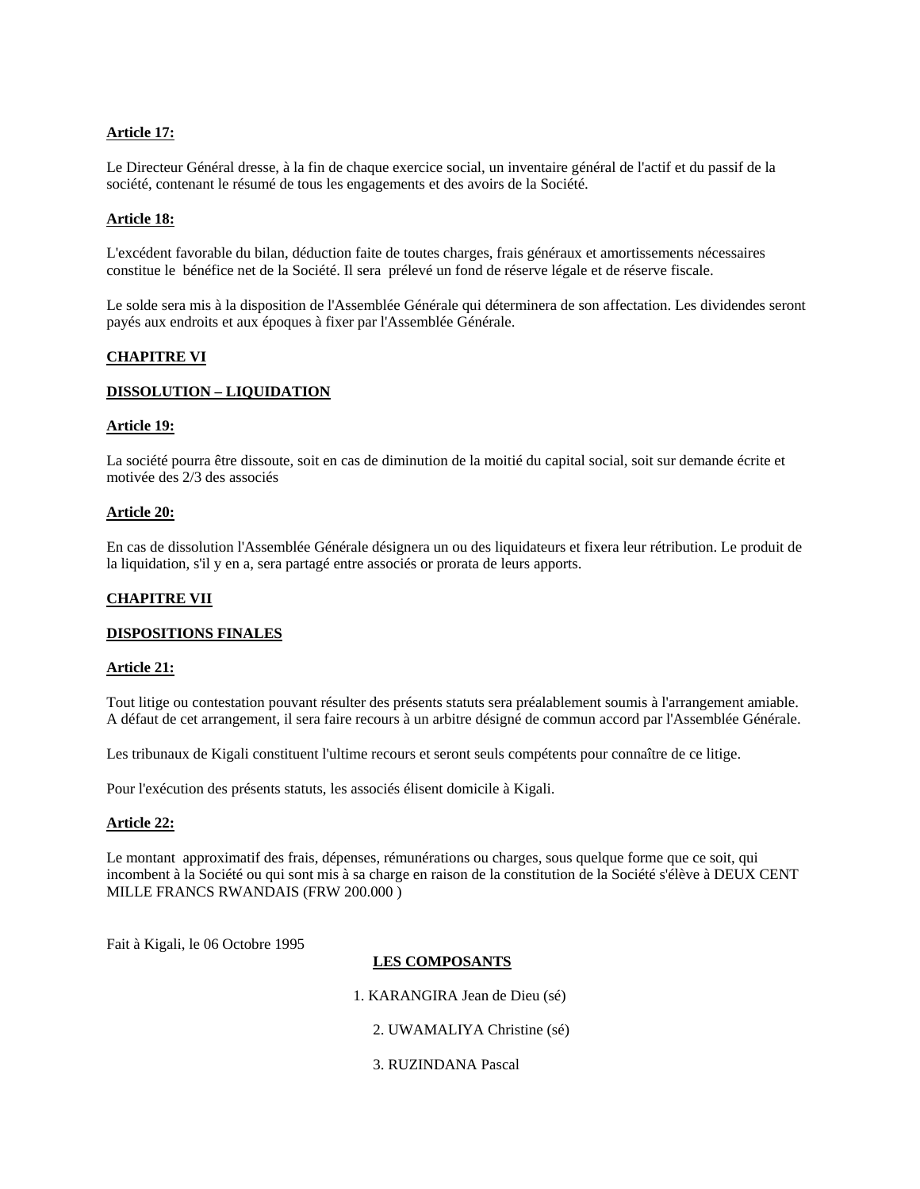**Article 17:**

Le Directeur Général dresse, à la fin de chaque exercice social, un inventaire général de l'actif et du passif de la société, contenant le résumé de tous les engagements et des avoirs de la Société.

**Article 18:**

L'excédent favorable du bilan, déduction faite de toutes charges, frais généraux et amortissements nécessaires constitue le bénéfice net de la Société. Il sera prélevé un fond de réserve légale et de réserve fiscale.

Le solde sera mis à la disposition de l'Assemblée Générale qui déterminera de son affectation. Les dividendes seront payés aux endroits et aux époques à fixer par l'Assemblée Générale.

**CHAPITRE VI**

**DISSOLUTION – LIQUIDATION**

**Article 19:**

La société pourra être dissoute, soit en cas de diminution de la moitié du capital social, soit sur demande écrite et motivée des 2/3 des associés

**Article 20:**

En cas de dissolution l'Assemblée Générale désignera un ou des liquidateurs et fixera leur rétribution. Le produit de la liquidation, s'il y en a, sera partagé entre associés or prorata de leurs apports.

**CHAPITRE VII**

**DISPOSITIONS FINALES**

**Article 21:**

Tout litige ou contestation pouvant résulter des présents statuts sera préalablement soumis à l'arrangement amiable. A défaut de cet arrangement, il sera faire recours à un arbitre désigné de commun accord par l'Assemblée Générale.

Les tribunaux de Kigali constituent l'ultime recours et seront seuls compétents pour connaître de ce litige.

Pour l'exécution des présents statuts, les associés élisent domicile à Kigali.

**Article 22:**

Le montant approximatif des frais, dépenses, rémunérations ou charges, sous quelque forme que ce soit, qui incombent à la Société ou qui sont mis à sa charge en raison de la constitution de la Société s'élève à DEUX CENT MILLE FRANCS RWANDAIS (FRW 200.000 )

Fait à Kigali, le 06 Octobre 1995

**LES COMPOSANTS**

1. KARANGIRA Jean de Dieu (sé)
2. UWAMALIYA Christine (sé)
3. RUZINDANA Pascal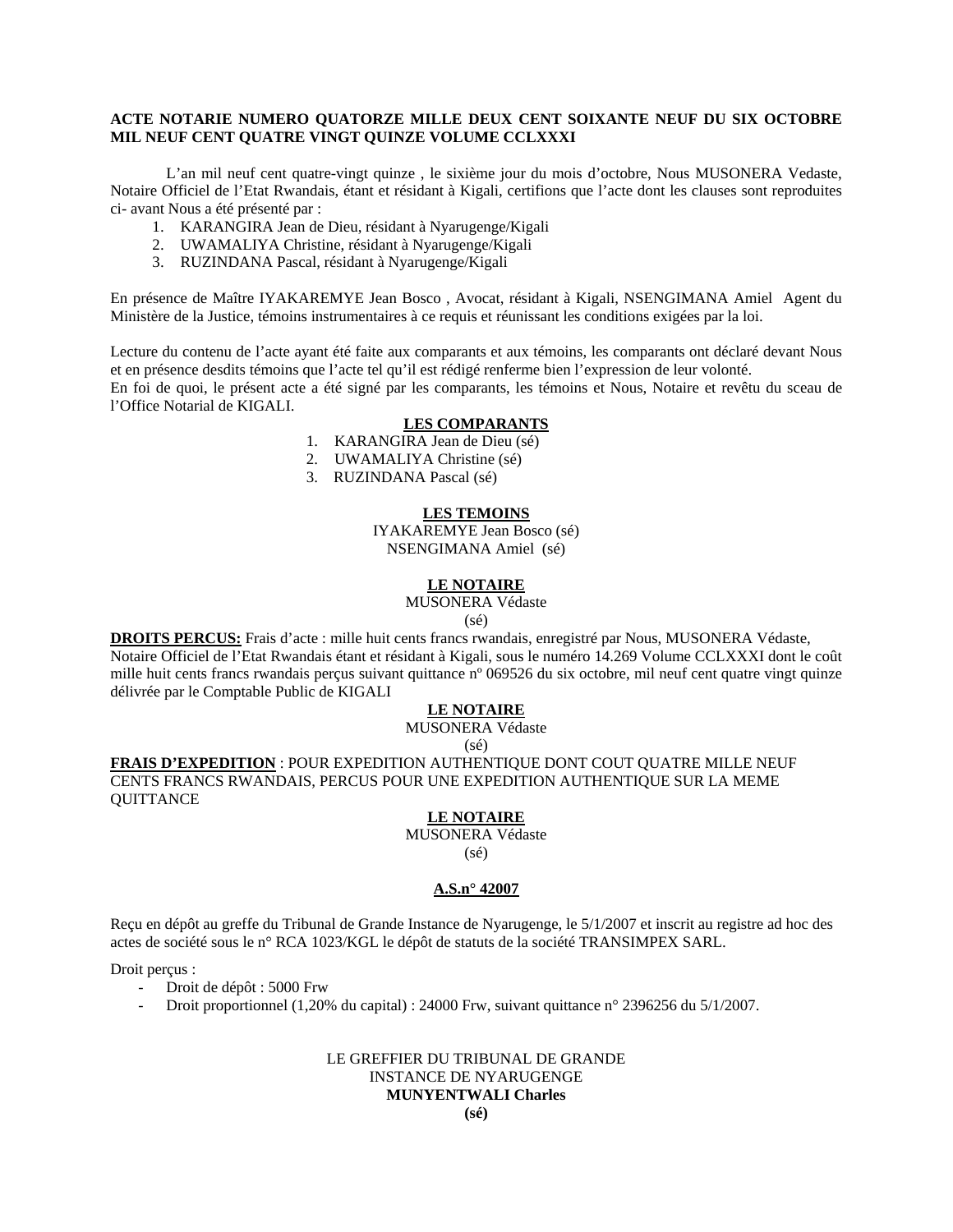**ACTE NOTARIE NUMERO QUATORZE MILLE DEUX CENT SOIXANTE NEUF DU SIX OCTOBRE MIL NEUF CENT QUATRE VINGT QUINZE VOLUME CCLXXXI**

L'an mil neuf cent quatre-vingt quinze , le sixième jour du mois d'octobre, Nous MUSONERA Vedaste, Notaire Officiel de l'Etat Rwandais, étant et résidant à Kigali, certifions que l'acte dont les clauses sont reproduites ci- avant Nous a été présenté par :

1. KARANGIRA Jean de Dieu, résidant à Nyarugenge/Kigali
2. UWAMALIYA Christine, résidant à Nyarugenge/Kigali
3. RUZINDANA Pascal, résidant à Nyarugenge/Kigali

En présence de Maître IYAKAREMYE Jean Bosco , Avocat, résidant à Kigali, NSENGIMANA Amiel Agent du Ministère de la Justice, témoins instrumentaires à ce requis et réunissant les conditions exigées par la loi.

Lecture du contenu de l'acte ayant été faite aux comparants et aux témoins, les comparants ont déclaré devant Nous et en présence desdits témoins que l'acte tel qu'il est rédigé renferme bien l'expression de leur volonté.
En foi de quoi, le présent acte a été signé par les comparants, les témoins et Nous, Notaire et revêtu du sceau de l'Office Notarial de KIGALI.

**LES COMPARANTS**

1. KARANGIRA Jean de Dieu (sé)
2. UWAMALIYA Christine (sé)
3. RUZINDANA Pascal (sé)

**LES TEMOINS**

IYAKAREMYE Jean Bosco (sé)
NSENGIMANA Amiel (sé)

**LE NOTAIRE**

MUSONERA Védaste
(sé)

**DROITS PERCUS:** Frais d'acte : mille huit cents francs rwandais, enregistré par Nous, MUSONERA Védaste, Notaire Officiel de l'Etat Rwandais étant et résidant à Kigali, sous le numéro 14.269 Volume CCLXXXI dont le coût mille huit cents francs rwandais perçus suivant quittance nº 069526 du six octobre, mil neuf cent quatre vingt quinze délivrée par le Comptable Public de KIGALI

**LE NOTAIRE**

MUSONERA Védaste
(sé)

**FRAIS D'EXPEDITION** : POUR EXPEDITION AUTHENTIQUE DONT COUT QUATRE MILLE NEUF CENTS FRANCS RWANDAIS, PERCUS POUR UNE EXPEDITION AUTHENTIQUE SUR LA MEME QUITTANCE

**LE NOTAIRE**

MUSONERA Védaste
(sé)

**A.S.n° 42007**

Reçu en dépôt au greffe du Tribunal de Grande Instance de Nyarugenge, le 5/1/2007 et inscrit au registre ad hoc des actes de société sous le n° RCA 1023/KGL le dépôt de statuts de la société TRANSIMPEX SARL.

Droit perçus :

- Droit de dépôt : 5000 Frw
- Droit proportionnel (1,20% du capital) : 24000 Frw, suivant quittance n° 2396256 du 5/1/2007.

LE GREFFIER DU TRIBUNAL DE GRANDE INSTANCE DE NYARUGENGE
**MUNYENTWALI Charles**
**(sé)**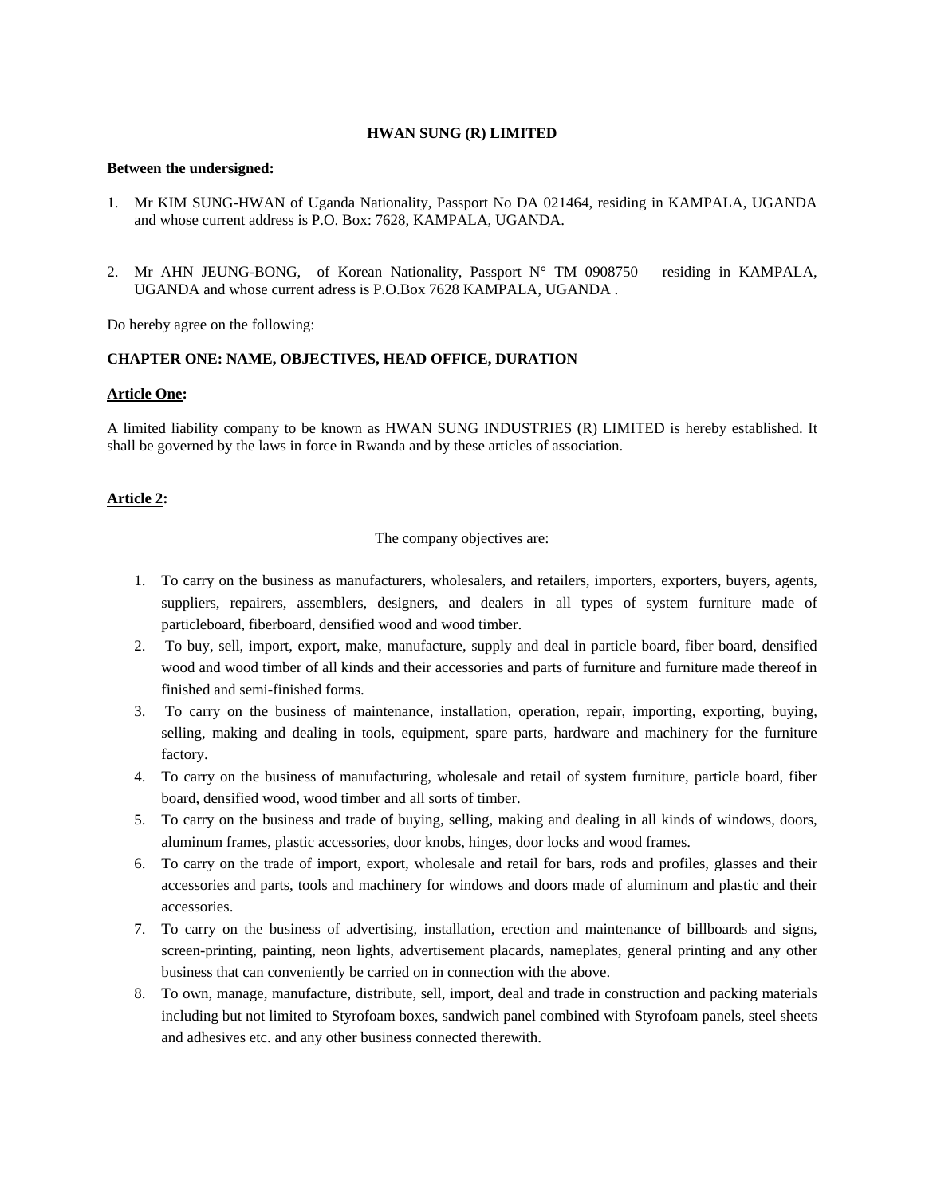**HWAN SUNG (R) LIMITED**

**Between the undersigned:**

1. Mr KIM SUNG-HWAN of Uganda Nationality, Passport No DA 021464, residing in KAMPALA, UGANDA and whose current address is P.O. Box: 7628, KAMPALA, UGANDA.

2. Mr AHN JEUNG-BONG, of Korean Nationality, Passport N° TM 0908750 residing in KAMPALA, UGANDA and whose current adress is P.O.Box 7628 KAMPALA, UGANDA .

Do hereby agree on the following:

**CHAPTER ONE: NAME, OBJECTIVES, HEAD OFFICE, DURATION**

**Article One:**

A limited liability company to be known as HWAN SUNG INDUSTRIES (R) LIMITED is hereby established. It shall be governed by the laws in force in Rwanda and by these articles of association.

**Article 2:**

The company objectives are:

1. To carry on the business as manufacturers, wholesalers, and retailers, importers, exporters, buyers, agents, suppliers, repairers, assemblers, designers, and dealers in all types of system furniture made of particleboard, fiberboard, densified wood and wood timber.
2. To buy, sell, import, export, make, manufacture, supply and deal in particle board, fiber board, densified wood and wood timber of all kinds and their accessories and parts of furniture and furniture made thereof in finished and semi-finished forms.
3. To carry on the business of maintenance, installation, operation, repair, importing, exporting, buying, selling, making and dealing in tools, equipment, spare parts, hardware and machinery for the furniture factory.
4. To carry on the business of manufacturing, wholesale and retail of system furniture, particle board, fiber board, densified wood, wood timber and all sorts of timber.
5. To carry on the business and trade of buying, selling, making and dealing in all kinds of windows, doors, aluminum frames, plastic accessories, door knobs, hinges, door locks and wood frames.
6. To carry on the trade of import, export, wholesale and retail for bars, rods and profiles, glasses and their accessories and parts, tools and machinery for windows and doors made of aluminum and plastic and their accessories.
7. To carry on the business of advertising, installation, erection and maintenance of billboards and signs, screen-printing, painting, neon lights, advertisement placards, nameplates, general printing and any other business that can conveniently be carried on in connection with the above.
8. To own, manage, manufacture, distribute, sell, import, deal and trade in construction and packing materials including but not limited to Styrofoam boxes, sandwich panel combined with Styrofoam panels, steel sheets and adhesives etc. and any other business connected therewith.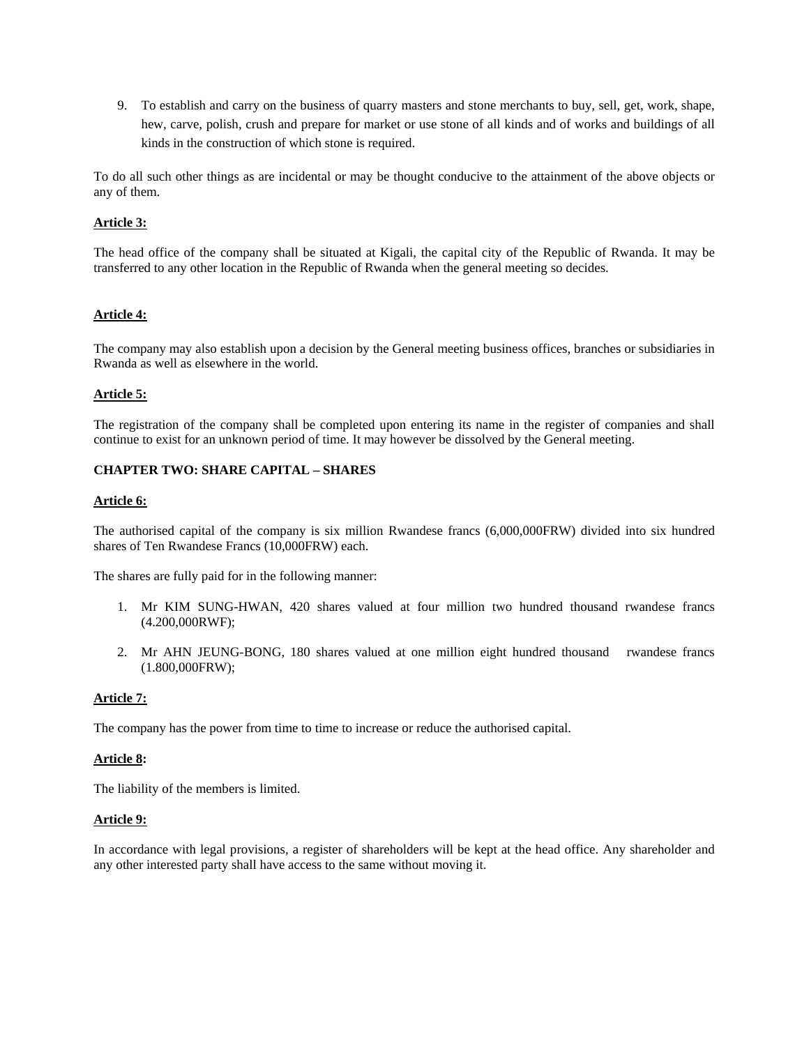9. To establish and carry on the business of quarry masters and stone merchants to buy, sell, get, work, shape, hew, carve, polish, crush and prepare for market or use stone of all kinds and of works and buildings of all kinds in the construction of which stone is required.

To do all such other things as are incidental or may be thought conducive to the attainment of the above objects or any of them.

**Article 3:**

The head office of the company shall be situated at Kigali, the capital city of the Republic of Rwanda. It may be transferred to any other location in the Republic of Rwanda when the general meeting so decides.

**Article 4:**

The company may also establish upon a decision by the General meeting business offices, branches or subsidiaries in Rwanda as well as elsewhere in the world.

**Article 5:**

The registration of the company shall be completed upon entering its name in the register of companies and shall continue to exist for an unknown period of time. It may however be dissolved by the General meeting.

**CHAPTER TWO: SHARE CAPITAL – SHARES**

**Article 6:**

The authorised capital of the company is six million Rwandese francs (6,000,000FRW) divided into six hundred shares of Ten Rwandese Francs (10,000FRW) each.

The shares are fully paid for in the following manner:

1. Mr KIM SUNG-HWAN, 420 shares valued at four million two hundred thousand rwandese francs (4.200,000RWF);
2. Mr AHN JEUNG-BONG, 180 shares valued at one million eight hundred thousand rwandese francs (1.800,000FRW);

**Article 7:**

The company has the power from time to time to increase or reduce the authorised capital.

**Article 8:**

The liability of the members is limited.

**Article 9:**

In accordance with legal provisions, a register of shareholders will be kept at the head office. Any shareholder and any other interested party shall have access to the same without moving it.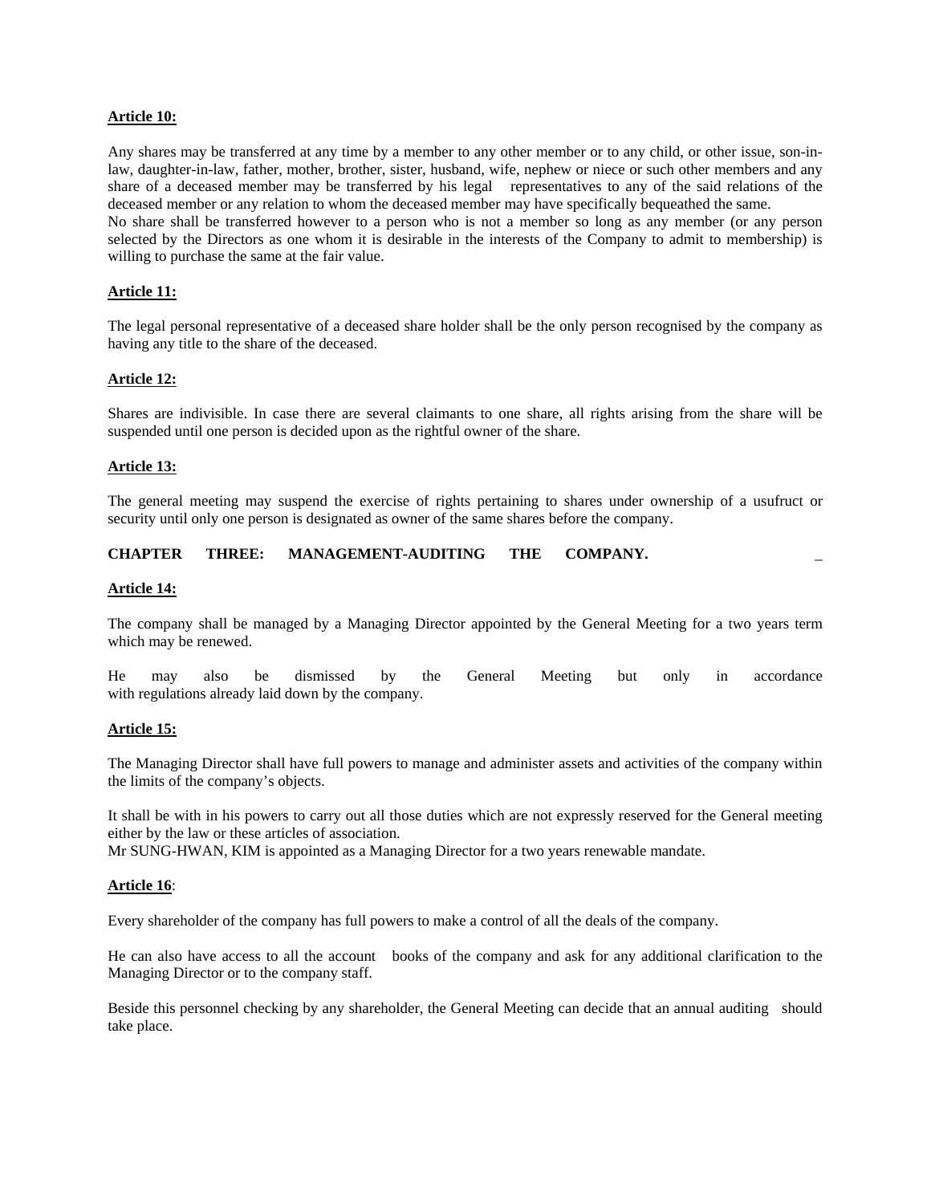**Article 10:**

Any shares may be transferred at any time by a member to any other member or to any child, or other issue, son-in-law, daughter-in-law, father, mother, brother, sister, husband, wife, nephew or niece or such other members and any share of a deceased member may be transferred by his legal representatives to any of the said relations of the deceased member or any relation to whom the deceased member may have specifically bequeathed the same.
No share shall be transferred however to a person who is not a member so long as any member (or any person selected by the Directors as one whom it is desirable in the interests of the Company to admit to membership) is willing to purchase the same at the fair value.

**Article 11:**

The legal personal representative of a deceased share holder shall be the only person recognised by the company as having any title to the share of the deceased.

**Article 12:**

Shares are indivisible. In case there are several claimants to one share, all rights arising from the share will be suspended until one person is decided upon as the rightful owner of the share.

**Article 13:**

The general meeting may suspend the exercise of rights pertaining to shares under ownership of a usufruct or security until only one person is designated as owner of the same shares before the company.

**CHAPTER THREE: MANAGEMENT-AUDITING THE COMPANY.**

**Article 14:**

The company shall be managed by a Managing Director appointed by the General Meeting for a two years term which may be renewed.

He may also be dismissed by the General Meeting but only in accordance with regulations already laid down by the company.

**Article 15:**

The Managing Director shall have full powers to manage and administer assets and activities of the company within the limits of the company's objects.

It shall be with in his powers to carry out all those duties which are not expressly reserved for the General meeting either by the law or these articles of association.
Mr SUNG-HWAN, KIM is appointed as a Managing Director for a two years renewable mandate.

**Article 16**:

Every shareholder of the company has full powers to make a control of all the deals of the company.

He can also have access to all the account books of the company and ask for any additional clarification to the Managing Director or to the company staff.

Beside this personnel checking by any shareholder, the General Meeting can decide that an annual auditing should take place.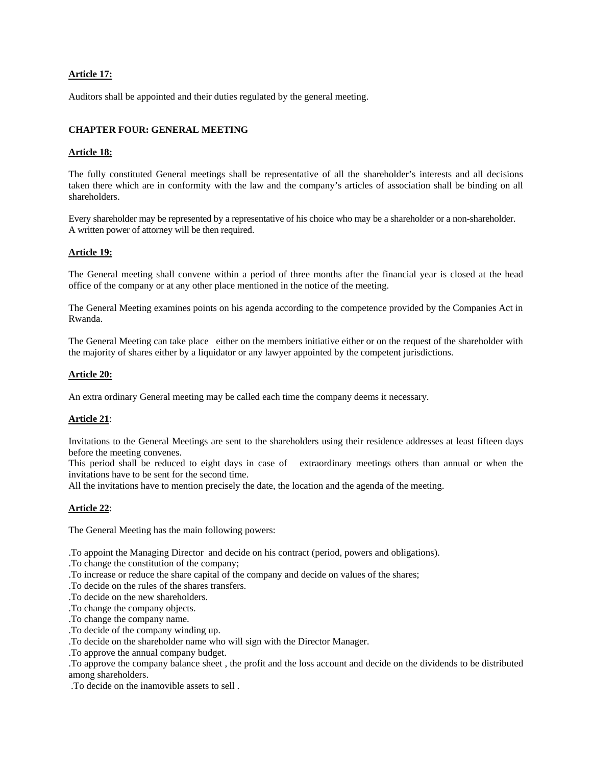**Article 17:**

Auditors shall be appointed and their duties regulated by the general meeting.

## CHAPTER FOUR: GENERAL MEETING

**Article 18:**

The fully constituted General meetings shall be representative of all the shareholder's interests and all decisions taken there which are in conformity with the law and the company's articles of association shall be binding on all shareholders.

Every shareholder may be represented by a representative of his choice who may be a shareholder or a non-shareholder. A written power of attorney will be then required.

**Article 19:**

The General meeting shall convene within a period of three months after the financial year is closed at the head office of the company or at any other place mentioned in the notice of the meeting.

The General Meeting examines points on his agenda according to the competence provided by the Companies Act in Rwanda.

The General Meeting can take place either on the members initiative either or on the request of the shareholder with the majority of shares either by a liquidator or any lawyer appointed by the competent jurisdictions.

**Article 20:**

An extra ordinary General meeting may be called each time the company deems it necessary.

**Article 21**:

Invitations to the General Meetings are sent to the shareholders using their residence addresses at least fifteen days before the meeting convenes.
This period shall be reduced to eight days in case of extraordinary meetings others than annual or when the invitations have to be sent for the second time.
All the invitations have to mention precisely the date, the location and the agenda of the meeting.

**Article 22**:

The General Meeting has the main following powers:

.To appoint the Managing Director and decide on his contract (period, powers and obligations).
.To change the constitution of the company;
.To increase or reduce the share capital of the company and decide on values of the shares;
.To decide on the rules of the shares transfers.
.To decide on the new shareholders.
.To change the company objects.
.To change the company name.
.To decide of the company winding up.
.To decide on the shareholder name who will sign with the Director Manager.
.To approve the annual company budget.
.To approve the company balance sheet , the profit and the loss account and decide on the dividends to be distributed among shareholders.
.To decide on the inamovible assets to sell .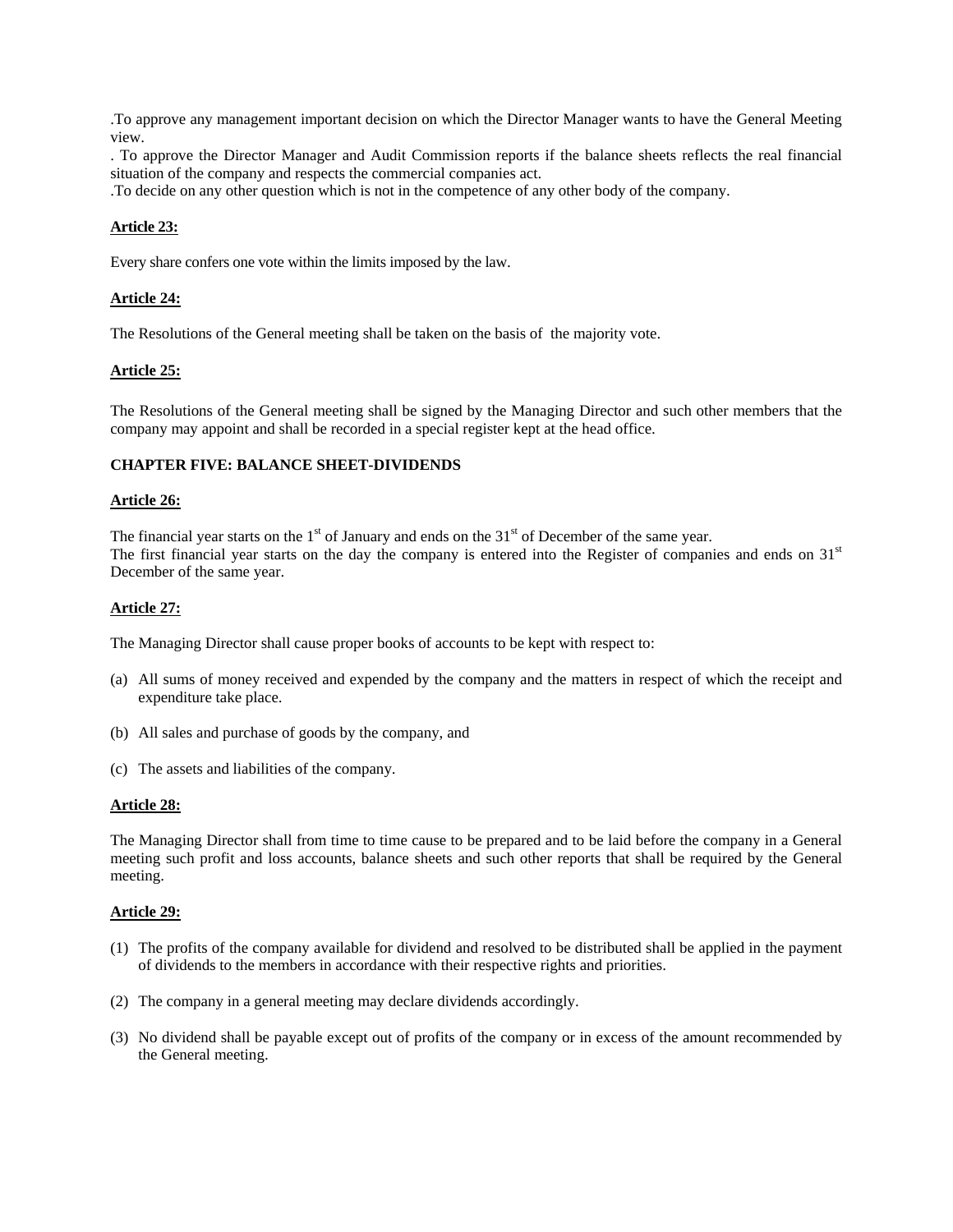.To approve any management important decision on which the Director Manager wants to have the General Meeting view.

. To approve the Director Manager and Audit Commission reports if the balance sheets reflects the real financial situation of the company and respects the commercial companies act.

.To decide on any other question which is not in the competence of any other body of the company.

**Article 23:**

Every share confers one vote within the limits imposed by the law.

**Article 24:**

The Resolutions of the General meeting shall be taken on the basis of the majority vote.

**Article 25:**

The Resolutions of the General meeting shall be signed by the Managing Director and such other members that the company may appoint and shall be recorded in a special register kept at the head office.

**CHAPTER FIVE: BALANCE SHEET-DIVIDENDS**

**Article 26:**

The financial year starts on the 1st of January and ends on the 31st of December of the same year.
The first financial year starts on the day the company is entered into the Register of companies and ends on 31st December of the same year.

**Article 27:**

The Managing Director shall cause proper books of accounts to be kept with respect to:

(a) All sums of money received and expended by the company and the matters in respect of which the receipt and expenditure take place.

(b) All sales and purchase of goods by the company, and

(c) The assets and liabilities of the company.

**Article 28:**

The Managing Director shall from time to time cause to be prepared and to be laid before the company in a General meeting such profit and loss accounts, balance sheets and such other reports that shall be required by the General meeting.

**Article 29:**

(1) The profits of the company available for dividend and resolved to be distributed shall be applied in the payment of dividends to the members in accordance with their respective rights and priorities.

(2) The company in a general meeting may declare dividends accordingly.

(3) No dividend shall be payable except out of profits of the company or in excess of the amount recommended by the General meeting.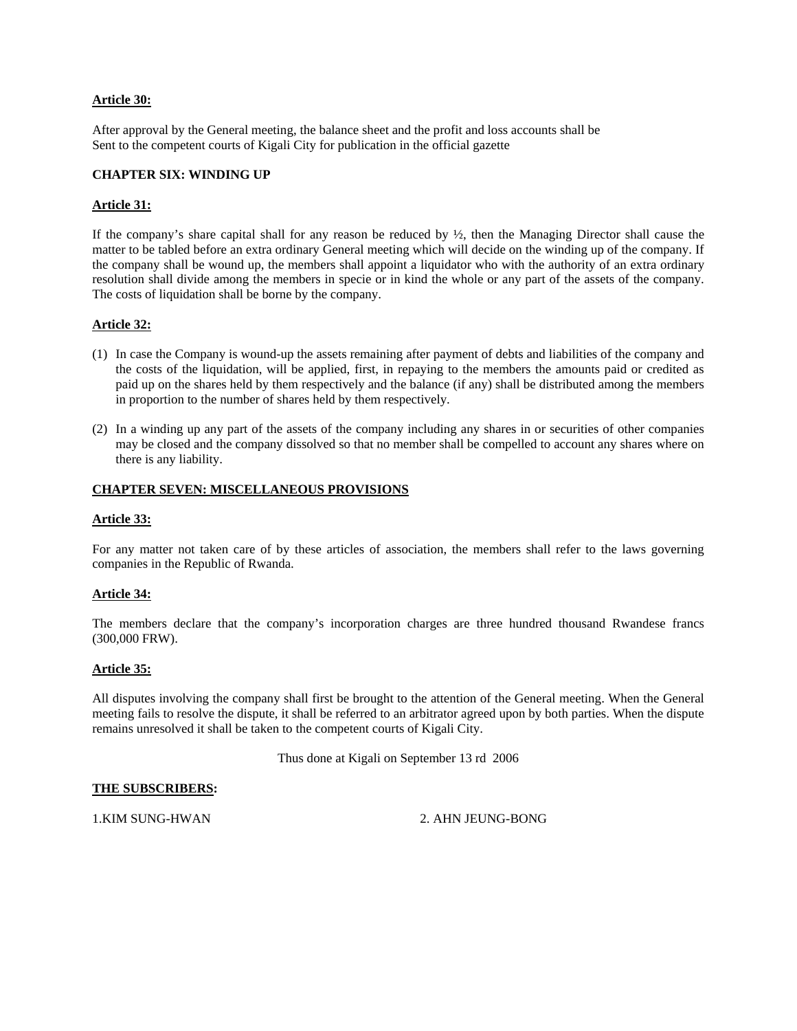**Article 30:**

After approval by the General meeting, the balance sheet and the profit and loss accounts shall be Sent to the competent courts of Kigali City for publication in the official gazette

**CHAPTER SIX: WINDING UP**

**Article 31:**

If the company's share capital shall for any reason be reduced by ½, then the Managing Director shall cause the matter to be tabled before an extra ordinary General meeting which will decide on the winding up of the company. If the company shall be wound up, the members shall appoint a liquidator who with the authority of an extra ordinary resolution shall divide among the members in specie or in kind the whole or any part of the assets of the company. The costs of liquidation shall be borne by the company.

**Article 32:**

(1) In case the Company is wound-up the assets remaining after payment of debts and liabilities of the company and the costs of the liquidation, will be applied, first, in repaying to the members the amounts paid or credited as paid up on the shares held by them respectively and the balance (if any) shall be distributed among the members in proportion to the number of shares held by them respectively.

(2) In a winding up any part of the assets of the company including any shares in or securities of other companies may be closed and the company dissolved so that no member shall be compelled to account any shares where on there is any liability.

**CHAPTER SEVEN: MISCELLANEOUS PROVISIONS**

**Article 33:**

For any matter not taken care of by these articles of association, the members shall refer to the laws governing companies in the Republic of Rwanda.

**Article 34:**

The members declare that the company's incorporation charges are three hundred thousand Rwandese francs (300,000 FRW).

**Article 35:**

All disputes involving the company shall first be brought to the attention of the General meeting. When the General meeting fails to resolve the dispute, it shall be referred to an arbitrator agreed upon by both parties. When the dispute remains unresolved it shall be taken to the competent courts of Kigali City.

Thus done at Kigali on September 13 rd 2006

**THE SUBSCRIBERS:**

1.KIM SUNG-HWAN

2. AHN JEUNG-BONG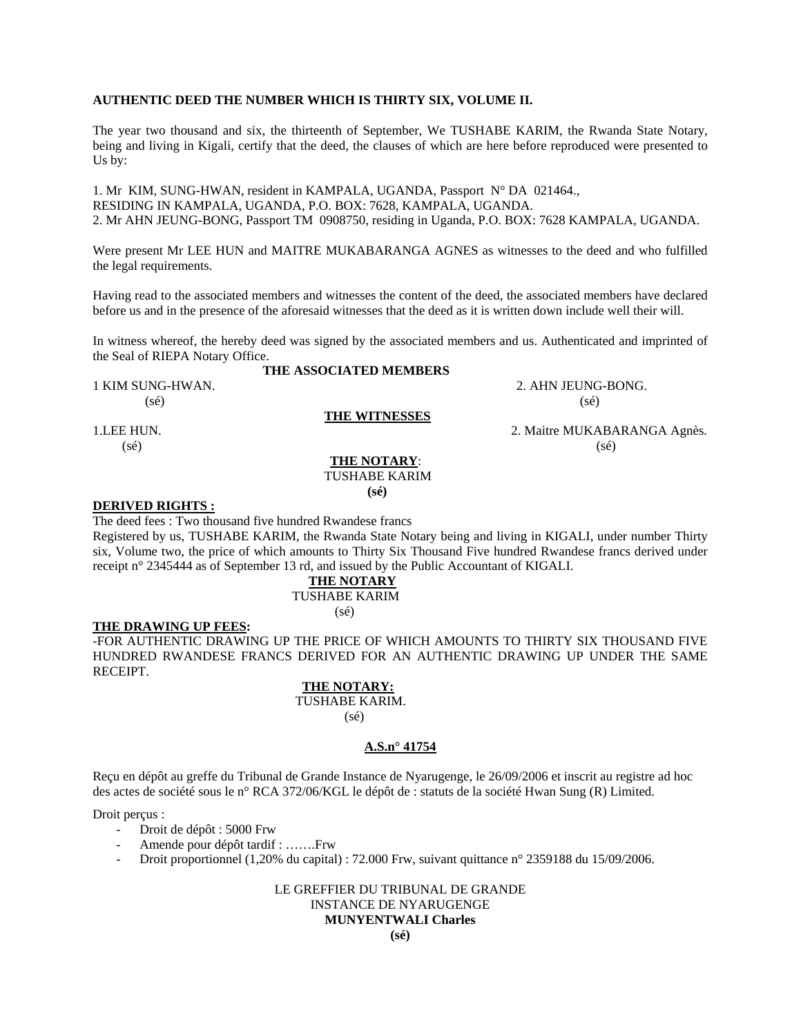**AUTHENTIC DEED THE NUMBER WHICH IS THIRTY SIX, VOLUME II.**

The year two thousand and six, the thirteenth of September, We TUSHABE KARIM, the Rwanda State Notary, being and living in Kigali, certify that the deed, the clauses of which are here before reproduced were presented to Us by:

1. Mr KIM, SUNG-HWAN, resident in KAMPALA, UGANDA, Passport N° DA 021464., RESIDING IN KAMPALA, UGANDA, P.O. BOX: 7628, KAMPALA, UGANDA.
2. Mr AHN JEUNG-BONG, Passport TM 0908750, residing in Uganda, P.O. BOX: 7628 KAMPALA, UGANDA.

Were present Mr LEE HUN and MAITRE MUKABARANGA AGNES as witnesses to the deed and who fulfilled the legal requirements.

Having read to the associated members and witnesses the content of the deed, the associated members have declared before us and in the presence of the aforesaid witnesses that the deed as it is written down include well their will.

In witness whereof, the hereby deed was signed by the associated members and us. Authenticated and imprinted of the Seal of RIEPA Notary Office.

**THE ASSOCIATED MEMBERS**

1 KIM SUNG-HWAN.
(sé)

2. AHN JEUNG-BONG.
(sé)

**THE WITNESSES**

1.LEE HUN.
(sé)

2. Maitre MUKABARANGA Agnès.
(sé)

**THE NOTARY**:
TUSHABE KARIM
**(sé)**

**DERIVED RIGHTS :**

The deed fees : Two thousand five hundred Rwandese francs

Registered by us, TUSHABE KARIM, the Rwanda State Notary being and living in KIGALI, under number Thirty six, Volume two, the price of which amounts to Thirty Six Thousand Five hundred Rwandese francs derived under receipt n° 2345444 as of September 13 rd, and issued by the Public Accountant of KIGALI.

**THE NOTARY**
TUSHABE KARIM
(sé)

**THE DRAWING UP FEES:**

-FOR AUTHENTIC DRAWING UP THE PRICE OF WHICH AMOUNTS TO THIRTY SIX THOUSAND FIVE HUNDRED RWANDESE FRANCS DERIVED FOR AN AUTHENTIC DRAWING UP UNDER THE SAME RECEIPT.

**THE NOTARY:**
TUSHABE KARIM.
(sé)

**A.S.n° 41754**

Reçu en dépôt au greffe du Tribunal de Grande Instance de Nyarugenge, le 26/09/2006 et inscrit au registre ad hoc des actes de société sous le n° RCA 372/06/KGL le dépôt de : statuts de la société Hwan Sung (R) Limited.

Droit perçus :

- Droit de dépôt : 5000 Frw
- Amende pour dépôt tardif : …….Frw
- Droit proportionnel (1,20% du capital) : 72.000 Frw, suivant quittance n° 2359188 du 15/09/2006.

LE GREFFIER DU TRIBUNAL DE GRANDE
INSTANCE DE NYARUGENGE
**MUNYENTWALI Charles**
**(sé)**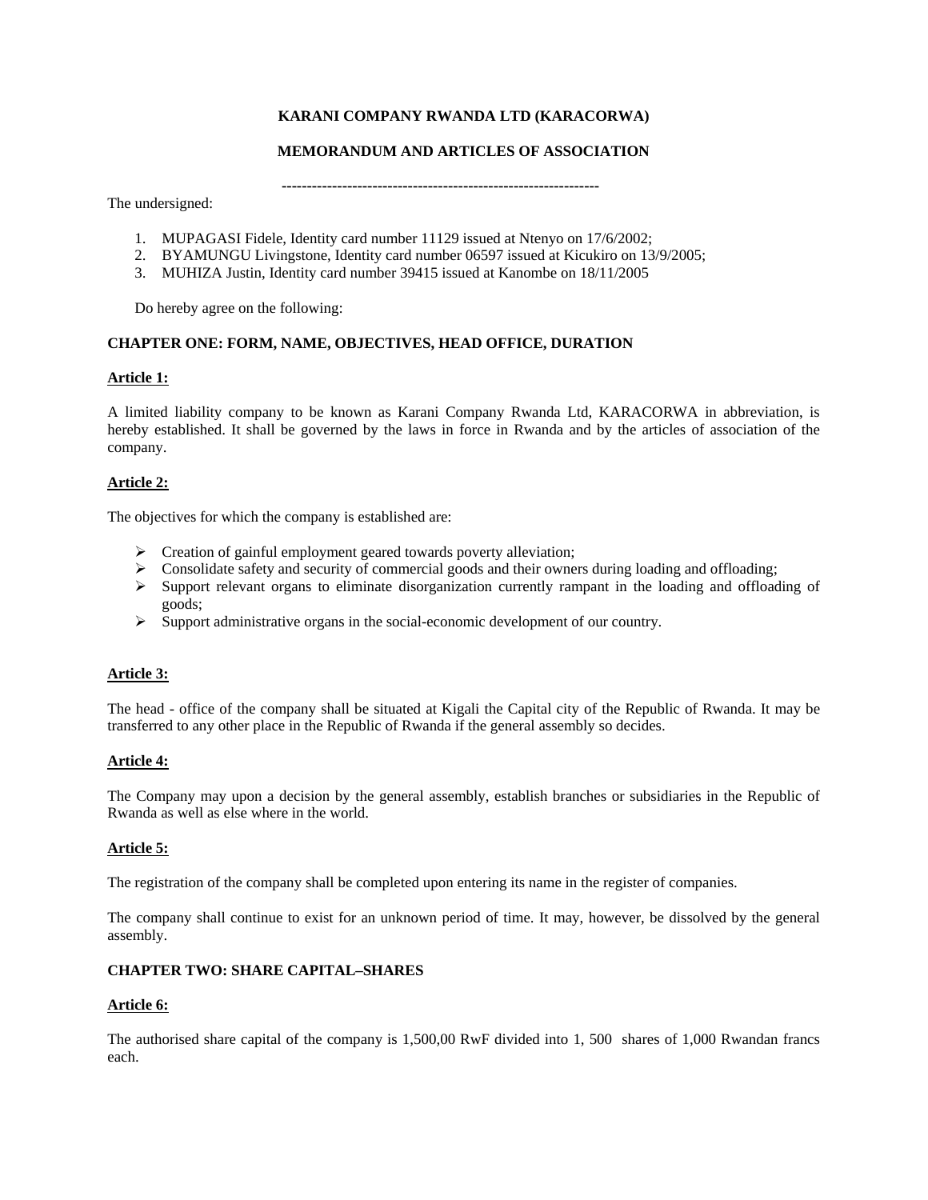**KARANI COMPANY RWANDA LTD (KARACORWA)**

**MEMORANDUM AND ARTICLES OF ASSOCIATION**

---------------------------------------------------------------

The undersigned:

1. MUPAGASI Fidele, Identity card number 11129 issued at Ntenyo on 17/6/2002;
2. BYAMUNGU Livingstone, Identity card number 06597 issued at Kicukiro on 13/9/2005;
3. MUHIZA Justin, Identity card number 39415 issued at Kanombe on 18/11/2005

Do hereby agree on the following:

**CHAPTER ONE: FORM, NAME, OBJECTIVES, HEAD OFFICE, DURATION**

**Article 1:**

A limited liability company to be known as Karani Company Rwanda Ltd, KARACORWA in abbreviation, is hereby established. It shall be governed by the laws in force in Rwanda and by the articles of association of the company.

**Article 2:**

The objectives for which the company is established are:

- Creation of gainful employment geared towards poverty alleviation;
- Consolidate safety and security of commercial goods and their owners during loading and offloading;
- Support relevant organs to eliminate disorganization currently rampant in the loading and offloading of goods;
- Support administrative organs in the social-economic development of our country.

**Article 3:**

The head - office of the company shall be situated at Kigali the Capital city of the Republic of Rwanda. It may be transferred to any other place in the Republic of Rwanda if the general assembly so decides.

**Article 4:**

The Company may upon a decision by the general assembly, establish branches or subsidiaries in the Republic of Rwanda as well as else where in the world.

**Article 5:**

The registration of the company shall be completed upon entering its name in the register of companies.

The company shall continue to exist for an unknown period of time. It may, however, be dissolved by the general assembly.

**CHAPTER TWO: SHARE CAPITAL–SHARES**

**Article 6:**

The authorised share capital of the company is 1,500,00 RwF divided into 1, 500 shares of 1,000 Rwandan francs each.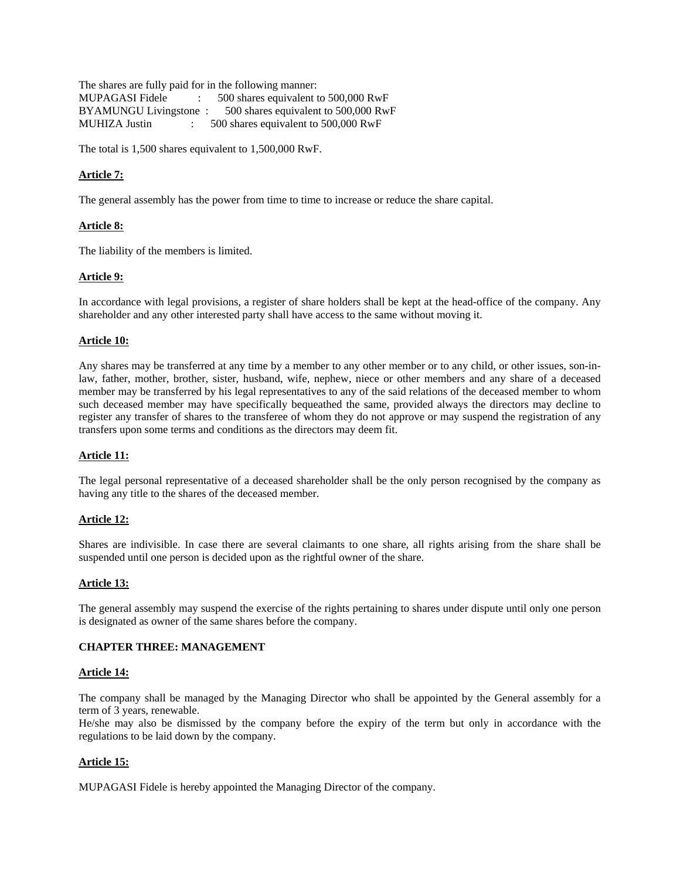The shares are fully paid for in the following manner:
MUPAGASI Fidele : 500 shares equivalent to 500,000 RwF
BYAMUNGU Livingstone : 500 shares equivalent to 500,000 RwF
MUHIZA Justin : 500 shares equivalent to 500,000 RwF

The total is 1,500 shares equivalent to 1,500,000 RwF.

**Article 7:**

The general assembly has the power from time to time to increase or reduce the share capital.

**Article 8:**

The liability of the members is limited.

**Article 9:**

In accordance with legal provisions, a register of share holders shall be kept at the head-office of the company. Any shareholder and any other interested party shall have access to the same without moving it.

**Article 10:**

Any shares may be transferred at any time by a member to any other member or to any child, or other issues, son-in-law, father, mother, brother, sister, husband, wife, nephew, niece or other members and any share of a deceased member may be transferred by his legal representatives to any of the said relations of the deceased member to whom such deceased member may have specifically bequeathed the same, provided always the directors may decline to register any transfer of shares to the transferee of whom they do not approve or may suspend the registration of any transfers upon some terms and conditions as the directors may deem fit.

**Article 11:**

The legal personal representative of a deceased shareholder shall be the only person recognised by the company as having any title to the shares of the deceased member.

**Article 12:**

Shares are indivisible. In case there are several claimants to one share, all rights arising from the share shall be suspended until one person is decided upon as the rightful owner of the share.

**Article 13:**

The general assembly may suspend the exercise of the rights pertaining to shares under dispute until only one person is designated as owner of the same shares before the company.

**CHAPTER THREE: MANAGEMENT**

**Article 14:**

The company shall be managed by the Managing Director who shall be appointed by the General assembly for a term of 3 years, renewable.
He/she may also be dismissed by the company before the expiry of the term but only in accordance with the regulations to be laid down by the company.

**Article 15:**

MUPAGASI Fidele is hereby appointed the Managing Director of the company.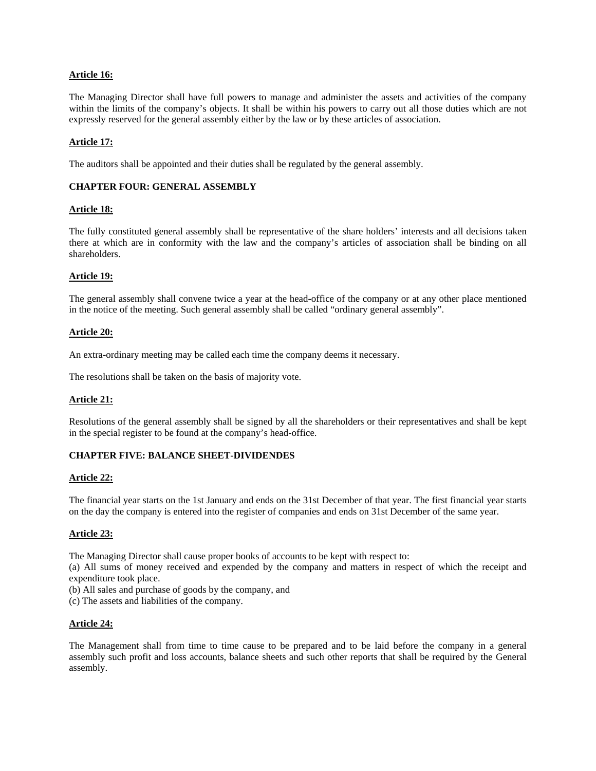**Article 16:**

The Managing Director shall have full powers to manage and administer the assets and activities of the company within the limits of the company's objects. It shall be within his powers to carry out all those duties which are not expressly reserved for the general assembly either by the law or by these articles of association.

**Article 17:**

The auditors shall be appointed and their duties shall be regulated by the general assembly.

**CHAPTER FOUR: GENERAL ASSEMBLY**

**Article 18:**

The fully constituted general assembly shall be representative of the share holders' interests and all decisions taken there at which are in conformity with the law and the company's articles of association shall be binding on all shareholders.

**Article 19:**

The general assembly shall convene twice a year at the head-office of the company or at any other place mentioned in the notice of the meeting. Such general assembly shall be called "ordinary general assembly".

**Article 20:**

An extra-ordinary meeting may be called each time the company deems it necessary.

The resolutions shall be taken on the basis of majority vote.

**Article 21:**

Resolutions of the general assembly shall be signed by all the shareholders or their representatives and shall be kept in the special register to be found at the company's head-office.

**CHAPTER FIVE: BALANCE SHEET-DIVIDENDES**

**Article 22:**

The financial year starts on the 1st January and ends on the 31st December of that year. The first financial year starts on the day the company is entered into the register of companies and ends on 31st December of the same year.

**Article 23:**

The Managing Director shall cause proper books of accounts to be kept with respect to:
(a) All sums of money received and expended by the company and matters in respect of which the receipt and expenditure took place.
(b) All sales and purchase of goods by the company, and
(c) The assets and liabilities of the company.

**Article 24:**

The Management shall from time to time cause to be prepared and to be laid before the company in a general assembly such profit and loss accounts, balance sheets and such other reports that shall be required by the General assembly.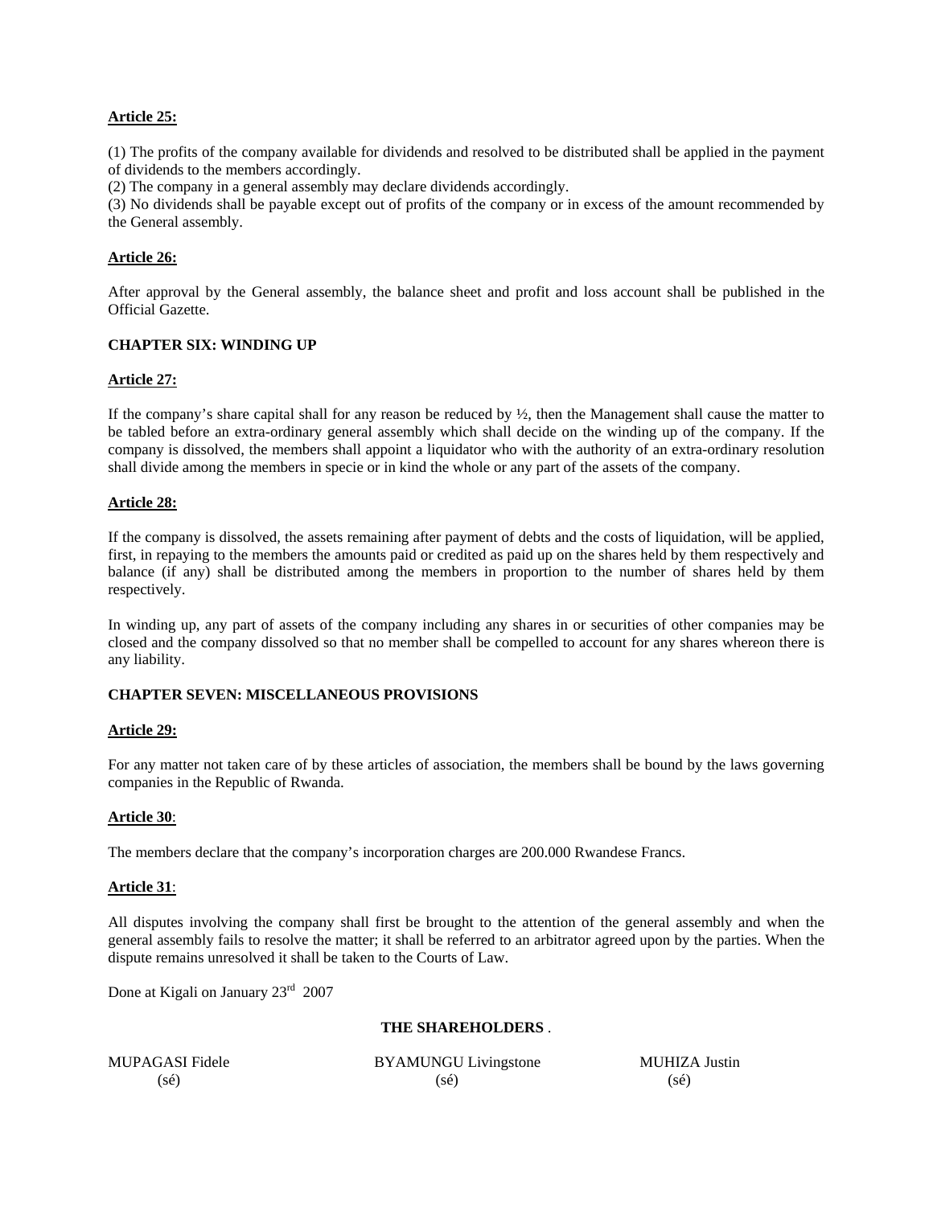**Article 25:**

(1) The profits of the company available for dividends and resolved to be distributed shall be applied in the payment of dividends to the members accordingly.
(2) The company in a general assembly may declare dividends accordingly.
(3) No dividends shall be payable except out of profits of the company or in excess of the amount recommended by the General assembly.

**Article 26:**

After approval by the General assembly, the balance sheet and profit and loss account shall be published in the Official Gazette.

**CHAPTER SIX: WINDING UP**

**Article 27:**

If the company's share capital shall for any reason be reduced by ½, then the Management shall cause the matter to be tabled before an extra-ordinary general assembly which shall decide on the winding up of the company. If the company is dissolved, the members shall appoint a liquidator who with the authority of an extra-ordinary resolution shall divide among the members in specie or in kind the whole or any part of the assets of the company.

**Article 28:**

If the company is dissolved, the assets remaining after payment of debts and the costs of liquidation, will be applied, first, in repaying to the members the amounts paid or credited as paid up on the shares held by them respectively and balance (if any) shall be distributed among the members in proportion to the number of shares held by them respectively.

In winding up, any part of assets of the company including any shares in or securities of other companies may be closed and the company dissolved so that no member shall be compelled to account for any shares whereon there is any liability.

**CHAPTER SEVEN: MISCELLANEOUS PROVISIONS**

**Article 29:**

For any matter not taken care of by these articles of association, the members shall be bound by the laws governing companies in the Republic of Rwanda.

**Article 30**:

The members declare that the company's incorporation charges are 200.000 Rwandese Francs.

**Article 31**:

All disputes involving the company shall first be brought to the attention of the general assembly and when the general assembly fails to resolve the matter; it shall be referred to an arbitrator agreed upon by the parties. When the dispute remains unresolved it shall be taken to the Courts of Law.

Done at Kigali on January 23rd 2007

**THE SHAREHOLDERS** .

| MUPAGASI Fidele | BYAMUNGU Livingstone | MUHIZA Justin |
|---|---|---|
| (sé) | (sé) | (sé) |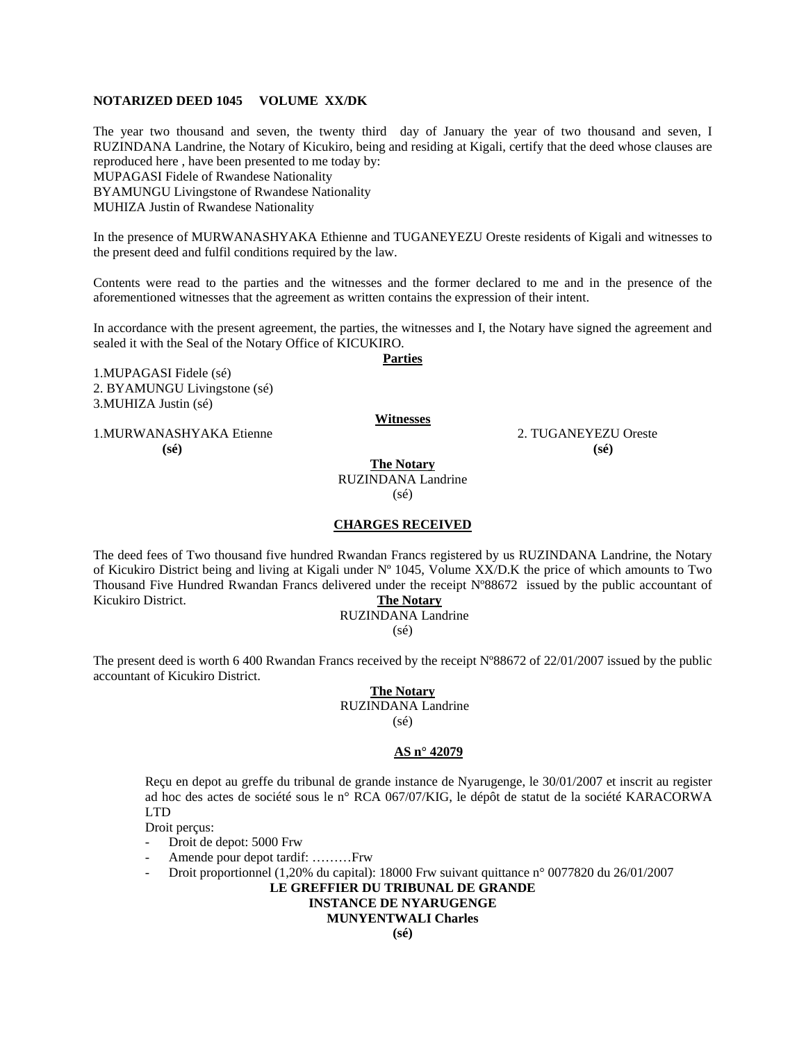**NOTARIZED DEED 1045 VOLUME XX/DK**

The year two thousand and seven, the twenty third day of January the year of two thousand and seven, I RUZINDANA Landrine, the Notary of Kicukiro, being and residing at Kigali, certify that the deed whose clauses are reproduced here , have been presented to me today by:
MUPAGASI Fidele of Rwandese Nationality
BYAMUNGU Livingstone of Rwandese Nationality
MUHIZA Justin of Rwandese Nationality

In the presence of MURWANASHYAKA Ethienne and TUGANEYEZU Oreste residents of Kigali and witnesses to the present deed and fulfil conditions required by the law.

Contents were read to the parties and the witnesses and the former declared to me and in the presence of the aforementioned witnesses that the agreement as written contains the expression of their intent.

In accordance with the present agreement, the parties, the witnesses and I, the Notary have signed the agreement and sealed it with the Seal of the Notary Office of KICUKIRO.

**Parties**

1.MUPAGASI Fidele (sé)
2. BYAMUNGU Livingstone (sé)
3.MUHIZA Justin (sé)

**Witnesses**

1.MURWANASHYAKA Etienne **(sé)**
2. TUGANEYEZU Oreste **(sé)**

**The Notary**
RUZINDANA Landrine
(sé)

**CHARGES RECEIVED**

The deed fees of Two thousand five hundred Rwandan Francs registered by us RUZINDANA Landrine, the Notary of Kicukiro District being and living at Kigali under Nº 1045, Volume XX/D.K the price of which amounts to Two Thousand Five Hundred Rwandan Francs delivered under the receipt Nº88672 issued by the public accountant of Kicukiro District.

**The Notary**
RUZINDANA Landrine
(sé)

The present deed is worth 6 400 Rwandan Francs received by the receipt Nº88672 of 22/01/2007 issued by the public accountant of Kicukiro District.

**The Notary**
RUZINDANA Landrine
(sé)

**AS n° 42079**

Reçu en depot au greffe du tribunal de grande instance de Nyarugenge, le 30/01/2007 et inscrit au register ad hoc des actes de société sous le n° RCA 067/07/KIG, le dépôt de statut de la société KARACORWA LTD

Droit perçus:

- Droit de depot: 5000 Frw
- Amende pour depot tardif: ………Frw
- Droit proportionnel (1,20% du capital): 18000 Frw suivant quittance n° 0077820 du 26/01/2007

**LE GREFFIER DU TRIBUNAL DE GRANDE INSTANCE DE NYARUGENGE**
**MUNYENTWALI Charles**
**(sé)**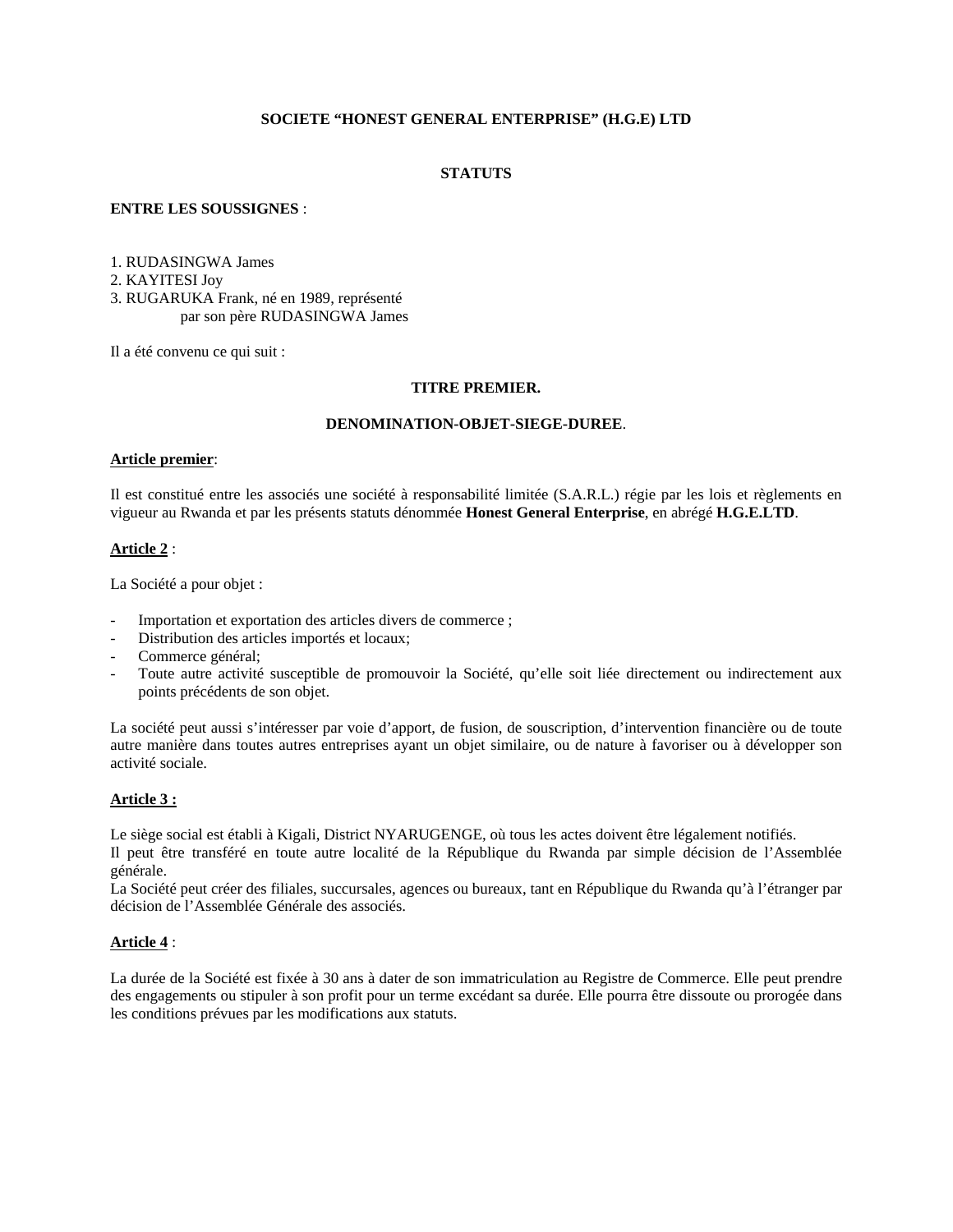**SOCIETE "HONEST GENERAL ENTERPRISE" (H.G.E) LTD**

**STATUTS**

**ENTRE LES SOUSSIGNES** :

1. RUDASINGWA James
2. KAYITESI Joy
3. RUGARUKA Frank, né en 1989, représenté
   par son père RUDASINGWA James

Il a été convenu ce qui suit :

**TITRE PREMIER.**

**DENOMINATION-OBJET-SIEGE-DUREE**.

**Article premier**:

Il est constitué entre les associés une société à responsabilité limitée (S.A.R.L.) régie par les lois et règlements en vigueur au Rwanda et par les présents statuts dénommée **Honest General Enterprise**, en abrégé **H.G.E.LTD**.

**Article 2** :

La Société a pour objet :

- Importation et exportation des articles divers de commerce ;
- Distribution des articles importés et locaux;
- Commerce général;
- Toute autre activité susceptible de promouvoir la Société, qu'elle soit liée directement ou indirectement aux points précédents de son objet.

La société peut aussi s'intéresser par voie d'apport, de fusion, de souscription, d'intervention financière ou de toute autre manière dans toutes autres entreprises ayant un objet similaire, ou de nature à favoriser ou à développer son activité sociale.

**Article 3 :**

Le siège social est établi à Kigali, District NYARUGENGE, où tous les actes doivent être légalement notifiés.
Il peut être transféré en toute autre localité de la République du Rwanda par simple décision de l'Assemblée générale.
La Société peut créer des filiales, succursales, agences ou bureaux, tant en République du Rwanda qu'à l'étranger par décision de l'Assemblée Générale des associés.

**Article 4** :

La durée de la Société est fixée à 30 ans à dater de son immatriculation au Registre de Commerce. Elle peut prendre des engagements ou stipuler à son profit pour un terme excédant sa durée. Elle pourra être dissoute ou prorogée dans les conditions prévues par les modifications aux statuts.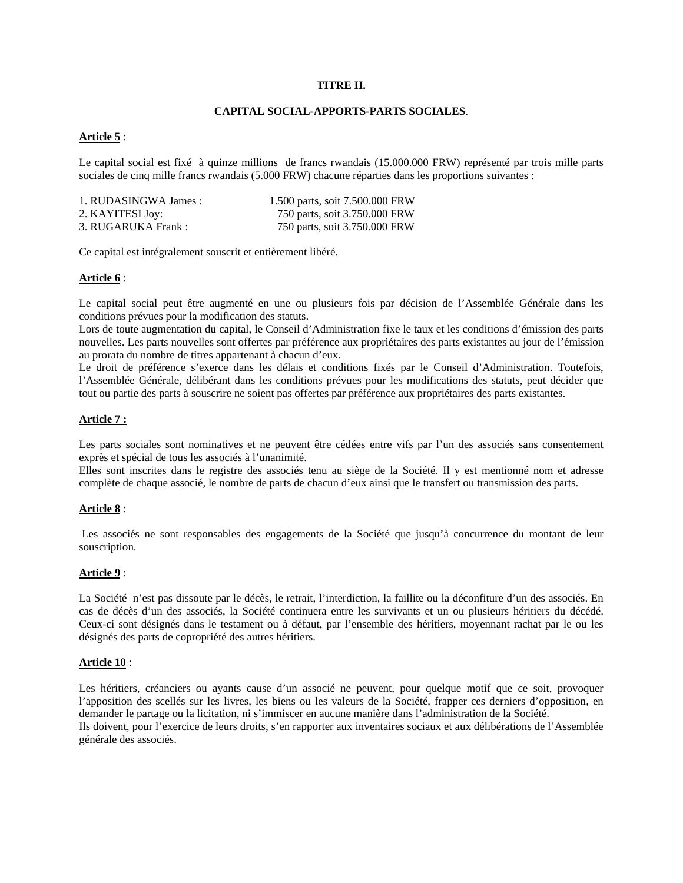**TITRE II.**

**CAPITAL SOCIAL-APPORTS-PARTS SOCIALES**.

**Article 5** :

Le capital social est fixé à quinze millions de francs rwandais (15.000.000 FRW) représenté par trois mille parts sociales de cinq mille francs rwandais (5.000 FRW) chacune réparties dans les proportions suivantes :

1. RUDASINGWA James : 1.500 parts, soit 7.500.000 FRW
2. KAYITESI Joy: 750 parts, soit 3.750.000 FRW
3. RUGARUKA Frank : 750 parts, soit 3.750.000 FRW

Ce capital est intégralement souscrit et entièrement libéré.

**Article 6** :

Le capital social peut être augmenté en une ou plusieurs fois par décision de l'Assemblée Générale dans les conditions prévues pour la modification des statuts.
Lors de toute augmentation du capital, le Conseil d'Administration fixe le taux et les conditions d'émission des parts nouvelles. Les parts nouvelles sont offertes par préférence aux propriétaires des parts existantes au jour de l'émission au prorata du nombre de titres appartenant à chacun d'eux.
Le droit de préférence s'exerce dans les délais et conditions fixés par le Conseil d'Administration. Toutefois, l'Assemblée Générale, délibérant dans les conditions prévues pour les modifications des statuts, peut décider que tout ou partie des parts à souscrire ne soient pas offertes par préférence aux propriétaires des parts existantes.

**Article 7 :**

Les parts sociales sont nominatives et ne peuvent être cédées entre vifs par l'un des associés sans consentement exprès et spécial de tous les associés à l'unanimité.
Elles sont inscrites dans le registre des associés tenu au siège de la Société. Il y est mentionné nom et adresse complète de chaque associé, le nombre de parts de chacun d'eux ainsi que le transfert ou transmission des parts.

**Article 8** :

Les associés ne sont responsables des engagements de la Société que jusqu'à concurrence du montant de leur souscription.

**Article 9** :

La Société n'est pas dissoute par le décès, le retrait, l'interdiction, la faillite ou la déconfiture d'un des associés. En cas de décès d'un des associés, la Société continuera entre les survivants et un ou plusieurs héritiers du décédé. Ceux-ci sont désignés dans le testament ou à défaut, par l'ensemble des héritiers, moyennant rachat par le ou les désignés des parts de copropriété des autres héritiers.

**Article 10** :

Les héritiers, créanciers ou ayants cause d'un associé ne peuvent, pour quelque motif que ce soit, provoquer l'apposition des scellés sur les livres, les biens ou les valeurs de la Société, frapper ces derniers d'opposition, en demander le partage ou la licitation, ni s'immiscer en aucune manière dans l'administration de la Société.
Ils doivent, pour l'exercice de leurs droits, s'en rapporter aux inventaires sociaux et aux délibérations de l'Assemblée générale des associés.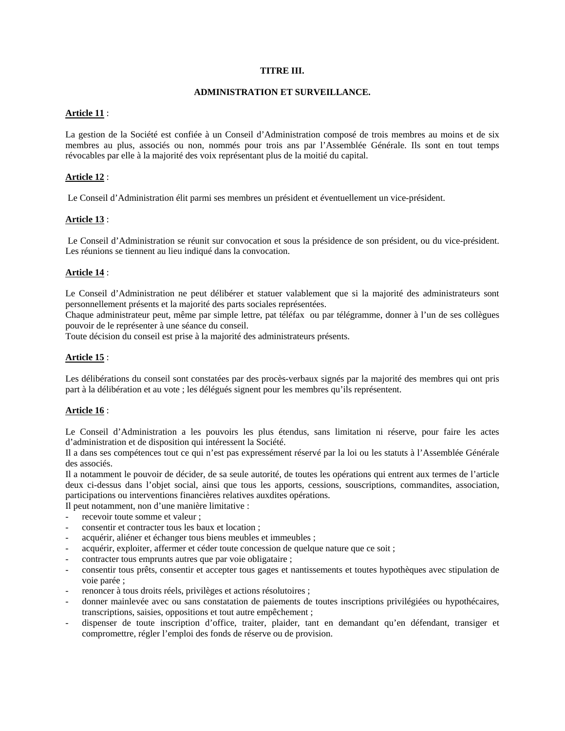**TITRE III.**

**ADMINISTRATION ET SURVEILLANCE.**

**Article 11** :

La gestion de la Société est confiée à un Conseil d'Administration composé de trois membres au moins et de six membres au plus, associés ou non, nommés pour trois ans par l'Assemblée Générale. Ils sont en tout temps révocables par elle à la majorité des voix représentant plus de la moitié du capital.

**Article 12** :

Le Conseil d'Administration élit parmi ses membres un président et éventuellement un vice-président.

**Article 13** :

Le Conseil d'Administration se réunit sur convocation et sous la présidence de son président, ou du vice-président. Les réunions se tiennent au lieu indiqué dans la convocation.

**Article 14** :

Le Conseil d'Administration ne peut délibérer et statuer valablement que si la majorité des administrateurs sont personnellement présents et la majorité des parts sociales représentées.
Chaque administrateur peut, même par simple lettre, pat téléfax ou par télégramme, donner à l'un de ses collègues pouvoir de le représenter à une séance du conseil.
Toute décision du conseil est prise à la majorité des administrateurs présents.

**Article 15** :

Les délibérations du conseil sont constatées par des procès-verbaux signés par la majorité des membres qui ont pris part à la délibération et au vote ; les délégués signent pour les membres qu'ils représentent.

**Article 16** :

Le Conseil d'Administration a les pouvoirs les plus étendus, sans limitation ni réserve, pour faire les actes d'administration et de disposition qui intéressent la Société.
Il a dans ses compétences tout ce qui n'est pas expressément réservé par la loi ou les statuts à l'Assemblée Générale des associés.
Il a notamment le pouvoir de décider, de sa seule autorité, de toutes les opérations qui entrent aux termes de l'article deux ci-dessus dans l'objet social, ainsi que tous les apports, cessions, souscriptions, commandites, association, participations ou interventions financières relatives auxdites opérations.
Il peut notamment, non d'une manière limitative :

- recevoir toute somme et valeur ;
- consentir et contracter tous les baux et location ;
- acquérir, aliéner et échanger tous biens meubles et immeubles ;
- acquérir, exploiter, affermer et céder toute concession de quelque nature que ce soit ;
- contracter tous emprunts autres que par voie obligataire ;
- consentir tous prêts, consentir et accepter tous gages et nantissements et toutes hypothèques avec stipulation de voie parée ;
- renoncer à tous droits réels, privilèges et actions résolutoires ;
- donner mainlevée avec ou sans constatation de paiements de toutes inscriptions privilégiées ou hypothécaires, transcriptions, saisies, oppositions et tout autre empêchement ;
- dispenser de toute inscription d'office, traiter, plaider, tant en demandant qu'en défendant, transiger et compromettre, régler l'emploi des fonds de réserve ou de provision.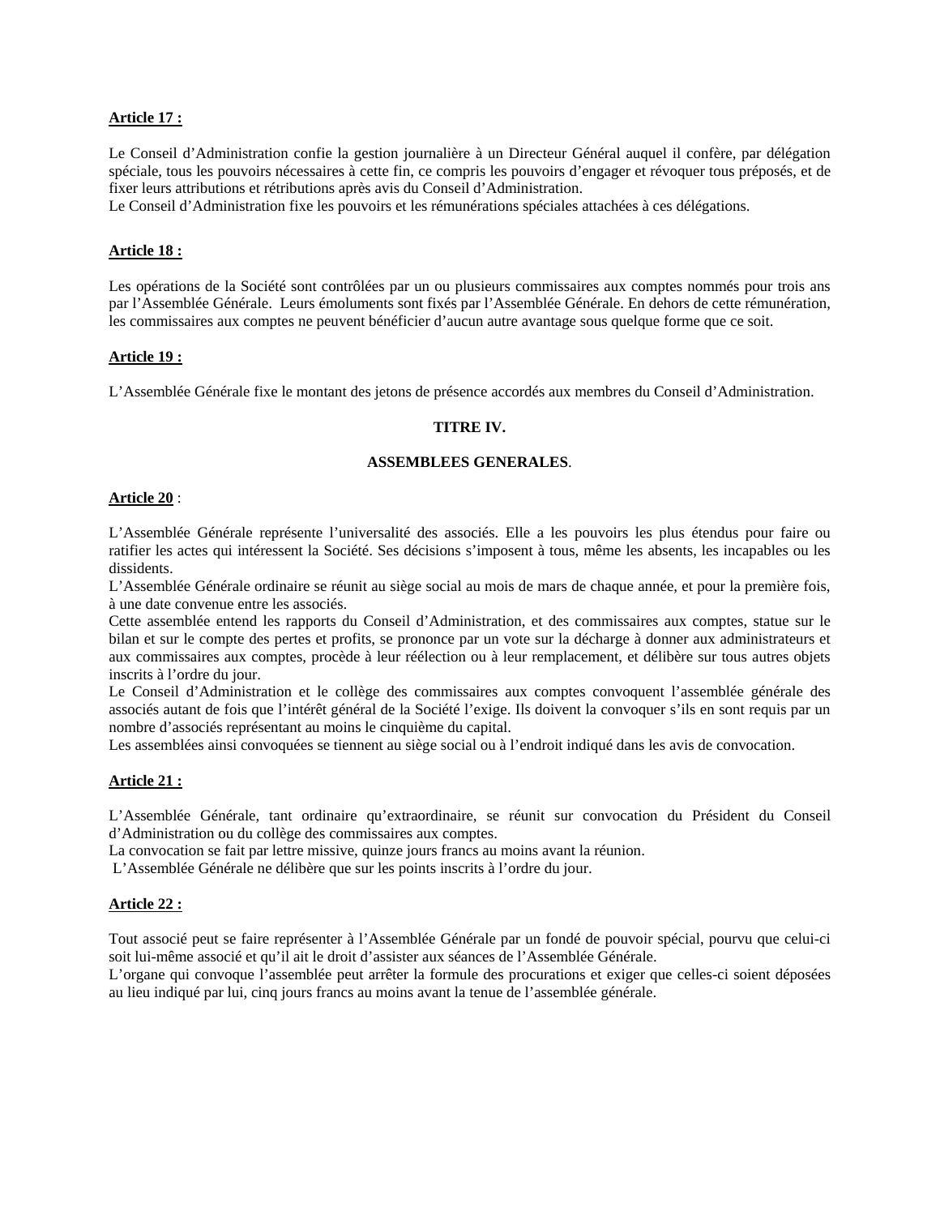**Article 17 :**

Le Conseil d'Administration confie la gestion journalière à un Directeur Général auquel il confère, par délégation spéciale, tous les pouvoirs nécessaires à cette fin, ce compris les pouvoirs d'engager et révoquer tous préposés, et de fixer leurs attributions et rétributions après avis du Conseil d'Administration.
Le Conseil d'Administration fixe les pouvoirs et les rémunérations spéciales attachées à ces délégations.

**Article 18 :**

Les opérations de la Société sont contrôlées par un ou plusieurs commissaires aux comptes nommés pour trois ans par l'Assemblée Générale. Leurs émoluments sont fixés par l'Assemblée Générale. En dehors de cette rémunération, les commissaires aux comptes ne peuvent bénéficier d'aucun autre avantage sous quelque forme que ce soit.

**Article 19 :**

L'Assemblée Générale fixe le montant des jetons de présence accordés aux membres du Conseil d'Administration.

## TITRE IV.

## ASSEMBLEES GENERALES.

**Article 20** :

L'Assemblée Générale représente l'universalité des associés. Elle a les pouvoirs les plus étendus pour faire ou ratifier les actes qui intéressent la Société. Ses décisions s'imposent à tous, même les absents, les incapables ou les dissidents.
L'Assemblée Générale ordinaire se réunit au siège social au mois de mars de chaque année, et pour la première fois, à une date convenue entre les associés.
Cette assemblée entend les rapports du Conseil d'Administration, et des commissaires aux comptes, statue sur le bilan et sur le compte des pertes et profits, se prononce par un vote sur la décharge à donner aux administrateurs et aux commissaires aux comptes, procède à leur réélection ou à leur remplacement, et délibère sur tous autres objets inscrits à l'ordre du jour.
Le Conseil d'Administration et le collège des commissaires aux comptes convoquent l'assemblée générale des associés autant de fois que l'intérêt général de la Société l'exige. Ils doivent la convoquer s'ils en sont requis par un nombre d'associés représentant au moins le cinquième du capital.
Les assemblées ainsi convoquées se tiennent au siège social ou à l'endroit indiqué dans les avis de convocation.

**Article 21 :**

L'Assemblée Générale, tant ordinaire qu'extraordinaire, se réunit sur convocation du Président du Conseil d'Administration ou du collège des commissaires aux comptes.
La convocation se fait par lettre missive, quinze jours francs au moins avant la réunion.
L'Assemblée Générale ne délibère que sur les points inscrits à l'ordre du jour.

**Article 22 :**

Tout associé peut se faire représenter à l'Assemblée Générale par un fondé de pouvoir spécial, pourvu que celui-ci soit lui-même associé et qu'il ait le droit d'assister aux séances de l'Assemblée Générale.
L'organe qui convoque l'assemblée peut arrêter la formule des procurations et exiger que celles-ci soient déposées au lieu indiqué par lui, cinq jours francs au moins avant la tenue de l'assemblée générale.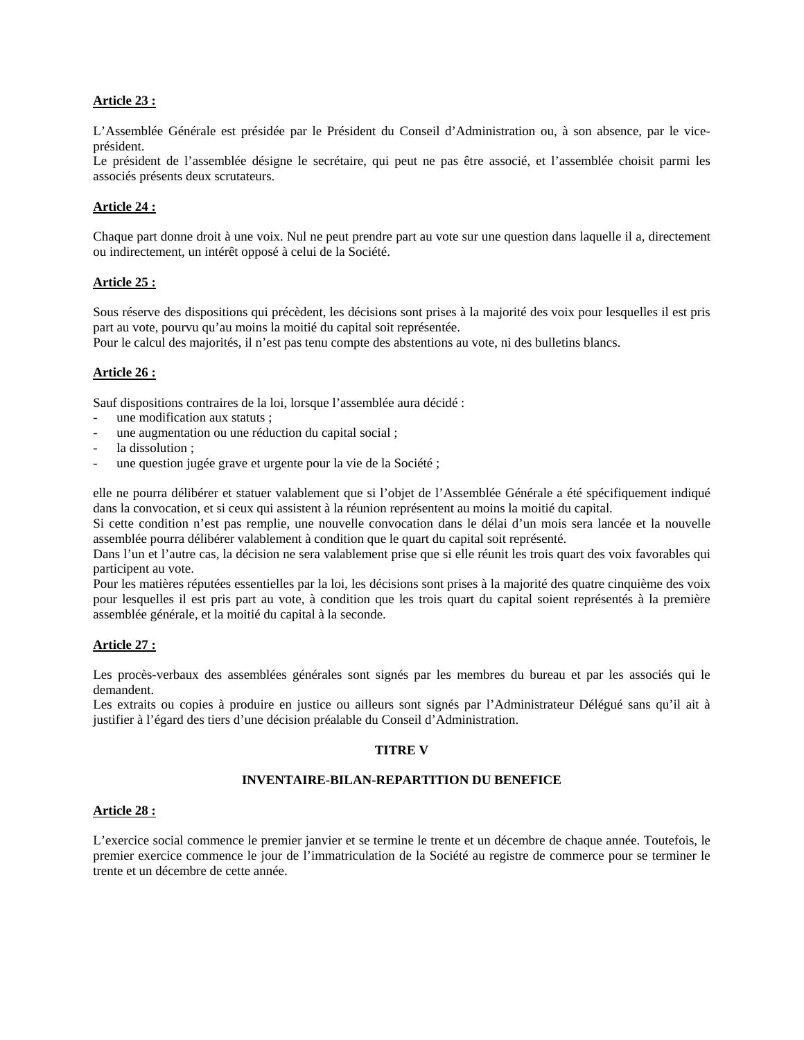**Article 23 :**

L'Assemblée Générale est présidée par le Président du Conseil d'Administration ou, à son absence, par le vice-président.
Le président de l'assemblée désigne le secrétaire, qui peut ne pas être associé, et l'assemblée choisit parmi les associés présents deux scrutateurs.

**Article 24 :**

Chaque part donne droit à une voix. Nul ne peut prendre part au vote sur une question dans laquelle il a, directement ou indirectement, un intérêt opposé à celui de la Société.

**Article 25 :**

Sous réserve des dispositions qui précèdent, les décisions sont prises à la majorité des voix pour lesquelles il est pris part au vote, pourvu qu'au moins la moitié du capital soit représentée.
Pour le calcul des majorités, il n'est pas tenu compte des abstentions au vote, ni des bulletins blancs.

**Article 26 :**

Sauf dispositions contraires de la loi, lorsque l'assemblée aura décidé :

- une modification aux statuts ;
- une augmentation ou une réduction du capital social ;
- la dissolution ;
- une question jugée grave et urgente pour la vie de la Société ;

elle ne pourra délibérer et statuer valablement que si l'objet de l'Assemblée Générale a été spécifiquement indiqué dans la convocation, et si ceux qui assistent à la réunion représentent au moins la moitié du capital.
Si cette condition n'est pas remplie, une nouvelle convocation dans le délai d'un mois sera lancée et la nouvelle assemblée pourra délibérer valablement à condition que le quart du capital soit représenté.
Dans l'un et l'autre cas, la décision ne sera valablement prise que si elle réunit les trois quart des voix favorables qui participent au vote.
Pour les matières réputées essentielles par la loi, les décisions sont prises à la majorité des quatre cinquième des voix pour lesquelles il est pris part au vote, à condition que les trois quart du capital soient représentés à la première assemblée générale, et la moitié du capital à la seconde.

**Article 27 :**

Les procès-verbaux des assemblées générales sont signés par les membres du bureau et par les associés qui le demandent.
Les extraits ou copies à produire en justice ou ailleurs sont signés par l'Administrateur Délégué sans qu'il ait à justifier à l'égard des tiers d'une décision préalable du Conseil d'Administration.

## TITRE V

## INVENTAIRE-BILAN-REPARTITION DU BENEFICE

**Article 28 :**

L'exercice social commence le premier janvier et se termine le trente et un décembre de chaque année. Toutefois, le premier exercice commence le jour de l'immatriculation de la Société au registre de commerce pour se terminer le trente et un décembre de cette année.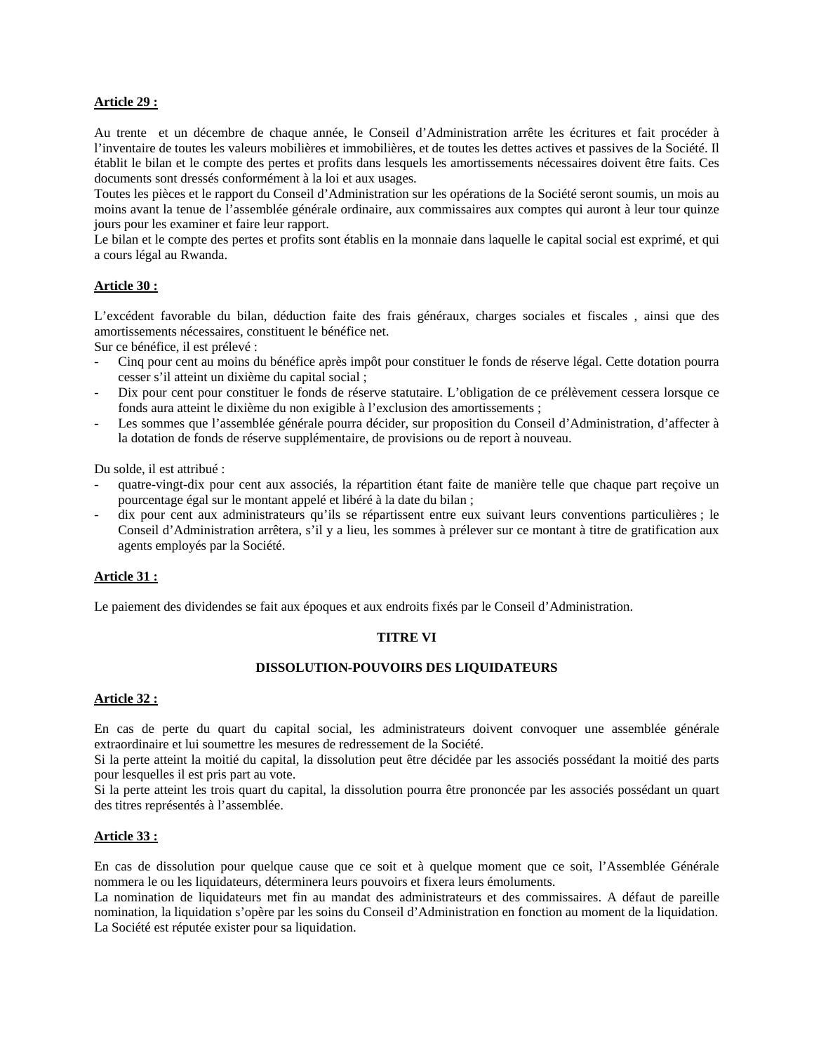**Article 29 :**

Au trente et un décembre de chaque année, le Conseil d'Administration arrête les écritures et fait procéder à l'inventaire de toutes les valeurs mobilières et immobilières, et de toutes les dettes actives et passives de la Société. Il établit le bilan et le compte des pertes et profits dans lesquels les amortissements nécessaires doivent être faits. Ces documents sont dressés conformément à la loi et aux usages.
Toutes les pièces et le rapport du Conseil d'Administration sur les opérations de la Société seront soumis, un mois au moins avant la tenue de l'assemblée générale ordinaire, aux commissaires aux comptes qui auront à leur tour quinze jours pour les examiner et faire leur rapport.
Le bilan et le compte des pertes et profits sont établis en la monnaie dans laquelle le capital social est exprimé, et qui a cours légal au Rwanda.

**Article 30 :**

L'excédent favorable du bilan, déduction faite des frais généraux, charges sociales et fiscales , ainsi que des amortissements nécessaires, constituent le bénéfice net.
Sur ce bénéfice, il est prélevé :

- Cinq pour cent au moins du bénéfice après impôt pour constituer le fonds de réserve légal. Cette dotation pourra cesser s'il atteint un dixième du capital social ;
- Dix pour cent pour constituer le fonds de réserve statutaire. L'obligation de ce prélèvement cessera lorsque ce fonds aura atteint le dixième du non exigible à l'exclusion des amortissements ;
- Les sommes que l'assemblée générale pourra décider, sur proposition du Conseil d'Administration, d'affecter à la dotation de fonds de réserve supplémentaire, de provisions ou de report à nouveau.

Du solde, il est attribué :

- quatre-vingt-dix pour cent aux associés, la répartition étant faite de manière telle que chaque part reçoive un pourcentage égal sur le montant appelé et libéré à la date du bilan ;
- dix pour cent aux administrateurs qu'ils se répartissent entre eux suivant leurs conventions particulières ; le Conseil d'Administration arrêtera, s'il y a lieu, les sommes à prélever sur ce montant à titre de gratification aux agents employés par la Société.

**Article 31 :**

Le paiement des dividendes se fait aux époques et aux endroits fixés par le Conseil d'Administration.

## TITRE VI

## DISSOLUTION-POUVOIRS DES LIQUIDATEURS

**Article 32 :**

En cas de perte du quart du capital social, les administrateurs doivent convoquer une assemblée générale extraordinaire et lui soumettre les mesures de redressement de la Société.
Si la perte atteint la moitié du capital, la dissolution peut être décidée par les associés possédant la moitié des parts pour lesquelles il est pris part au vote.
Si la perte atteint les trois quart du capital, la dissolution pourra être prononcée par les associés possédant un quart des titres représentés à l'assemblée.

**Article 33 :**

En cas de dissolution pour quelque cause que ce soit et à quelque moment que ce soit, l'Assemblée Générale nommera le ou les liquidateurs, déterminera leurs pouvoirs et fixera leurs émoluments.
La nomination de liquidateurs met fin au mandat des administrateurs et des commissaires. A défaut de pareille nomination, la liquidation s'opère par les soins du Conseil d'Administration en fonction au moment de la liquidation.
La Société est réputée exister pour sa liquidation.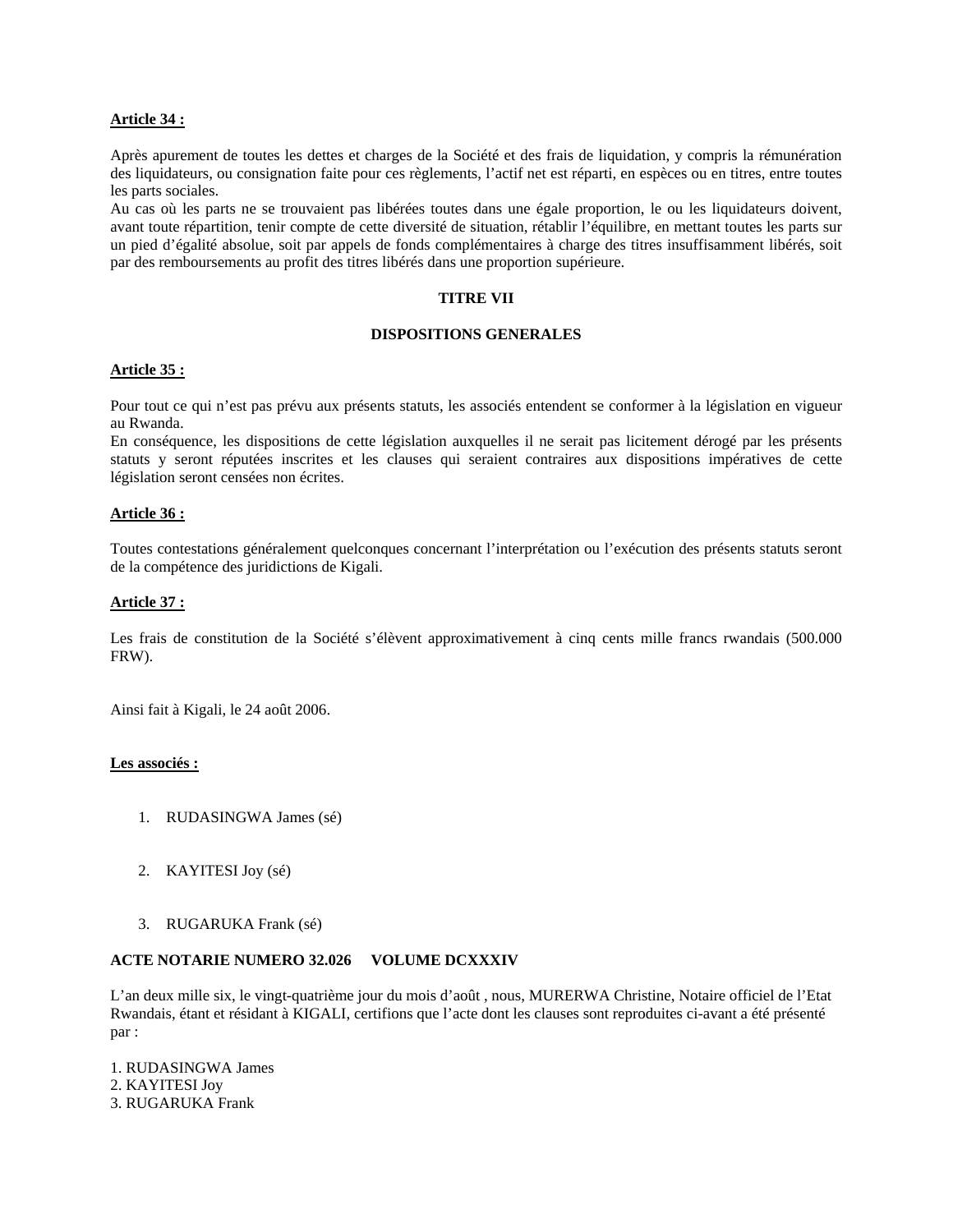**Article 34 :**

Après apurement de toutes les dettes et charges de la Société et des frais de liquidation, y compris la rémunération des liquidateurs, ou consignation faite pour ces règlements, l'actif net est réparti, en espèces ou en titres, entre toutes les parts sociales.
Au cas où les parts ne se trouvaient pas libérées toutes dans une égale proportion, le ou les liquidateurs doivent, avant toute répartition, tenir compte de cette diversité de situation, rétablir l'équilibre, en mettant toutes les parts sur un pied d'égalité absolue, soit par appels de fonds complémentaires à charge des titres insuffisamment libérés, soit par des remboursements au profit des titres libérés dans une proportion supérieure.

**TITRE VII**

**DISPOSITIONS GENERALES**

**Article 35 :**

Pour tout ce qui n'est pas prévu aux présents statuts, les associés entendent se conformer à la législation en vigueur au Rwanda.
En conséquence, les dispositions de cette législation auxquelles il ne serait pas licitement dérogé par les présents statuts y seront réputées inscrites et les clauses qui seraient contraires aux dispositions impératives de cette législation seront censées non écrites.

**Article 36 :**

Toutes contestations généralement quelconques concernant l'interprétation ou l'exécution des présents statuts seront de la compétence des juridictions de Kigali.

**Article 37 :**

Les frais de constitution de la Société s'élèvent approximativement à cinq cents mille francs rwandais (500.000 FRW).

Ainsi fait à Kigali, le 24 août 2006.

**Les associés :**

1. RUDASINGWA James (sé)

2. KAYITESI Joy (sé)

3. RUGARUKA Frank (sé)

**ACTE NOTARIE NUMERO 32.026 VOLUME DCXXXIV**

L'an deux mille six, le vingt-quatrième jour du mois d'août , nous, MURERWA Christine, Notaire officiel de l'Etat Rwandais, étant et résidant à KIGALI, certifions que l'acte dont les clauses sont reproduites ci-avant a été présenté par :

1. RUDASINGWA James
2. KAYITESI Joy
3. RUGARUKA Frank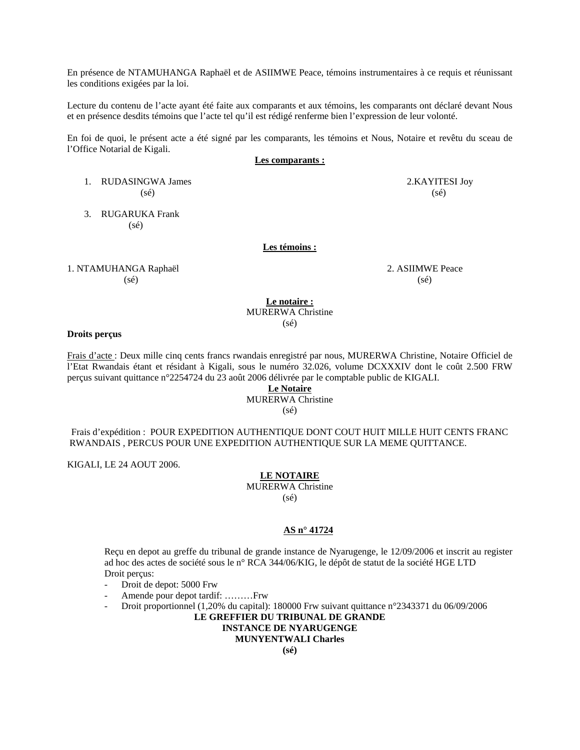En présence de NTAMUHANGA Raphaël et de ASIIMWE Peace, témoins instrumentaires à ce requis et réunissant les conditions exigées par la loi.

Lecture du contenu de l'acte ayant été faite aux comparants et aux témoins, les comparants ont déclaré devant Nous et en présence desdits témoins que l'acte tel qu'il est rédigé renferme bien l'expression de leur volonté.

En foi de quoi, le présent acte a été signé par les comparants, les témoins et Nous, Notaire et revêtu du sceau de l'Office Notarial de Kigali.

**Les comparants :**

1. RUDASINGWA James
(sé)

2. KAYITESI Joy
(sé)

3. RUGARUKA Frank
(sé)

**Les témoins :**

1. NTAMUHANGA Raphaël
(sé)

2. ASIIMWE Peace
(sé)

**Le notaire :**
MURERWA Christine
(sé)

**Droits perçus**

Frais d'acte : Deux mille cinq cents francs rwandais enregistré par nous, MURERWA Christine, Notaire Officiel de l'Etat Rwandais étant et résidant à Kigali, sous le numéro 32.026, volume DCXXXIV dont le coût 2.500 FRW perçus suivant quittance n°2254724 du 23 août 2006 délivrée par le comptable public de KIGALI.

**Le Notaire**
MURERWA Christine
(sé)

Frais d'expédition : POUR EXPEDITION AUTHENTIQUE DONT COUT HUIT MILLE HUIT CENTS FRANC RWANDAIS , PERCUS POUR UNE EXPEDITION AUTHENTIQUE SUR LA MEME QUITTANCE.

KIGALI, LE 24 AOUT 2006.

**LE NOTAIRE**
MURERWA Christine
(sé)

**AS n° 41724**

Reçu en depot au greffe du tribunal de grande instance de Nyarugenge, le 12/09/2006 et inscrit au register ad hoc des actes de société sous le n° RCA 344/06/KIG, le dépôt de statut de la société HGE LTD
Droit perçus:

- Droit de depot: 5000 Frw
- Amende pour depot tardif: ………Frw
- Droit proportionnel (1,20% du capital): 180000 Frw suivant quittance n°2343371 du 06/09/2006

**LE GREFFIER DU TRIBUNAL DE GRANDE INSTANCE DE NYARUGENGE**
**MUNYENTWALI Charles**
**(sé)**